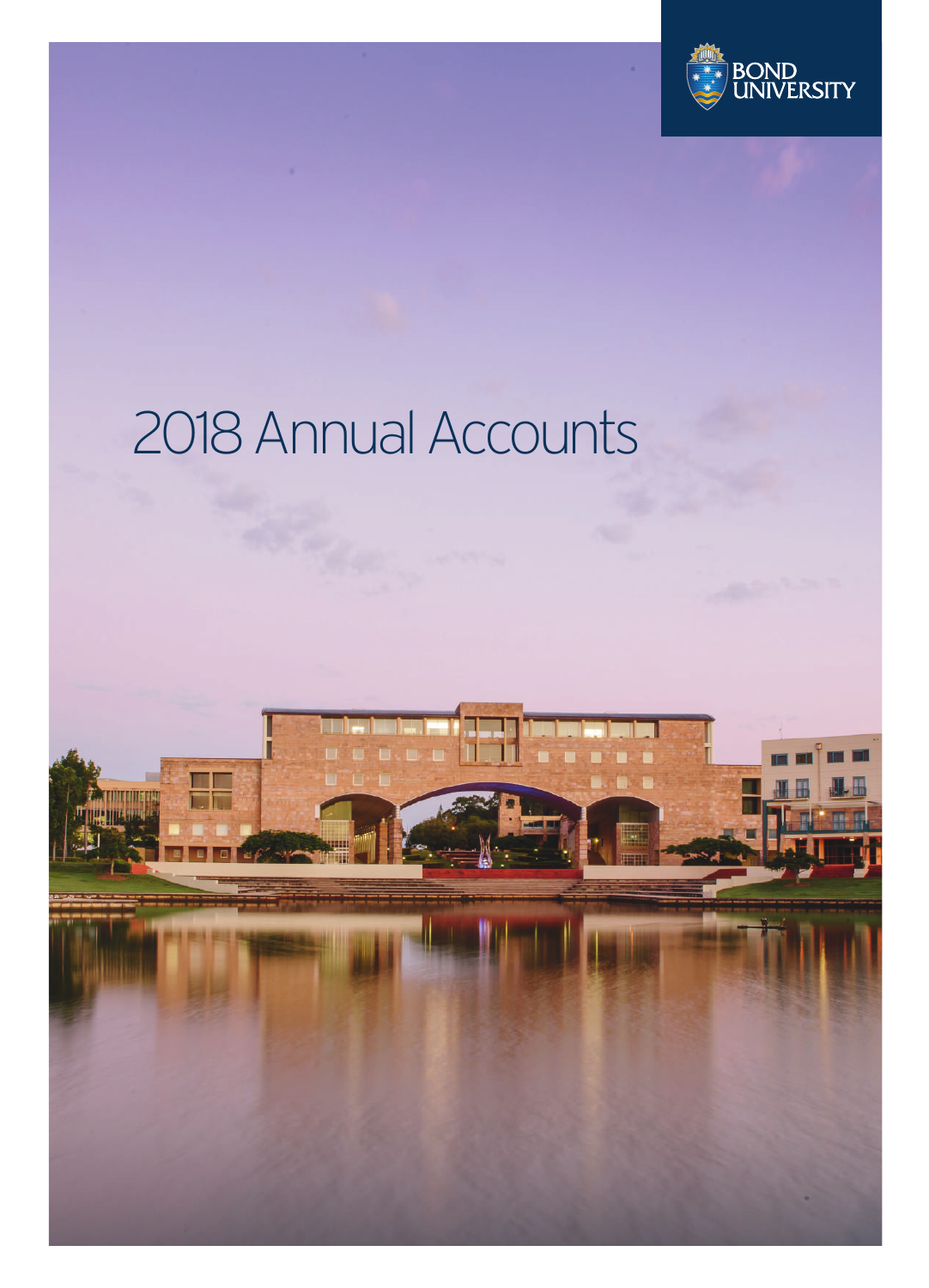BOND UNIVERSITY

# 2018 Annual Accounts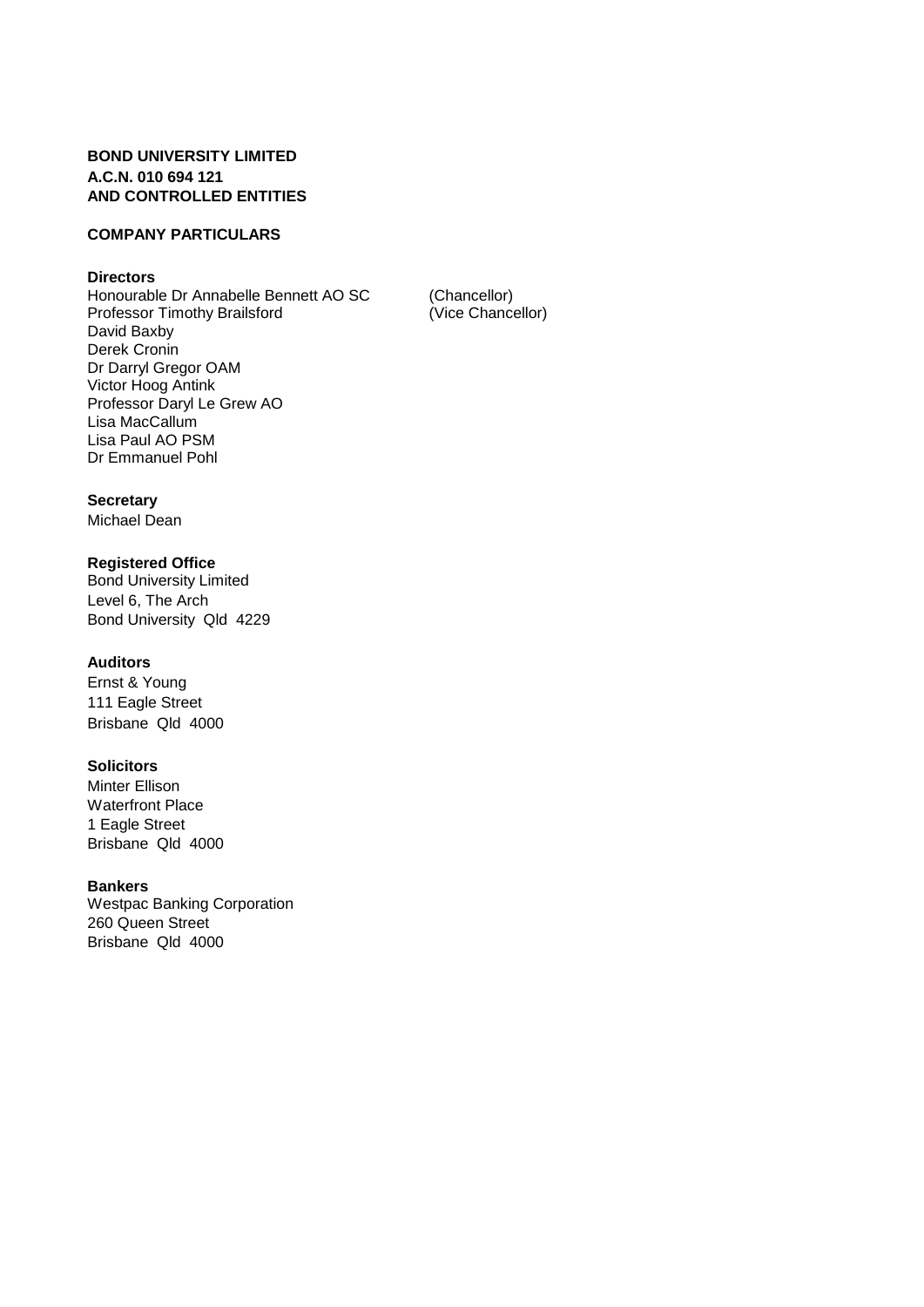**BOND UNIVERSITY LIMITED**
**A.C.N. 010 694 121**
**AND CONTROLLED ENTITIES**

**COMPANY PARTICULARS**

**Directors**

Honourable Dr Annabelle Bennett AO SC (Chancellor)
Professor Timothy Brailsford (Vice Chancellor)
David Baxby
Derek Cronin
Dr Darryl Gregor OAM
Victor Hoog Antink
Professor Daryl Le Grew AO
Lisa MacCallum
Lisa Paul AO PSM
Dr Emmanuel Pohl

**Secretary**

Michael Dean

**Registered Office**

Bond University Limited
Level 6, The Arch
Bond University Qld 4229

**Auditors**

Ernst & Young
111 Eagle Street
Brisbane Qld 4000

**Solicitors**

Minter Ellison
Waterfront Place
1 Eagle Street
Brisbane Qld 4000

**Bankers**

Westpac Banking Corporation
260 Queen Street
Brisbane Qld 4000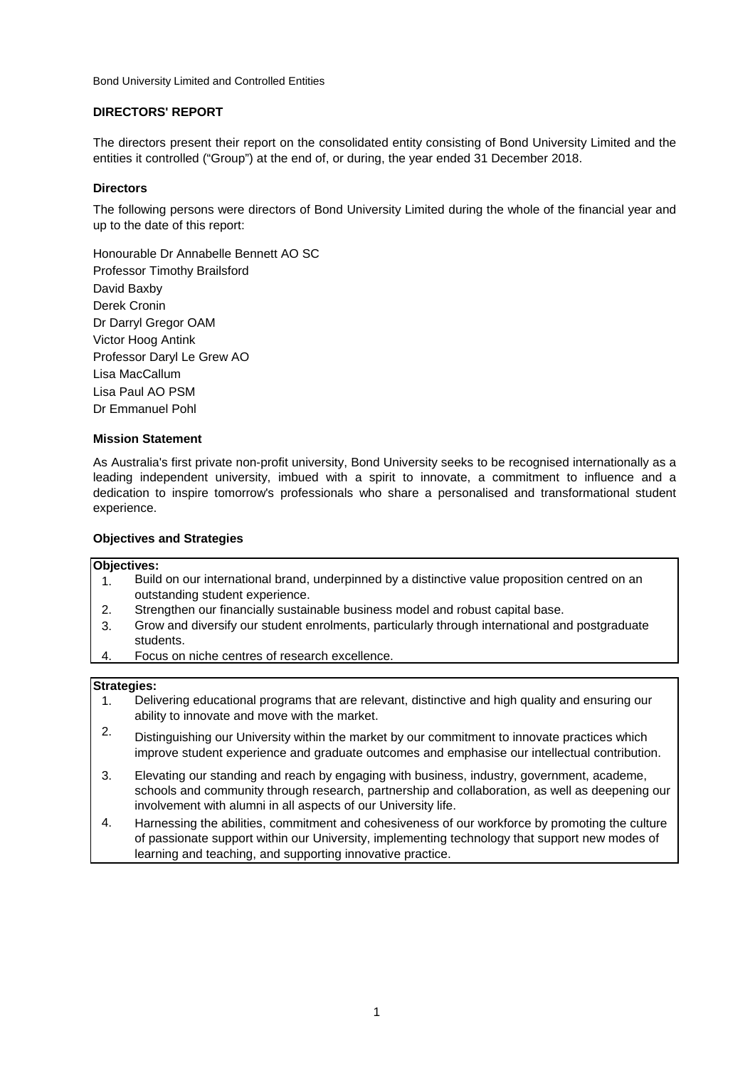Bond University Limited and Controlled Entities

## DIRECTORS' REPORT

The directors present their report on the consolidated entity consisting of Bond University Limited and the entities it controlled ("Group") at the end of, or during, the year ended 31 December 2018.

### Directors

The following persons were directors of Bond University Limited during the whole of the financial year and up to the date of this report:

Honourable Dr Annabelle Bennett AO SC
Professor Timothy Brailsford
David Baxby
Derek Cronin
Dr Darryl Gregor OAM
Victor Hoog Antink
Professor Daryl Le Grew AO
Lisa MacCallum
Lisa Paul AO PSM
Dr Emmanuel Pohl

### Mission Statement

As Australia's first private non-profit university, Bond University seeks to be recognised internationally as a leading independent university, imbued with a spirit to innovate, a commitment to influence and a dedication to inspire tomorrow's professionals who share a personalised and transformational student experience.

### Objectives and Strategies

**Objectives:**

1. Build on our international brand, underpinned by a distinctive value proposition centred on an outstanding student experience.
2. Strengthen our financially sustainable business model and robust capital base.
3. Grow and diversify our student enrolments, particularly through international and postgraduate students.
4. Focus on niche centres of research excellence.

**Strategies:**

1. Delivering educational programs that are relevant, distinctive and high quality and ensuring our ability to innovate and move with the market.
2. Distinguishing our University within the market by our commitment to innovate practices which improve student experience and graduate outcomes and emphasise our intellectual contribution.
3. Elevating our standing and reach by engaging with business, industry, government, academe, schools and community through research, partnership and collaboration, as well as deepening our involvement with alumni in all aspects of our University life.
4. Harnessing the abilities, commitment and cohesiveness of our workforce by promoting the culture of passionate support within our University, implementing technology that support new modes of learning and teaching, and supporting innovative practice.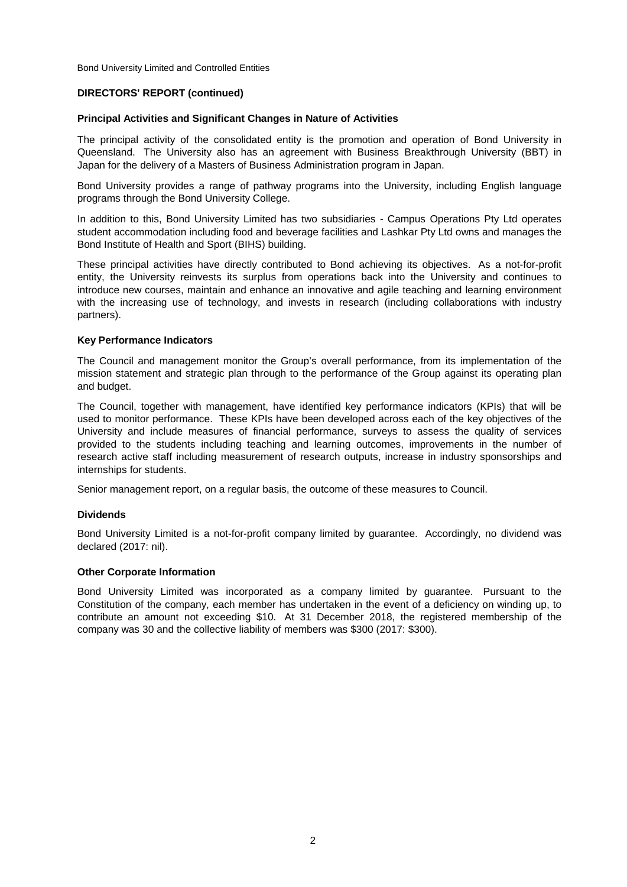## DIRECTORS' REPORT (continued)

### Principal Activities and Significant Changes in Nature of Activities

The principal activity of the consolidated entity is the promotion and operation of Bond University in Queensland. The University also has an agreement with Business Breakthrough University (BBT) in Japan for the delivery of a Masters of Business Administration program in Japan.

Bond University provides a range of pathway programs into the University, including English language programs through the Bond University College.

In addition to this, Bond University Limited has two subsidiaries - Campus Operations Pty Ltd operates student accommodation including food and beverage facilities and Lashkar Pty Ltd owns and manages the Bond Institute of Health and Sport (BIHS) building.

These principal activities have directly contributed to Bond achieving its objectives. As a not-for-profit entity, the University reinvests its surplus from operations back into the University and continues to introduce new courses, maintain and enhance an innovative and agile teaching and learning environment with the increasing use of technology, and invests in research (including collaborations with industry partners).

### Key Performance Indicators

The Council and management monitor the Group's overall performance, from its implementation of the mission statement and strategic plan through to the performance of the Group against its operating plan and budget.

The Council, together with management, have identified key performance indicators (KPIs) that will be used to monitor performance. These KPIs have been developed across each of the key objectives of the University and include measures of financial performance, surveys to assess the quality of services provided to the students including teaching and learning outcomes, improvements in the number of research active staff including measurement of research outputs, increase in industry sponsorships and internships for students.

Senior management report, on a regular basis, the outcome of these measures to Council.

### Dividends

Bond University Limited is a not-for-profit company limited by guarantee. Accordingly, no dividend was declared (2017: nil).

### Other Corporate Information

Bond University Limited was incorporated as a company limited by guarantee. Pursuant to the Constitution of the company, each member has undertaken in the event of a deficiency on winding up, to contribute an amount not exceeding $10. At 31 December 2018, the registered membership of the company was 30 and the collective liability of members was $300 (2017: $300).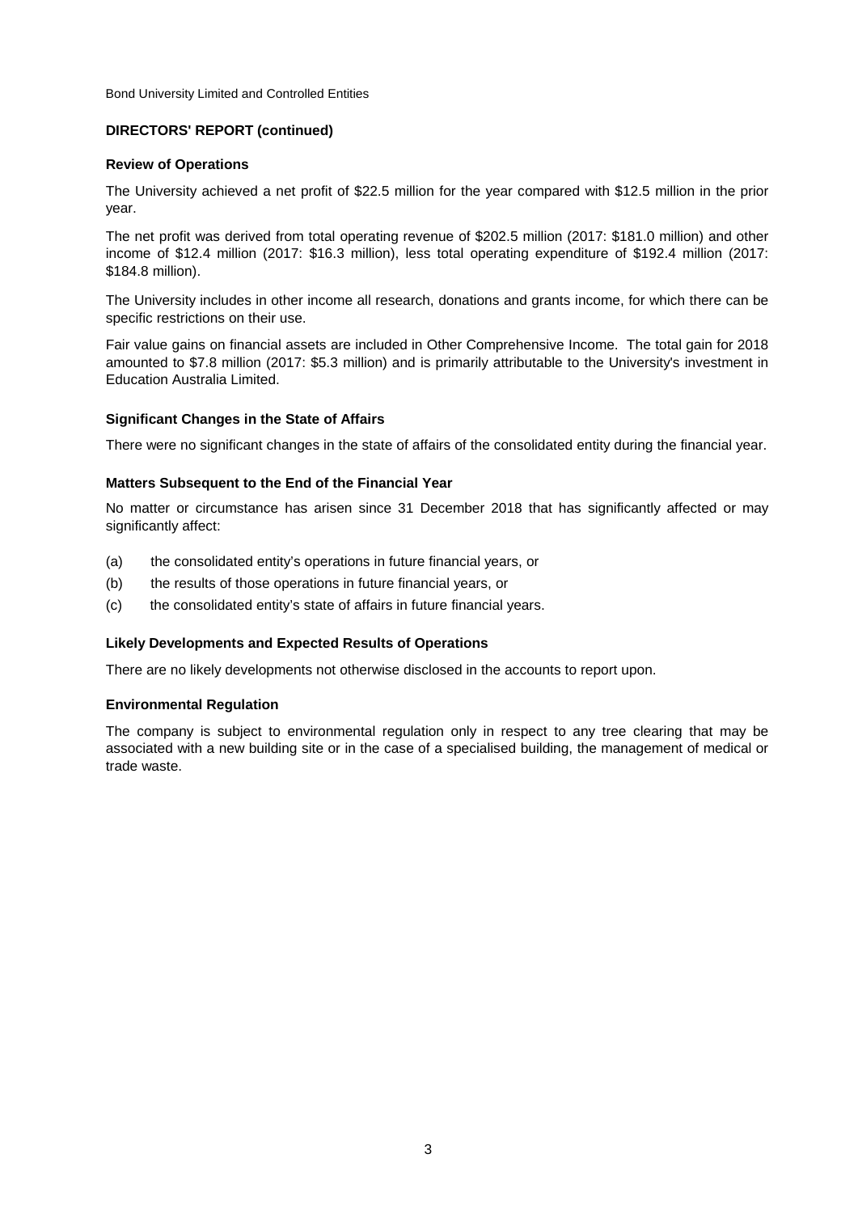Bond University Limited and Controlled Entities

**DIRECTORS' REPORT (continued)**

**Review of Operations**

The University achieved a net profit of $22.5 million for the year compared with $12.5 million in the prior year.

The net profit was derived from total operating revenue of $202.5 million (2017: $181.0 million) and other income of $12.4 million (2017: $16.3 million), less total operating expenditure of $192.4 million (2017: $184.8 million).

The University includes in other income all research, donations and grants income, for which there can be specific restrictions on their use.

Fair value gains on financial assets are included in Other Comprehensive Income. The total gain for 2018 amounted to $7.8 million (2017: $5.3 million) and is primarily attributable to the University's investment in Education Australia Limited.

**Significant Changes in the State of Affairs**

There were no significant changes in the state of affairs of the consolidated entity during the financial year.

**Matters Subsequent to the End of the Financial Year**

No matter or circumstance has arisen since 31 December 2018 that has significantly affected or may significantly affect:

(a) the consolidated entity's operations in future financial years, or

(b) the results of those operations in future financial years, or

(c) the consolidated entity's state of affairs in future financial years.

**Likely Developments and Expected Results of Operations**

There are no likely developments not otherwise disclosed in the accounts to report upon.

**Environmental Regulation**

The company is subject to environmental regulation only in respect to any tree clearing that may be associated with a new building site or in the case of a specialised building, the management of medical or trade waste.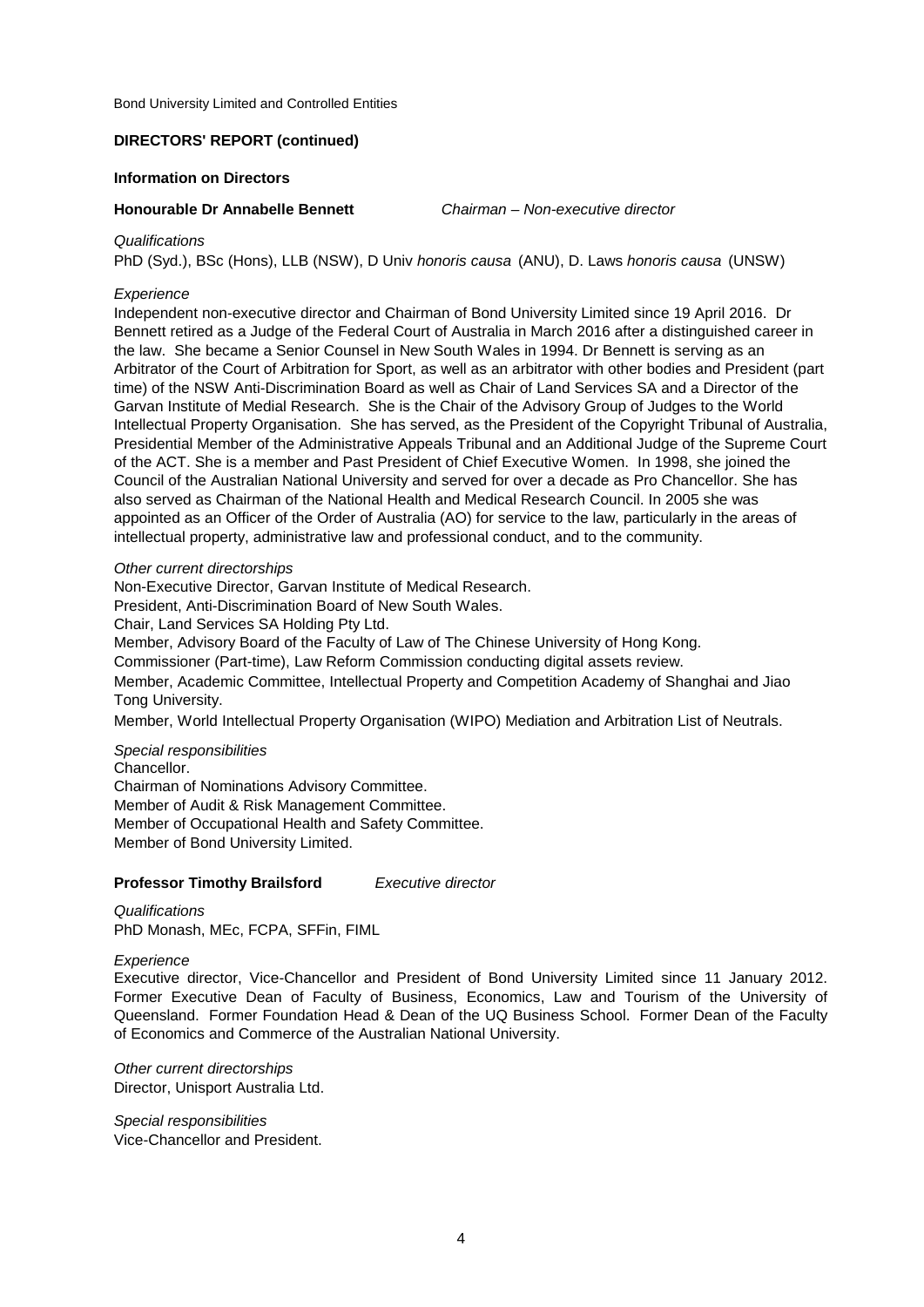## DIRECTORS' REPORT (continued)

### Information on Directors

**Honourable Dr Annabelle Bennett** *Chairman – Non-executive director*

*Qualifications*

PhD (Syd.), BSc (Hons), LLB (NSW), D Univ *honoris causa* (ANU), D. Laws *honoris causa* (UNSW)

*Experience*

Independent non-executive director and Chairman of Bond University Limited since 19 April 2016. Dr Bennett retired as a Judge of the Federal Court of Australia in March 2016 after a distinguished career in the law. She became a Senior Counsel in New South Wales in 1994. Dr Bennett is serving as an Arbitrator of the Court of Arbitration for Sport, as well as an arbitrator with other bodies and President (part time) of the NSW Anti-Discrimination Board as well as Chair of Land Services SA and a Director of the Garvan Institute of Medial Research. She is the Chair of the Advisory Group of Judges to the World Intellectual Property Organisation. She has served, as the President of the Copyright Tribunal of Australia, Presidential Member of the Administrative Appeals Tribunal and an Additional Judge of the Supreme Court of the ACT. She is a member and Past President of Chief Executive Women. In 1998, she joined the Council of the Australian National University and served for over a decade as Pro Chancellor. She has also served as Chairman of the National Health and Medical Research Council. In 2005 she was appointed as an Officer of the Order of Australia (AO) for service to the law, particularly in the areas of intellectual property, administrative law and professional conduct, and to the community.

*Other current directorships*

Non-Executive Director, Garvan Institute of Medical Research.
President, Anti-Discrimination Board of New South Wales.
Chair, Land Services SA Holding Pty Ltd.
Member, Advisory Board of the Faculty of Law of The Chinese University of Hong Kong.
Commissioner (Part-time), Law Reform Commission conducting digital assets review.
Member, Academic Committee, Intellectual Property and Competition Academy of Shanghai and Jiao Tong University.
Member, World Intellectual Property Organisation (WIPO) Mediation and Arbitration List of Neutrals.

*Special responsibilities*

Chancellor.
Chairman of Nominations Advisory Committee.
Member of Audit & Risk Management Committee.
Member of Occupational Health and Safety Committee.
Member of Bond University Limited.

**Professor Timothy Brailsford** *Executive director*

*Qualifications*

PhD Monash, MEc, FCPA, SFFin, FIML

*Experience*

Executive director, Vice-Chancellor and President of Bond University Limited since 11 January 2012. Former Executive Dean of Faculty of Business, Economics, Law and Tourism of the University of Queensland. Former Foundation Head & Dean of the UQ Business School. Former Dean of the Faculty of Economics and Commerce of the Australian National University.

*Other current directorships*

Director, Unisport Australia Ltd.

*Special responsibilities*

Vice-Chancellor and President.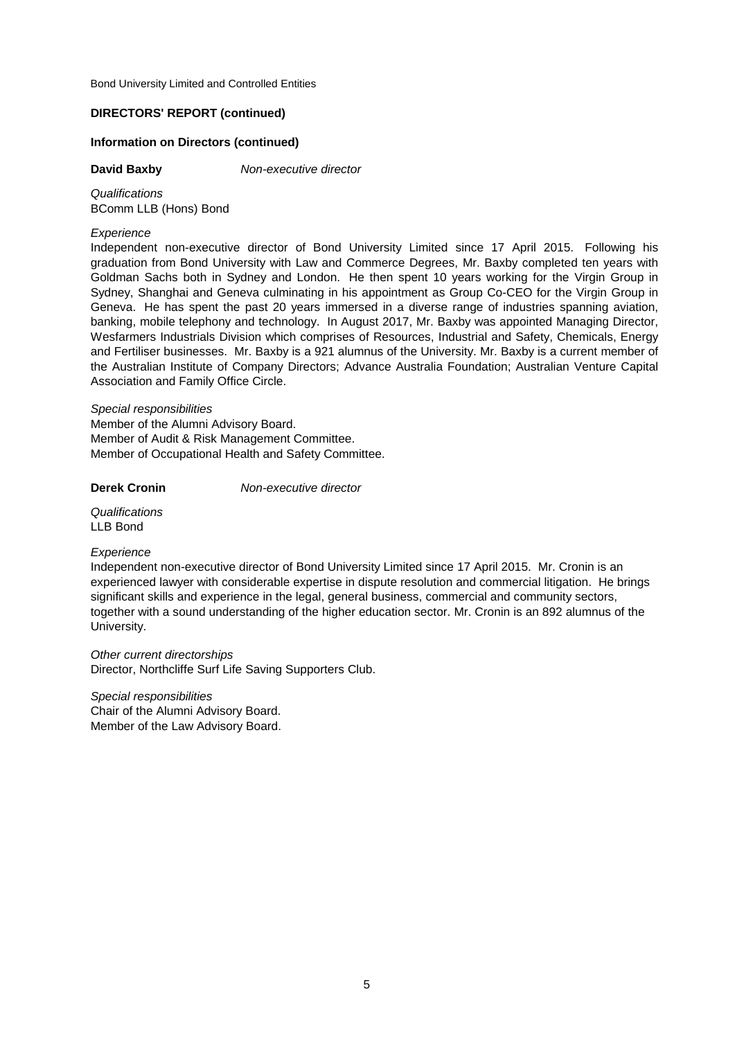**DIRECTORS' REPORT (continued)**

**Information on Directors (continued)**

**David Baxby** *Non-executive director*

*Qualifications*
BComm LLB (Hons) Bond

*Experience*
Independent non-executive director of Bond University Limited since 17 April 2015. Following his graduation from Bond University with Law and Commerce Degrees, Mr. Baxby completed ten years with Goldman Sachs both in Sydney and London. He then spent 10 years working for the Virgin Group in Sydney, Shanghai and Geneva culminating in his appointment as Group Co-CEO for the Virgin Group in Geneva. He has spent the past 20 years immersed in a diverse range of industries spanning aviation, banking, mobile telephony and technology. In August 2017, Mr. Baxby was appointed Managing Director, Wesfarmers Industrials Division which comprises of Resources, Industrial and Safety, Chemicals, Energy and Fertiliser businesses. Mr. Baxby is a 921 alumnus of the University. Mr. Baxby is a current member of the Australian Institute of Company Directors; Advance Australia Foundation; Australian Venture Capital Association and Family Office Circle.

*Special responsibilities*
Member of the Alumni Advisory Board.
Member of Audit & Risk Management Committee.
Member of Occupational Health and Safety Committee.

**Derek Cronin** *Non-executive director*

*Qualifications*
LLB Bond

*Experience*
Independent non-executive director of Bond University Limited since 17 April 2015. Mr. Cronin is an experienced lawyer with considerable expertise in dispute resolution and commercial litigation. He brings significant skills and experience in the legal, general business, commercial and community sectors, together with a sound understanding of the higher education sector. Mr. Cronin is an 892 alumnus of the University.

*Other current directorships*
Director, Northcliffe Surf Life Saving Supporters Club.

*Special responsibilities*
Chair of the Alumni Advisory Board.
Member of the Law Advisory Board.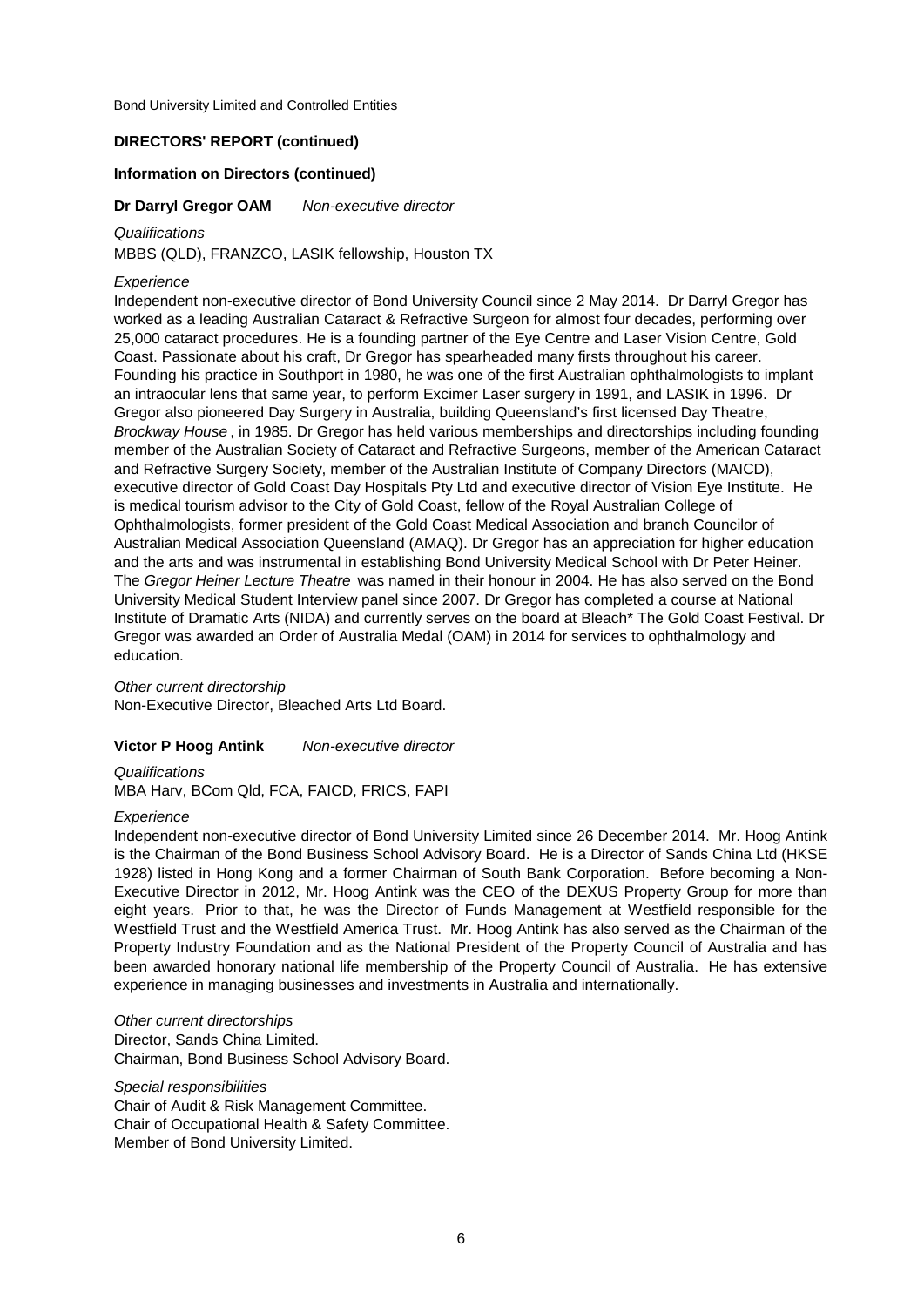## DIRECTORS' REPORT (continued)

### Information on Directors (continued)

**Dr Darryl Gregor OAM** *Non-executive director*

*Qualifications*

MBBS (QLD), FRANZCO, LASIK fellowship, Houston TX

*Experience*

Independent non-executive director of Bond University Council since 2 May 2014. Dr Darryl Gregor has worked as a leading Australian Cataract & Refractive Surgeon for almost four decades, performing over 25,000 cataract procedures. He is a founding partner of the Eye Centre and Laser Vision Centre, Gold Coast. Passionate about his craft, Dr Gregor has spearheaded many firsts throughout his career. Founding his practice in Southport in 1980, he was one of the first Australian ophthalmologists to implant an intraocular lens that same year, to perform Excimer Laser surgery in 1991, and LASIK in 1996. Dr Gregor also pioneered Day Surgery in Australia, building Queensland's first licensed Day Theatre, *Brockway House*, in 1985. Dr Gregor has held various memberships and directorships including founding member of the Australian Society of Cataract and Refractive Surgeons, member of the American Cataract and Refractive Surgery Society, member of the Australian Institute of Company Directors (MAICD), executive director of Gold Coast Day Hospitals Pty Ltd and executive director of Vision Eye Institute. He is medical tourism advisor to the City of Gold Coast, fellow of the Royal Australian College of Ophthalmologists, former president of the Gold Coast Medical Association and branch Councilor of Australian Medical Association Queensland (AMAQ). Dr Gregor has an appreciation for higher education and the arts and was instrumental in establishing Bond University Medical School with Dr Peter Heiner. The *Gregor Heiner Lecture Theatre* was named in their honour in 2004. He has also served on the Bond University Medical Student Interview panel since 2007. Dr Gregor has completed a course at National Institute of Dramatic Arts (NIDA) and currently serves on the board at Bleach* The Gold Coast Festival. Dr Gregor was awarded an Order of Australia Medal (OAM) in 2014 for services to ophthalmology and education.

*Other current directorship*

Non-Executive Director, Bleached Arts Ltd Board.

**Victor P Hoog Antink** *Non-executive director*

*Qualifications*

MBA Harv, BCom Qld, FCA, FAICD, FRICS, FAPI

*Experience*

Independent non-executive director of Bond University Limited since 26 December 2014. Mr. Hoog Antink is the Chairman of the Bond Business School Advisory Board. He is a Director of Sands China Ltd (HKSE 1928) listed in Hong Kong and a former Chairman of South Bank Corporation. Before becoming a Non-Executive Director in 2012, Mr. Hoog Antink was the CEO of the DEXUS Property Group for more than eight years. Prior to that, he was the Director of Funds Management at Westfield responsible for the Westfield Trust and the Westfield America Trust. Mr. Hoog Antink has also served as the Chairman of the Property Industry Foundation and as the National President of the Property Council of Australia and has been awarded honorary national life membership of the Property Council of Australia. He has extensive experience in managing businesses and investments in Australia and internationally.

*Other current directorships*

Director, Sands China Limited.
Chairman, Bond Business School Advisory Board.

*Special responsibilities*

Chair of Audit & Risk Management Committee.
Chair of Occupational Health & Safety Committee.
Member of Bond University Limited.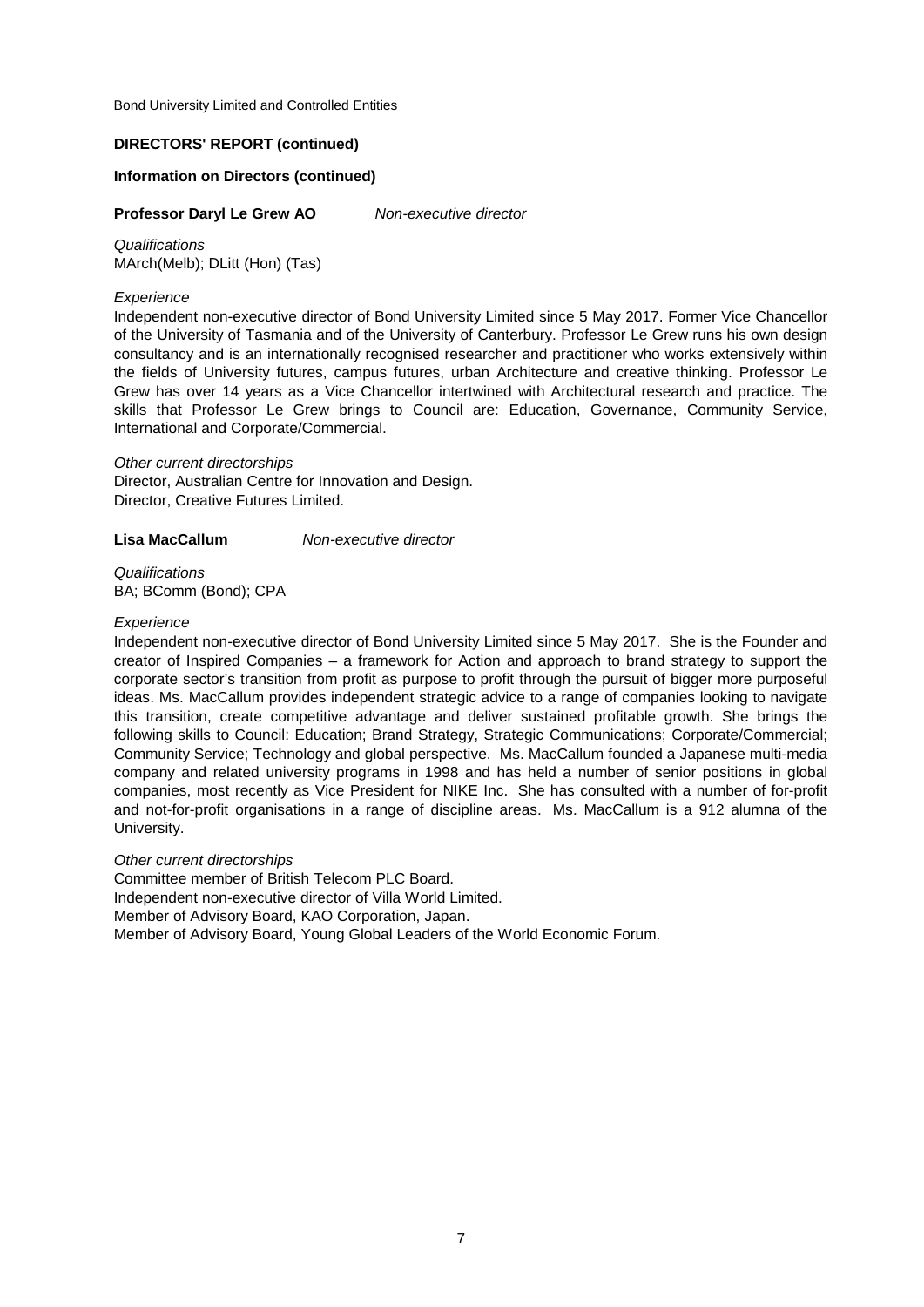## DIRECTORS' REPORT (continued)

### Information on Directors (continued)

**Professor Daryl Le Grew AO** *Non-executive director*

*Qualifications*
MArch(Melb); DLitt (Hon) (Tas)

*Experience*
Independent non-executive director of Bond University Limited since 5 May 2017. Former Vice Chancellor of the University of Tasmania and of the University of Canterbury. Professor Le Grew runs his own design consultancy and is an internationally recognised researcher and practitioner who works extensively within the fields of University futures, campus futures, urban Architecture and creative thinking. Professor Le Grew has over 14 years as a Vice Chancellor intertwined with Architectural research and practice. The skills that Professor Le Grew brings to Council are: Education, Governance, Community Service, International and Corporate/Commercial.

*Other current directorships*
Director, Australian Centre for Innovation and Design.
Director, Creative Futures Limited.

**Lisa MacCallum** *Non-executive director*

*Qualifications*
BA; BComm (Bond); CPA

*Experience*
Independent non-executive director of Bond University Limited since 5 May 2017. She is the Founder and creator of Inspired Companies – a framework for Action and approach to brand strategy to support the corporate sector's transition from profit as purpose to profit through the pursuit of bigger more purposeful ideas. Ms. MacCallum provides independent strategic advice to a range of companies looking to navigate this transition, create competitive advantage and deliver sustained profitable growth. She brings the following skills to Council: Education; Brand Strategy, Strategic Communications; Corporate/Commercial; Community Service; Technology and global perspective. Ms. MacCallum founded a Japanese multi-media company and related university programs in 1998 and has held a number of senior positions in global companies, most recently as Vice President for NIKE Inc. She has consulted with a number of for-profit and not-for-profit organisations in a range of discipline areas. Ms. MacCallum is a 912 alumna of the University.

*Other current directorships*
Committee member of British Telecom PLC Board.
Independent non-executive director of Villa World Limited.
Member of Advisory Board, KAO Corporation, Japan.
Member of Advisory Board, Young Global Leaders of the World Economic Forum.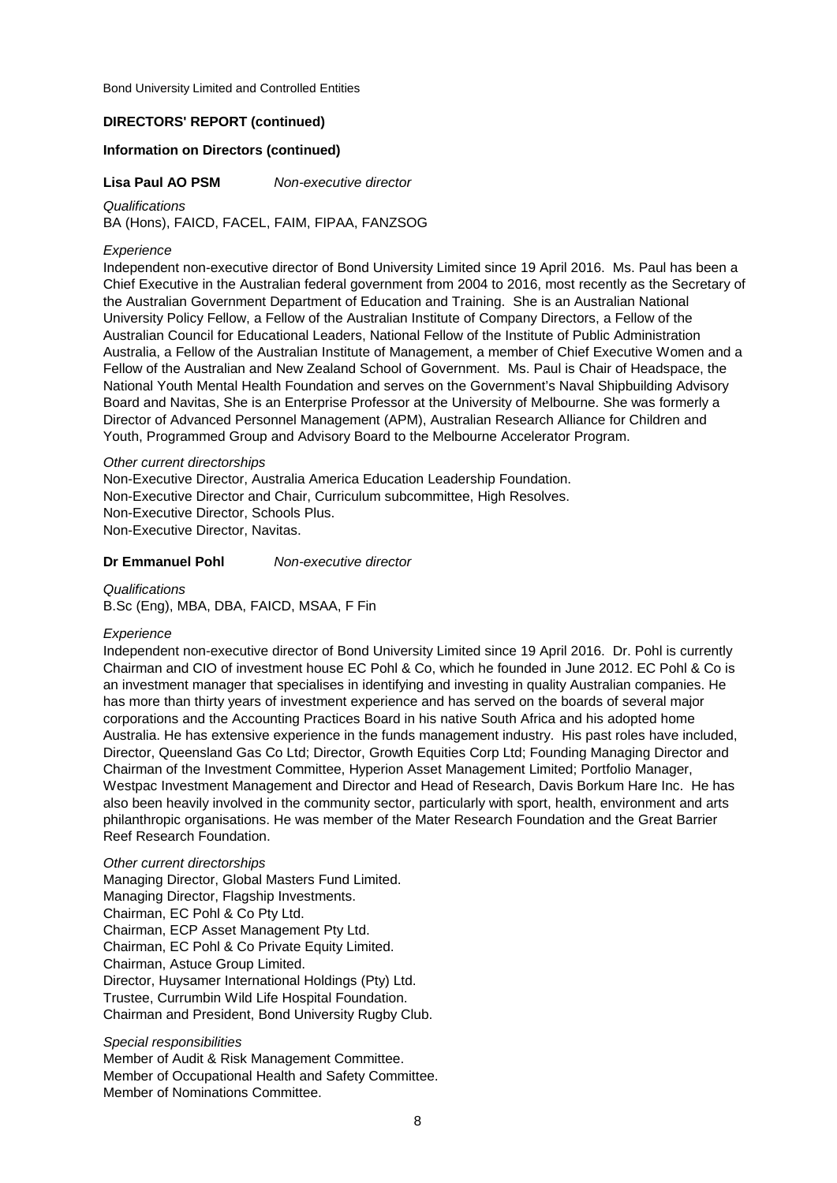**DIRECTORS' REPORT (continued)**

**Information on Directors (continued)**

**Lisa Paul AO PSM** *Non-executive director*

*Qualifications*
BA (Hons), FAICD, FACEL, FAIM, FIPAA, FANZSOG

*Experience*
Independent non-executive director of Bond University Limited since 19 April 2016. Ms. Paul has been a Chief Executive in the Australian federal government from 2004 to 2016, most recently as the Secretary of the Australian Government Department of Education and Training. She is an Australian National University Policy Fellow, a Fellow of the Australian Institute of Company Directors, a Fellow of the Australian Council for Educational Leaders, National Fellow of the Institute of Public Administration Australia, a Fellow of the Australian Institute of Management, a member of Chief Executive Women and a Fellow of the Australian and New Zealand School of Government. Ms. Paul is Chair of Headspace, the National Youth Mental Health Foundation and serves on the Government's Naval Shipbuilding Advisory Board and Navitas, She is an Enterprise Professor at the University of Melbourne. She was formerly a Director of Advanced Personnel Management (APM), Australian Research Alliance for Children and Youth, Programmed Group and Advisory Board to the Melbourne Accelerator Program.

*Other current directorships*
Non-Executive Director, Australia America Education Leadership Foundation.
Non-Executive Director and Chair, Curriculum subcommittee, High Resolves.
Non-Executive Director, Schools Plus.
Non-Executive Director, Navitas.

**Dr Emmanuel Pohl** *Non-executive director*

*Qualifications*
B.Sc (Eng), MBA, DBA, FAICD, MSAA, F Fin

*Experience*
Independent non-executive director of Bond University Limited since 19 April 2016. Dr. Pohl is currently Chairman and CIO of investment house EC Pohl & Co, which he founded in June 2012. EC Pohl & Co is an investment manager that specialises in identifying and investing in quality Australian companies. He has more than thirty years of investment experience and has served on the boards of several major corporations and the Accounting Practices Board in his native South Africa and his adopted home Australia. He has extensive experience in the funds management industry. His past roles have included, Director, Queensland Gas Co Ltd; Director, Growth Equities Corp Ltd; Founding Managing Director and Chairman of the Investment Committee, Hyperion Asset Management Limited; Portfolio Manager, Westpac Investment Management and Director and Head of Research, Davis Borkum Hare Inc. He has also been heavily involved in the community sector, particularly with sport, health, environment and arts philanthropic organisations. He was member of the Mater Research Foundation and the Great Barrier Reef Research Foundation.

*Other current directorships*
Managing Director, Global Masters Fund Limited.
Managing Director, Flagship Investments.
Chairman, EC Pohl & Co Pty Ltd.
Chairman, ECP Asset Management Pty Ltd.
Chairman, EC Pohl & Co Private Equity Limited.
Chairman, Astuce Group Limited.
Director, Huysamer International Holdings (Pty) Ltd.
Trustee, Currumbin Wild Life Hospital Foundation.
Chairman and President, Bond University Rugby Club.

*Special responsibilities*
Member of Audit & Risk Management Committee.
Member of Occupational Health and Safety Committee.
Member of Nominations Committee.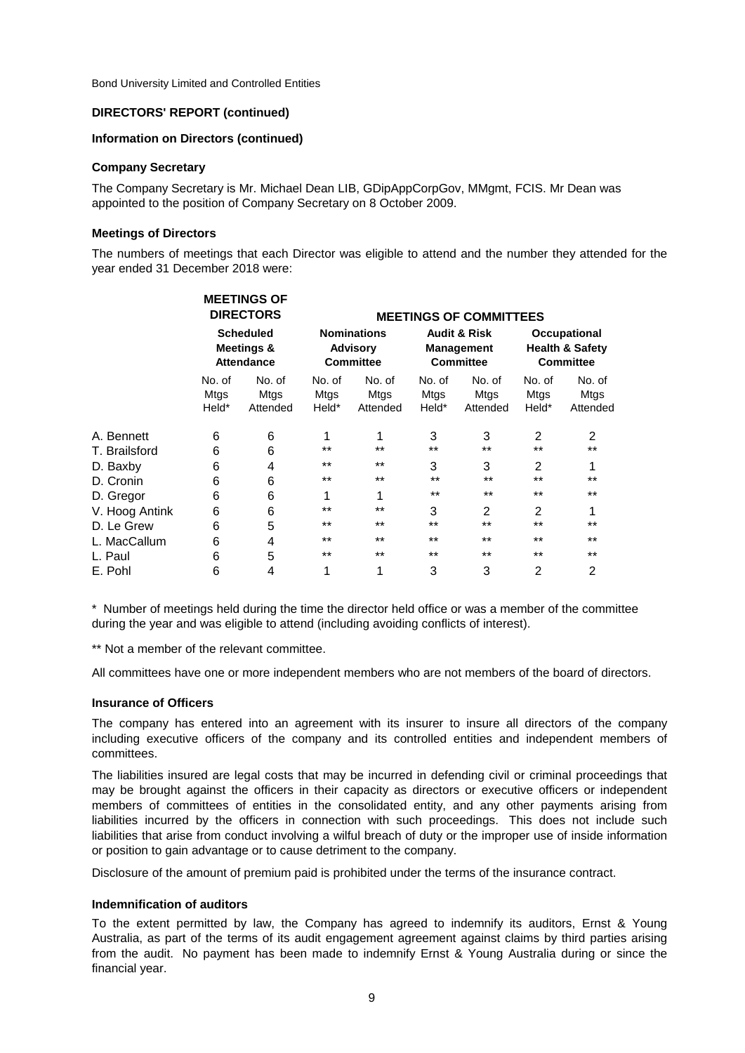Bond University Limited and Controlled Entities

**DIRECTORS' REPORT (continued)**

**Information on Directors (continued)**

**Company Secretary**

The Company Secretary is Mr. Michael Dean LIB, GDipAppCorpGov, MMgmt, FCIS. Mr Dean was appointed to the position of Company Secretary on 8 October 2009.

**Meetings of Directors**

The numbers of meetings that each Director was eligible to attend and the number they attended for the year ended 31 December 2018 were:

| | MEETINGS OF DIRECTORS | | MEETINGS OF COMMITTEES | | | | | |
|---|---|---|---|---|---|---|---|---|
| | Scheduled Meetings & Attendance | | Nominations Advisory Committee | | Audit & Risk Management Committee | | Occupational Health & Safety Committee | |
| | No. of Mtgs Held* | No. of Mtgs Attended | No. of Mtgs Held* | No. of Mtgs Attended | No. of Mtgs Held* | No. of Mtgs Attended | No. of Mtgs Held* | No. of Mtgs Attended |
| A. Bennett | 6 | 6 | 1 | 1 | 3 | 3 | 2 | 2 |
| T. Brailsford | 6 | 6 | ** | ** | ** | ** | ** | ** |
| D. Baxby | 6 | 4 | ** | ** | 3 | 3 | 2 | 1 |
| D. Cronin | 6 | 6 | ** | ** | ** | ** | ** | ** |
| D. Gregor | 6 | 6 | 1 | 1 | ** | ** | ** | ** |
| V. Hoog Antink | 6 | 6 | ** | ** | 3 | 2 | 2 | 1 |
| D. Le Grew | 6 | 5 | ** | ** | ** | ** | ** | ** |
| L. MacCallum | 6 | 4 | ** | ** | ** | ** | ** | ** |
| L. Paul | 6 | 5 | ** | ** | ** | ** | ** | ** |
| E. Pohl | 6 | 4 | 1 | 1 | 3 | 3 | 2 | 2 |

* Number of meetings held during the time the director held office or was a member of the committee during the year and was eligible to attend (including avoiding conflicts of interest).

** Not a member of the relevant committee.

All committees have one or more independent members who are not members of the board of directors.

**Insurance of Officers**

The company has entered into an agreement with its insurer to insure all directors of the company including executive officers of the company and its controlled entities and independent members of committees.

The liabilities insured are legal costs that may be incurred in defending civil or criminal proceedings that may be brought against the officers in their capacity as directors or executive officers or independent members of committees of entities in the consolidated entity, and any other payments arising from liabilities incurred by the officers in connection with such proceedings. This does not include such liabilities that arise from conduct involving a wilful breach of duty or the improper use of inside information or position to gain advantage or to cause detriment to the company.

Disclosure of the amount of premium paid is prohibited under the terms of the insurance contract.

**Indemnification of auditors**

To the extent permitted by law, the Company has agreed to indemnify its auditors, Ernst & Young Australia, as part of the terms of its audit engagement agreement against claims by third parties arising from the audit. No payment has been made to indemnify Ernst & Young Australia during or since the financial year.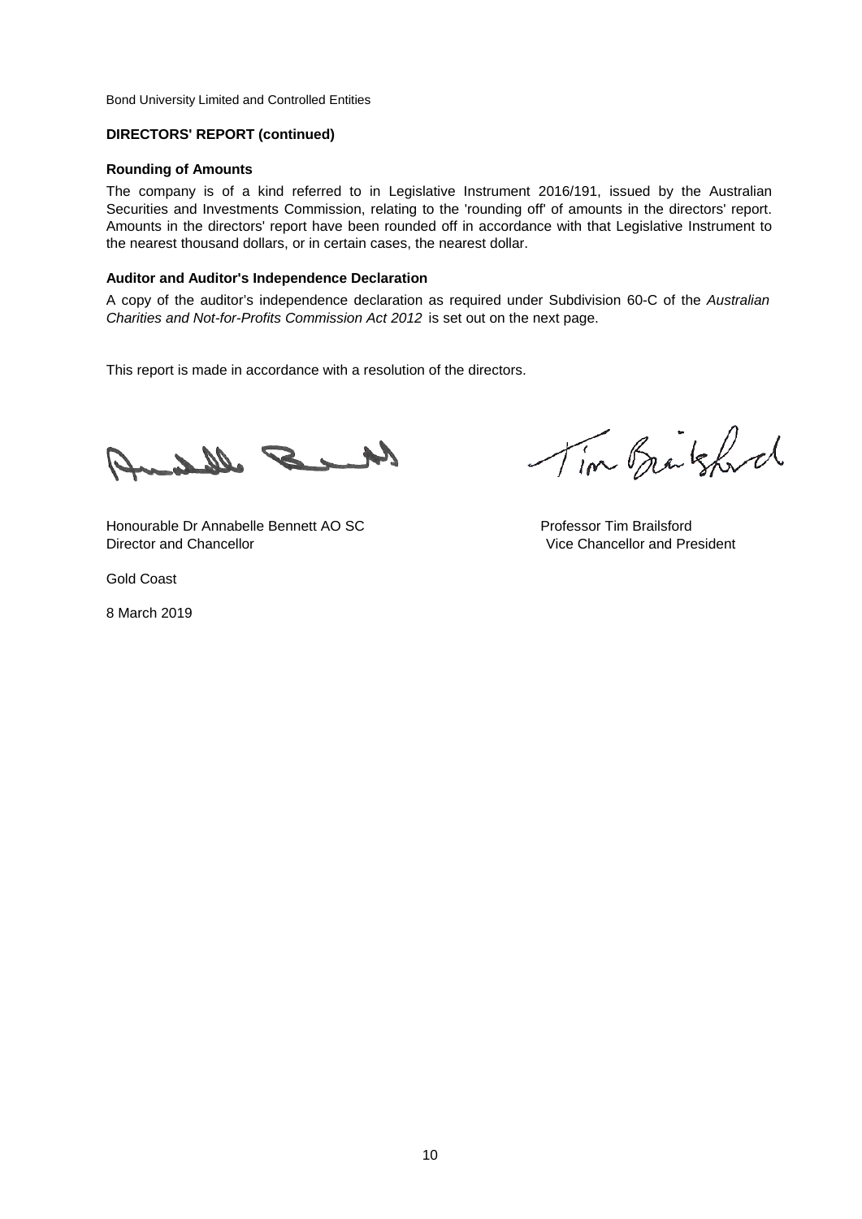Bond University Limited and Controlled Entities

**DIRECTORS' REPORT (continued)**

**Rounding of Amounts**

The company is of a kind referred to in Legislative Instrument 2016/191, issued by the Australian Securities and Investments Commission, relating to the 'rounding off' of amounts in the directors' report. Amounts in the directors' report have been rounded off in accordance with that Legislative Instrument to the nearest thousand dollars, or in certain cases, the nearest dollar.

**Auditor and Auditor's Independence Declaration**

A copy of the auditor's independence declaration as required under Subdivision 60-C of the *Australian Charities and Not-for-Profits Commission Act 2012* is set out on the next page.

This report is made in accordance with a resolution of the directors.

Honourable Dr Annabelle Bennett AO SC
Director and Chancellor

Professor Tim Brailsford
Vice Chancellor and President

Gold Coast

8 March 2019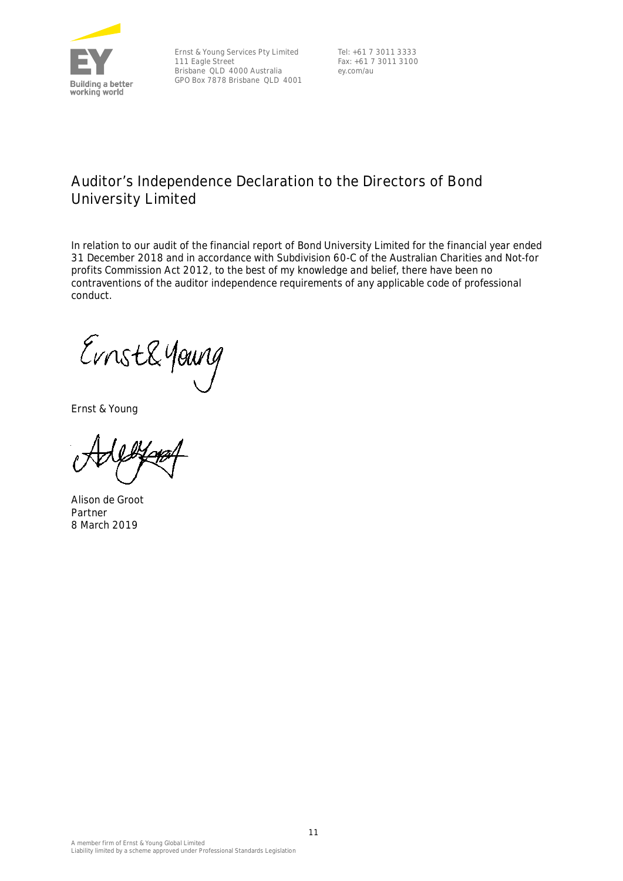Ernst & Young Services Pty Limited
111 Eagle Street
Brisbane QLD 4000 Australia
GPO Box 7878 Brisbane QLD 4001

Tel: +61 7 3011 3333
Fax: +61 7 3011 3100
ey.com/au

# Auditor's Independence Declaration to the Directors of Bond University Limited

In relation to our audit of the financial report of Bond University Limited for the financial year ended 31 December 2018 and in accordance with Subdivision 60-C of the Australian Charities and Not-for profits Commission Act 2012, to the best of my knowledge and belief, there have been no contraventions of the auditor independence requirements of any applicable code of professional conduct.

Ernst & Young

Alison de Groot
Partner
8 March 2019

A member firm of Ernst & Young Global Limited
Liability limited by a scheme approved under Professional Standards Legislation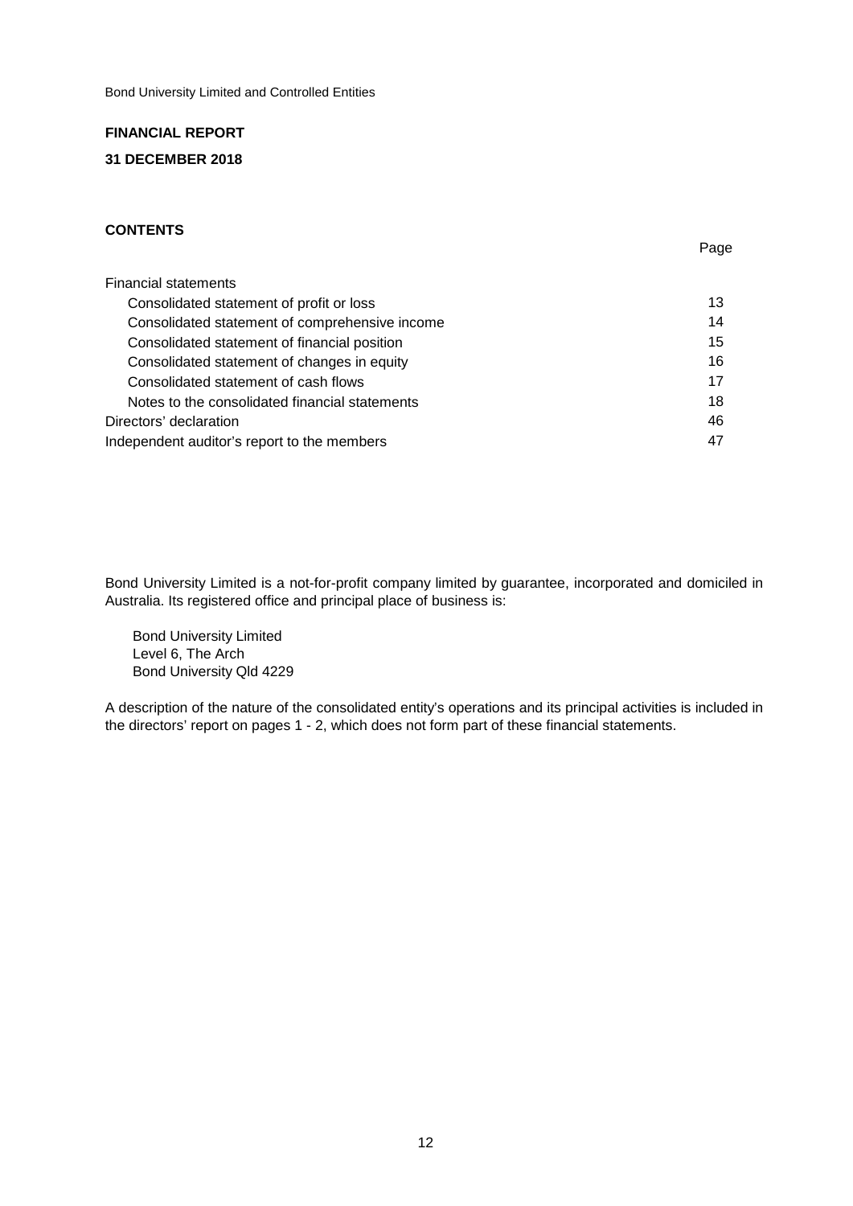Bond University Limited and Controlled Entities

**FINANCIAL REPORT**

**31 DECEMBER 2018**

**CONTENTS**

| | Page |
|---|---|
| Financial statements | |
| Consolidated statement of profit or loss | 13 |
| Consolidated statement of comprehensive income | 14 |
| Consolidated statement of financial position | 15 |
| Consolidated statement of changes in equity | 16 |
| Consolidated statement of cash flows | 17 |
| Notes to the consolidated financial statements | 18 |
| Directors' declaration | 46 |
| Independent auditor's report to the members | 47 |

Bond University Limited is a not-for-profit company limited by guarantee, incorporated and domiciled in Australia. Its registered office and principal place of business is:

Bond University Limited
Level 6, The Arch
Bond University Qld 4229

A description of the nature of the consolidated entity's operations and its principal activities is included in the directors' report on pages 1 - 2, which does not form part of these financial statements.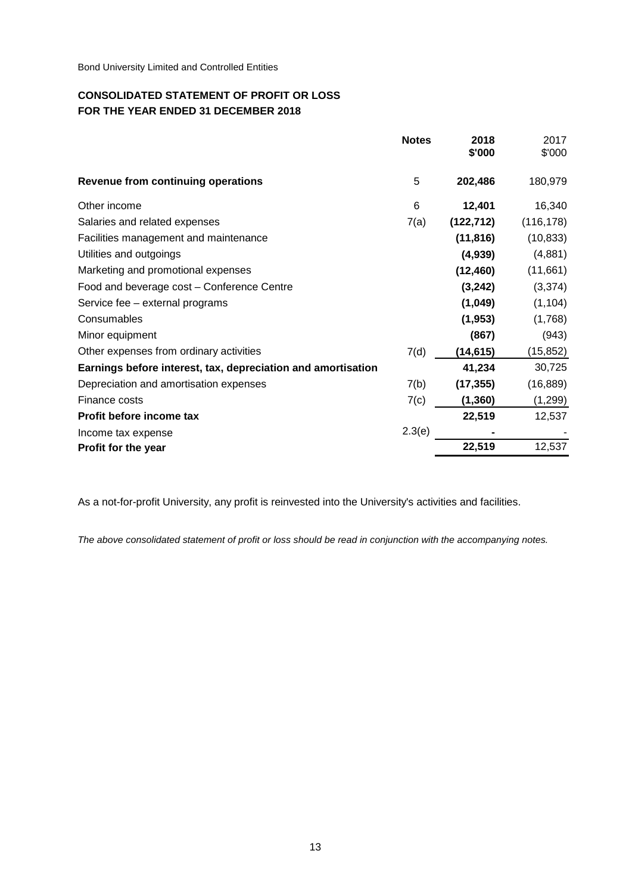Bond University Limited and Controlled Entities

## CONSOLIDATED STATEMENT OF PROFIT OR LOSS
## FOR THE YEAR ENDED 31 DECEMBER 2018

| | Notes | 2018 $'000 | 2017 $'000 |
|---|---|---|---|
| **Revenue from continuing operations** | 5 | **202,486** | 180,979 |
| Other income | 6 | **12,401** | 16,340 |
| Salaries and related expenses | 7(a) | **(122,712)** | (116,178) |
| Facilities management and maintenance | | **(11,816)** | (10,833) |
| Utilities and outgoings | | **(4,939)** | (4,881) |
| Marketing and promotional expenses | | **(12,460)** | (11,661) |
| Food and beverage cost – Conference Centre | | **(3,242)** | (3,374) |
| Service fee – external programs | | **(1,049)** | (1,104) |
| Consumables | | **(1,953)** | (1,768) |
| Minor equipment | | **(867)** | (943) |
| Other expenses from ordinary activities | 7(d) | **(14,615)** | (15,852) |
| **Earnings before interest, tax, depreciation and amortisation** | | **41,234** | 30,725 |
| Depreciation and amortisation expenses | 7(b) | **(17,355)** | (16,889) |
| Finance costs | 7(c) | **(1,360)** | (1,299) |
| **Profit before income tax** | | **22,519** | 12,537 |
| Income tax expense | 2.3(e) | **-** | - |
| **Profit for the year** | | **22,519** | 12,537 |

As a not-for-profit University, any profit is reinvested into the University's activities and facilities.

*The above consolidated statement of profit or loss should be read in conjunction with the accompanying notes.*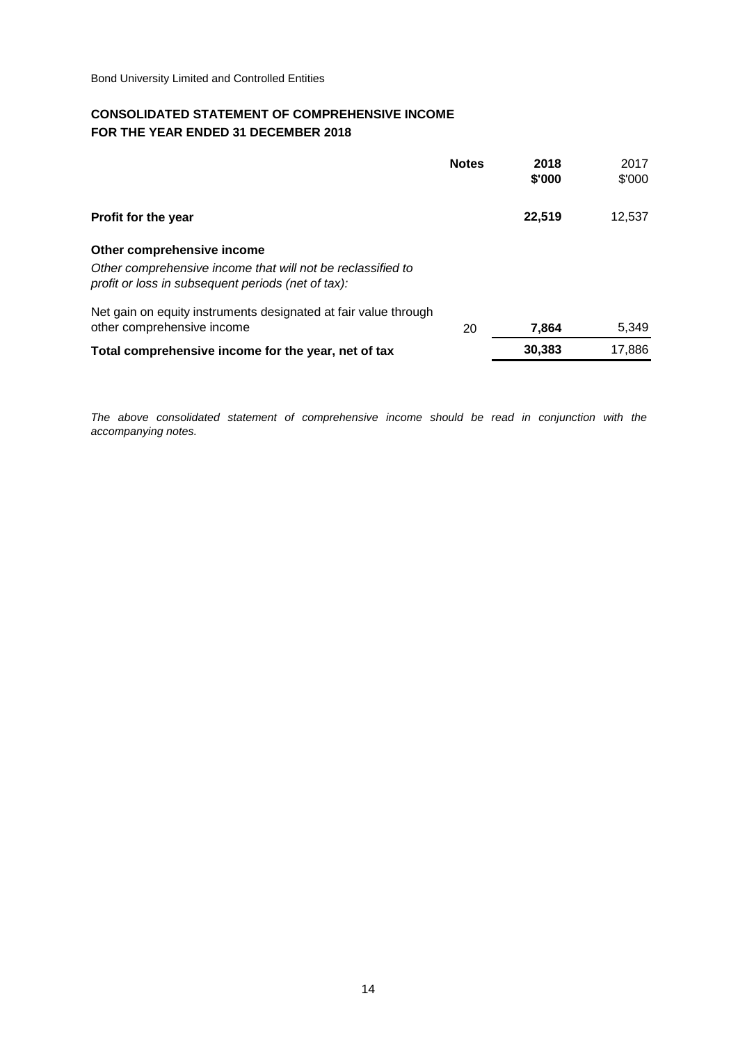Bond University Limited and Controlled Entities

## CONSOLIDATED STATEMENT OF COMPREHENSIVE INCOME
## FOR THE YEAR ENDED 31 DECEMBER 2018

| | Notes | 2018 $'000 | 2017 $'000 |
|---|---|---|---|
| **Profit for the year** | | **22,519** | 12,537 |
| **Other comprehensive income** | | | |
| *Other comprehensive income that will not be reclassified to profit or loss in subsequent periods (net of tax):* | | | |
| Net gain on equity instruments designated at fair value through other comprehensive income | 20 | **7,864** | 5,349 |
| **Total comprehensive income for the year, net of tax** | | **30,383** | 17,886 |

*The above consolidated statement of comprehensive income should be read in conjunction with the accompanying notes.*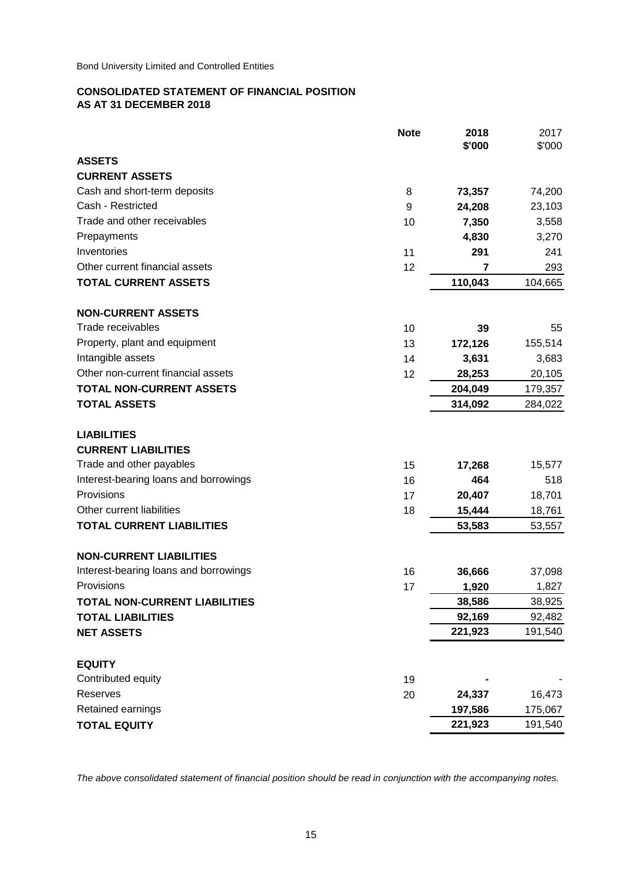Bond University Limited and Controlled Entities

**CONSOLIDATED STATEMENT OF FINANCIAL POSITION**
**AS AT 31 DECEMBER 2018**

| | Note | 2018 $'000 | 2017 $'000 |
|---|---|---|---|
| **ASSETS** | | | |
| **CURRENT ASSETS** | | | |
| Cash and short-term deposits | 8 | **73,357** | 74,200 |
| Cash - Restricted | 9 | **24,208** | 23,103 |
| Trade and other receivables | 10 | **7,350** | 3,558 |
| Prepayments | | **4,830** | 3,270 |
| Inventories | 11 | **291** | 241 |
| Other current financial assets | 12 | **7** | 293 |
| **TOTAL CURRENT ASSETS** | | **110,043** | 104,665 |
| | | | |
| **NON-CURRENT ASSETS** | | | |
| Trade receivables | 10 | **39** | 55 |
| Property, plant and equipment | 13 | **172,126** | 155,514 |
| Intangible assets | 14 | **3,631** | 3,683 |
| Other non-current financial assets | 12 | **28,253** | 20,105 |
| **TOTAL NON-CURRENT ASSETS** | | **204,049** | 179,357 |
| **TOTAL ASSETS** | | **314,092** | 284,022 |
| | | | |
| **LIABILITIES** | | | |
| **CURRENT LIABILITIES** | | | |
| Trade and other payables | 15 | **17,268** | 15,577 |
| Interest-bearing loans and borrowings | 16 | **464** | 518 |
| Provisions | 17 | **20,407** | 18,701 |
| Other current liabilities | 18 | **15,444** | 18,761 |
| **TOTAL CURRENT LIABILITIES** | | **53,583** | 53,557 |
| | | | |
| **NON-CURRENT LIABILITIES** | | | |
| Interest-bearing loans and borrowings | 16 | **36,666** | 37,098 |
| Provisions | 17 | **1,920** | 1,827 |
| **TOTAL NON-CURRENT LIABILITIES** | | **38,586** | 38,925 |
| **TOTAL LIABILITIES** | | **92,169** | 92,482 |
| **NET ASSETS** | | **221,923** | 191,540 |
| | | | |
| **EQUITY** | | | |
| Contributed equity | 19 | **-** | - |
| Reserves | 20 | **24,337** | 16,473 |
| Retained earnings | | **197,586** | 175,067 |
| **TOTAL EQUITY** | | **221,923** | 191,540 |

*The above consolidated statement of financial position should be read in conjunction with the accompanying notes.*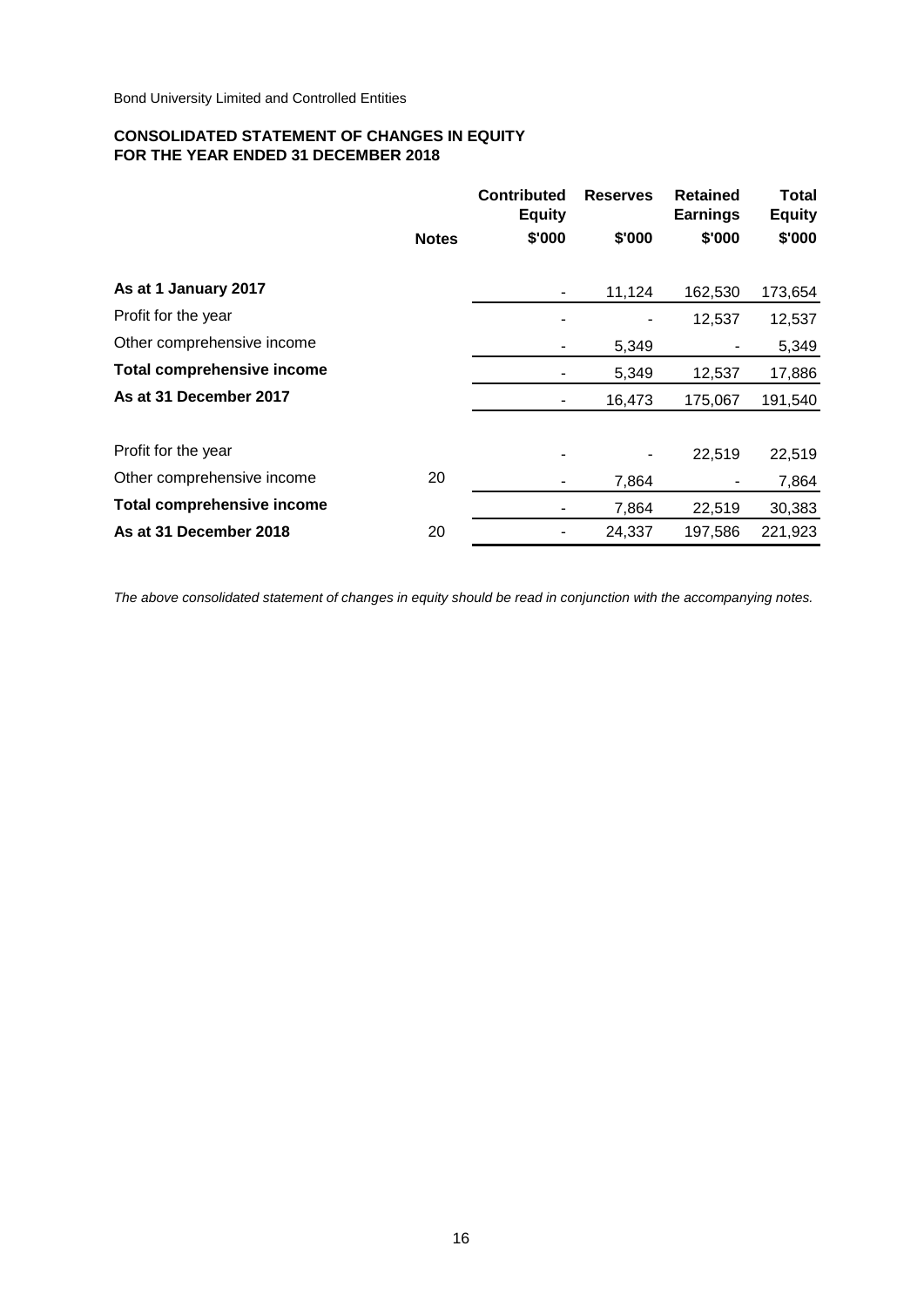Bond University Limited and Controlled Entities

**CONSOLIDATED STATEMENT OF CHANGES IN EQUITY**
**FOR THE YEAR ENDED 31 DECEMBER 2018**

| | Notes | Contributed Equity $'000 | Reserves $'000 | Retained Earnings $'000 | Total Equity $'000 |
|---|---|---|---|---|---|
| **As at 1 January 2017** | | - | 11,124 | 162,530 | 173,654 |
| Profit for the year | | - | - | 12,537 | 12,537 |
| Other comprehensive income | | - | 5,349 | - | 5,349 |
| **Total comprehensive income** | | - | 5,349 | 12,537 | 17,886 |
| **As at 31 December 2017** | | - | 16,473 | 175,067 | 191,540 |
| Profit for the year | | - | - | 22,519 | 22,519 |
| Other comprehensive income | 20 | - | 7,864 | - | 7,864 |
| **Total comprehensive income** | | - | 7,864 | 22,519 | 30,383 |
| **As at 31 December 2018** | 20 | - | 24,337 | 197,586 | 221,923 |

*The above consolidated statement of changes in equity should be read in conjunction with the accompanying notes.*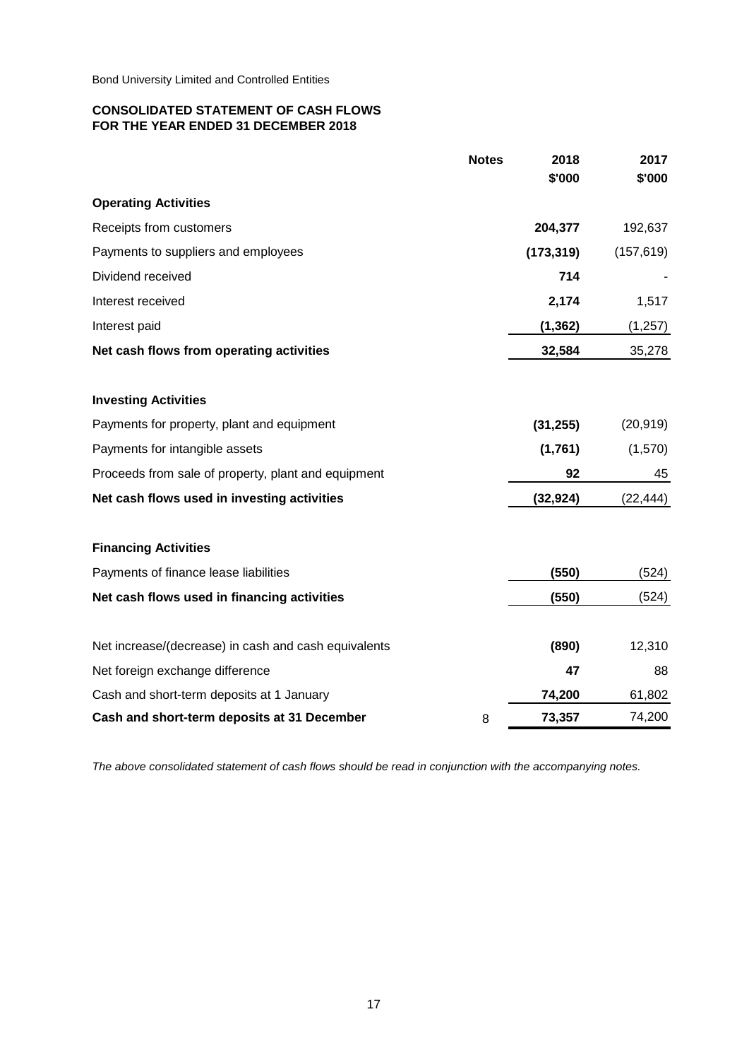Bond University Limited and Controlled Entities

**CONSOLIDATED STATEMENT OF CASH FLOWS**
**FOR THE YEAR ENDED 31 DECEMBER 2018**

| | Notes | 2018 $'000 | 2017 $'000 |
|---|---|---|---|
| **Operating Activities** | | | |
| Receipts from customers | | **204,377** | 192,637 |
| Payments to suppliers and employees | | **(173,319)** | (157,619) |
| Dividend received | | **714** | - |
| Interest received | | **2,174** | 1,517 |
| Interest paid | | **(1,362)** | (1,257) |
| **Net cash flows from operating activities** | | **32,584** | 35,278 |
| | | | |
| **Investing Activities** | | | |
| Payments for property, plant and equipment | | **(31,255)** | (20,919) |
| Payments for intangible assets | | **(1,761)** | (1,570) |
| Proceeds from sale of property, plant and equipment | | **92** | 45 |
| **Net cash flows used in investing activities** | | **(32,924)** | (22,444) |
| | | | |
| **Financing Activities** | | | |
| Payments of finance lease liabilities | | **(550)** | (524) |
| **Net cash flows used in financing activities** | | **(550)** | (524) |
| | | | |
| Net increase/(decrease) in cash and cash equivalents | | **(890)** | 12,310 |
| Net foreign exchange difference | | **47** | 88 |
| Cash and short-term deposits at 1 January | | **74,200** | 61,802 |
| **Cash and short-term deposits at 31 December** | 8 | **73,357** | 74,200 |

*The above consolidated statement of cash flows should be read in conjunction with the accompanying notes.*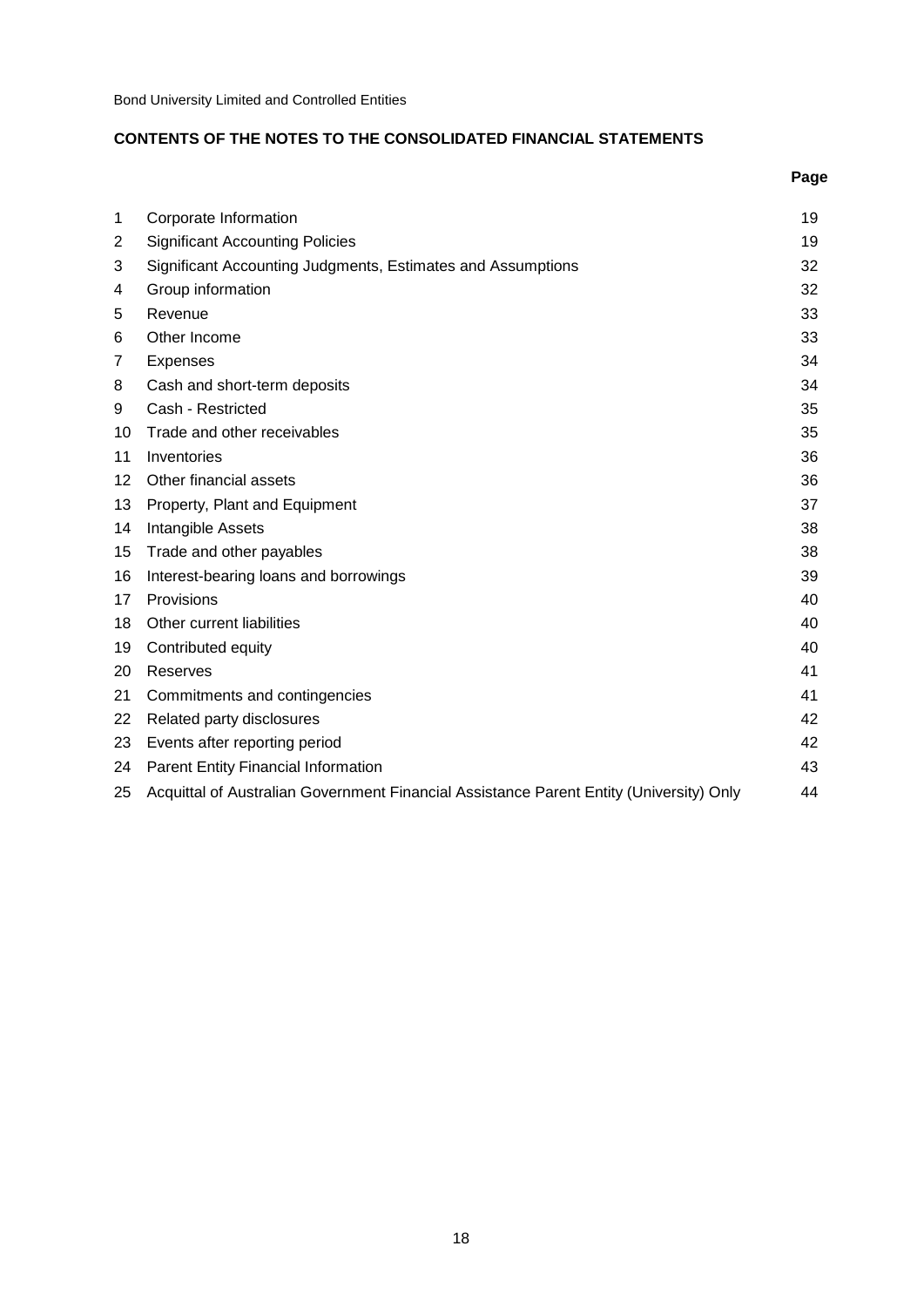Bond University Limited and Controlled Entities

## CONTENTS OF THE NOTES TO THE CONSOLIDATED FINANCIAL STATEMENTS

| | | Page |
|---|---|---|
| 1 | Corporate Information | 19 |
| 2 | Significant Accounting Policies | 19 |
| 3 | Significant Accounting Judgments, Estimates and Assumptions | 32 |
| 4 | Group information | 32 |
| 5 | Revenue | 33 |
| 6 | Other Income | 33 |
| 7 | Expenses | 34 |
| 8 | Cash and short-term deposits | 34 |
| 9 | Cash - Restricted | 35 |
| 10 | Trade and other receivables | 35 |
| 11 | Inventories | 36 |
| 12 | Other financial assets | 36 |
| 13 | Property, Plant and Equipment | 37 |
| 14 | Intangible Assets | 38 |
| 15 | Trade and other payables | 38 |
| 16 | Interest-bearing loans and borrowings | 39 |
| 17 | Provisions | 40 |
| 18 | Other current liabilities | 40 |
| 19 | Contributed equity | 40 |
| 20 | Reserves | 41 |
| 21 | Commitments and contingencies | 41 |
| 22 | Related party disclosures | 42 |
| 23 | Events after reporting period | 42 |
| 24 | Parent Entity Financial Information | 43 |
| 25 | Acquittal of Australian Government Financial Assistance Parent Entity (University) Only | 44 |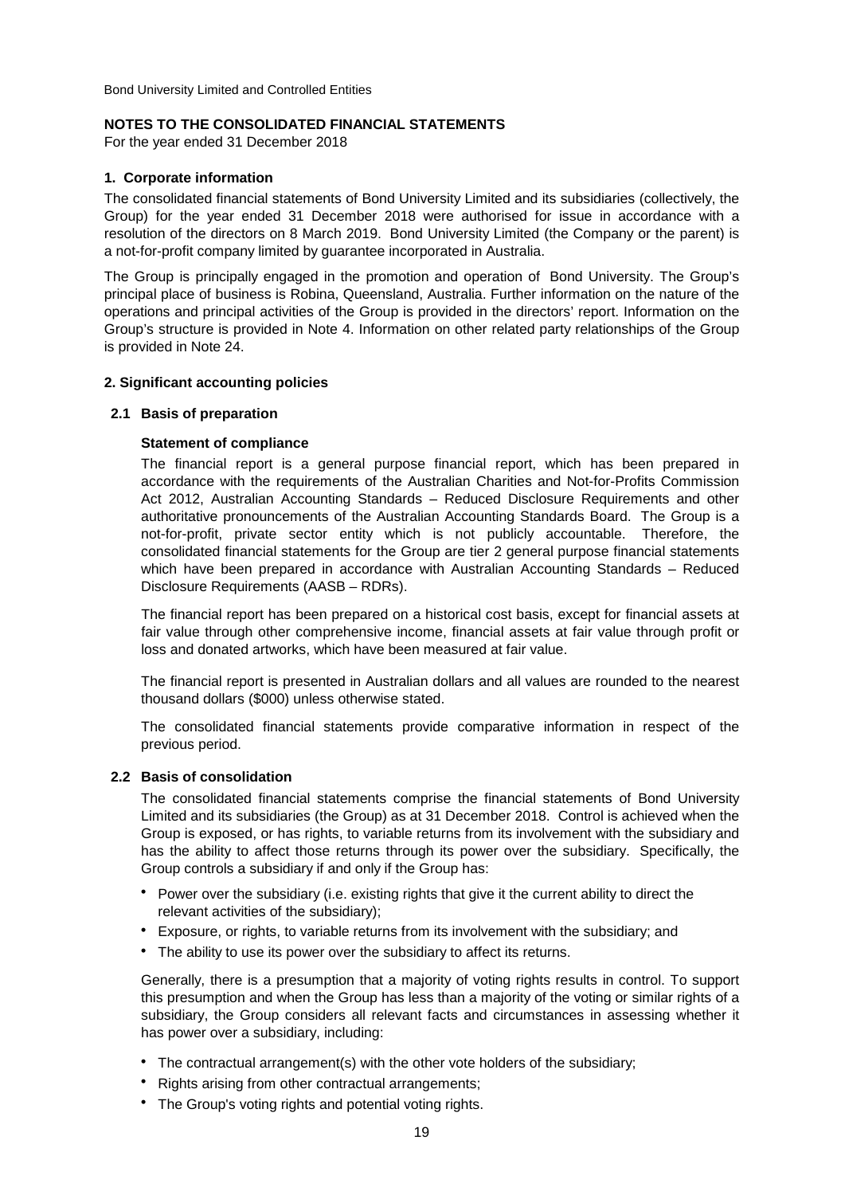Bond University Limited and Controlled Entities

**NOTES TO THE CONSOLIDATED FINANCIAL STATEMENTS**

For the year ended 31 December 2018

### 1. Corporate information

The consolidated financial statements of Bond University Limited and its subsidiaries (collectively, the Group) for the year ended 31 December 2018 were authorised for issue in accordance with a resolution of the directors on 8 March 2019. Bond University Limited (the Company or the parent) is a not-for-profit company limited by guarantee incorporated in Australia.

The Group is principally engaged in the promotion and operation of Bond University. The Group's principal place of business is Robina, Queensland, Australia. Further information on the nature of the operations and principal activities of the Group is provided in the directors' report. Information on the Group's structure is provided in Note 4. Information on other related party relationships of the Group is provided in Note 24.

### 2. Significant accounting policies

#### 2.1 Basis of preparation

**Statement of compliance**

The financial report is a general purpose financial report, which has been prepared in accordance with the requirements of the Australian Charities and Not-for-Profits Commission Act 2012, Australian Accounting Standards – Reduced Disclosure Requirements and other authoritative pronouncements of the Australian Accounting Standards Board. The Group is a not-for-profit, private sector entity which is not publicly accountable. Therefore, the consolidated financial statements for the Group are tier 2 general purpose financial statements which have been prepared in accordance with Australian Accounting Standards – Reduced Disclosure Requirements (AASB – RDRs).

The financial report has been prepared on a historical cost basis, except for financial assets at fair value through other comprehensive income, financial assets at fair value through profit or loss and donated artworks, which have been measured at fair value.

The financial report is presented in Australian dollars and all values are rounded to the nearest thousand dollars ($000) unless otherwise stated.

The consolidated financial statements provide comparative information in respect of the previous period.

#### 2.2 Basis of consolidation

The consolidated financial statements comprise the financial statements of Bond University Limited and its subsidiaries (the Group) as at 31 December 2018. Control is achieved when the Group is exposed, or has rights, to variable returns from its involvement with the subsidiary and has the ability to affect those returns through its power over the subsidiary. Specifically, the Group controls a subsidiary if and only if the Group has:

- Power over the subsidiary (i.e. existing rights that give it the current ability to direct the relevant activities of the subsidiary);
- Exposure, or rights, to variable returns from its involvement with the subsidiary; and
- The ability to use its power over the subsidiary to affect its returns.

Generally, there is a presumption that a majority of voting rights results in control. To support this presumption and when the Group has less than a majority of the voting or similar rights of a subsidiary, the Group considers all relevant facts and circumstances in assessing whether it has power over a subsidiary, including:

- The contractual arrangement(s) with the other vote holders of the subsidiary;
- Rights arising from other contractual arrangements;
- The Group's voting rights and potential voting rights.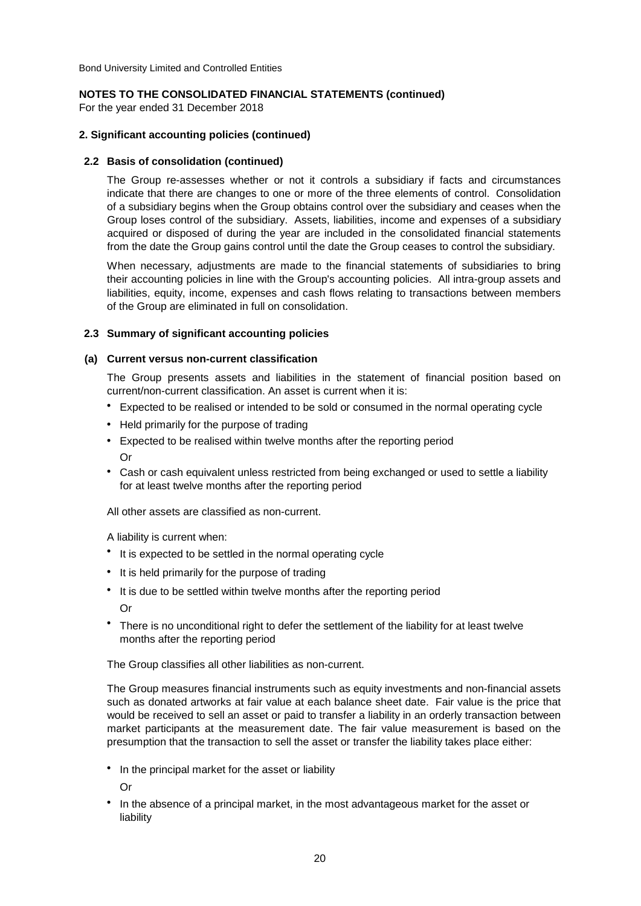## 2. Significant accounting policies (continued)

### 2.2 Basis of consolidation (continued)

The Group re-assesses whether or not it controls a subsidiary if facts and circumstances indicate that there are changes to one or more of the three elements of control. Consolidation of a subsidiary begins when the Group obtains control over the subsidiary and ceases when the Group loses control of the subsidiary. Assets, liabilities, income and expenses of a subsidiary acquired or disposed of during the year are included in the consolidated financial statements from the date the Group gains control until the date the Group ceases to control the subsidiary.

When necessary, adjustments are made to the financial statements of subsidiaries to bring their accounting policies in line with the Group's accounting policies. All intra-group assets and liabilities, equity, income, expenses and cash flows relating to transactions between members of the Group are eliminated in full on consolidation.

### 2.3 Summary of significant accounting policies

#### (a) Current versus non-current classification

The Group presents assets and liabilities in the statement of financial position based on current/non-current classification. An asset is current when it is:

- Expected to be realised or intended to be sold or consumed in the normal operating cycle
- Held primarily for the purpose of trading
- Expected to be realised within twelve months after the reporting period
  Or
- Cash or cash equivalent unless restricted from being exchanged or used to settle a liability for at least twelve months after the reporting period

All other assets are classified as non-current.

A liability is current when:

- It is expected to be settled in the normal operating cycle
- It is held primarily for the purpose of trading
- It is due to be settled within twelve months after the reporting period
  Or
- There is no unconditional right to defer the settlement of the liability for at least twelve months after the reporting period

The Group classifies all other liabilities as non-current.

The Group measures financial instruments such as equity investments and non-financial assets such as donated artworks at fair value at each balance sheet date. Fair value is the price that would be received to sell an asset or paid to transfer a liability in an orderly transaction between market participants at the measurement date. The fair value measurement is based on the presumption that the transaction to sell the asset or transfer the liability takes place either:

- In the principal market for the asset or liability
  Or
- In the absence of a principal market, in the most advantageous market for the asset or liability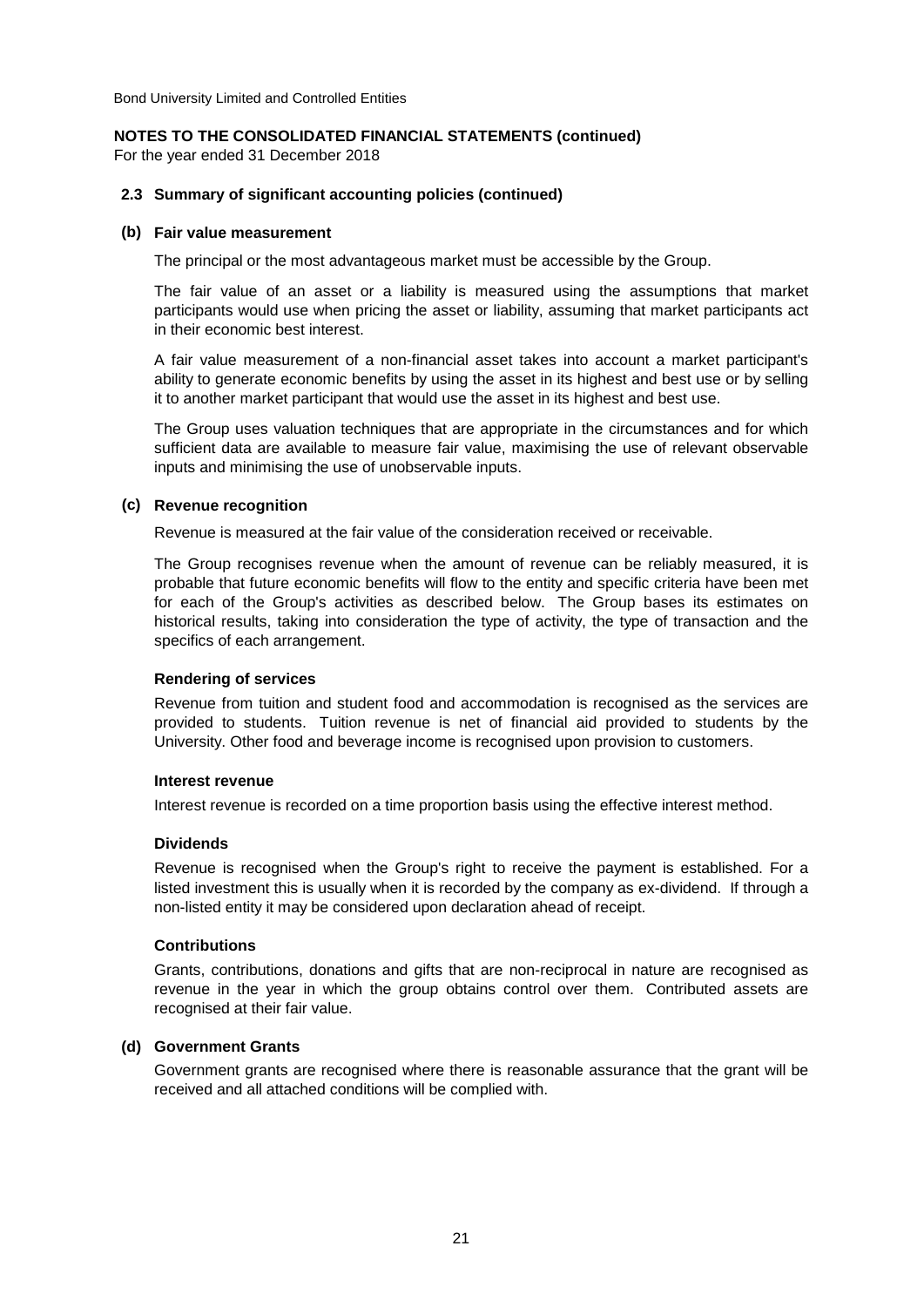Bond University Limited and Controlled Entities

**NOTES TO THE CONSOLIDATED FINANCIAL STATEMENTS (continued)**
For the year ended 31 December 2018

### 2.3 Summary of significant accounting policies (continued)

#### (b) Fair value measurement

The principal or the most advantageous market must be accessible by the Group.

The fair value of an asset or a liability is measured using the assumptions that market participants would use when pricing the asset or liability, assuming that market participants act in their economic best interest.

A fair value measurement of a non-financial asset takes into account a market participant's ability to generate economic benefits by using the asset in its highest and best use or by selling it to another market participant that would use the asset in its highest and best use.

The Group uses valuation techniques that are appropriate in the circumstances and for which sufficient data are available to measure fair value, maximising the use of relevant observable inputs and minimising the use of unobservable inputs.

#### (c) Revenue recognition

Revenue is measured at the fair value of the consideration received or receivable.

The Group recognises revenue when the amount of revenue can be reliably measured, it is probable that future economic benefits will flow to the entity and specific criteria have been met for each of the Group's activities as described below. The Group bases its estimates on historical results, taking into consideration the type of activity, the type of transaction and the specifics of each arrangement.

**Rendering of services**

Revenue from tuition and student food and accommodation is recognised as the services are provided to students. Tuition revenue is net of financial aid provided to students by the University. Other food and beverage income is recognised upon provision to customers.

**Interest revenue**

Interest revenue is recorded on a time proportion basis using the effective interest method.

**Dividends**

Revenue is recognised when the Group's right to receive the payment is established. For a listed investment this is usually when it is recorded by the company as ex-dividend. If through a non-listed entity it may be considered upon declaration ahead of receipt.

**Contributions**

Grants, contributions, donations and gifts that are non-reciprocal in nature are recognised as revenue in the year in which the group obtains control over them. Contributed assets are recognised at their fair value.

#### (d) Government Grants

Government grants are recognised where there is reasonable assurance that the grant will be received and all attached conditions will be complied with.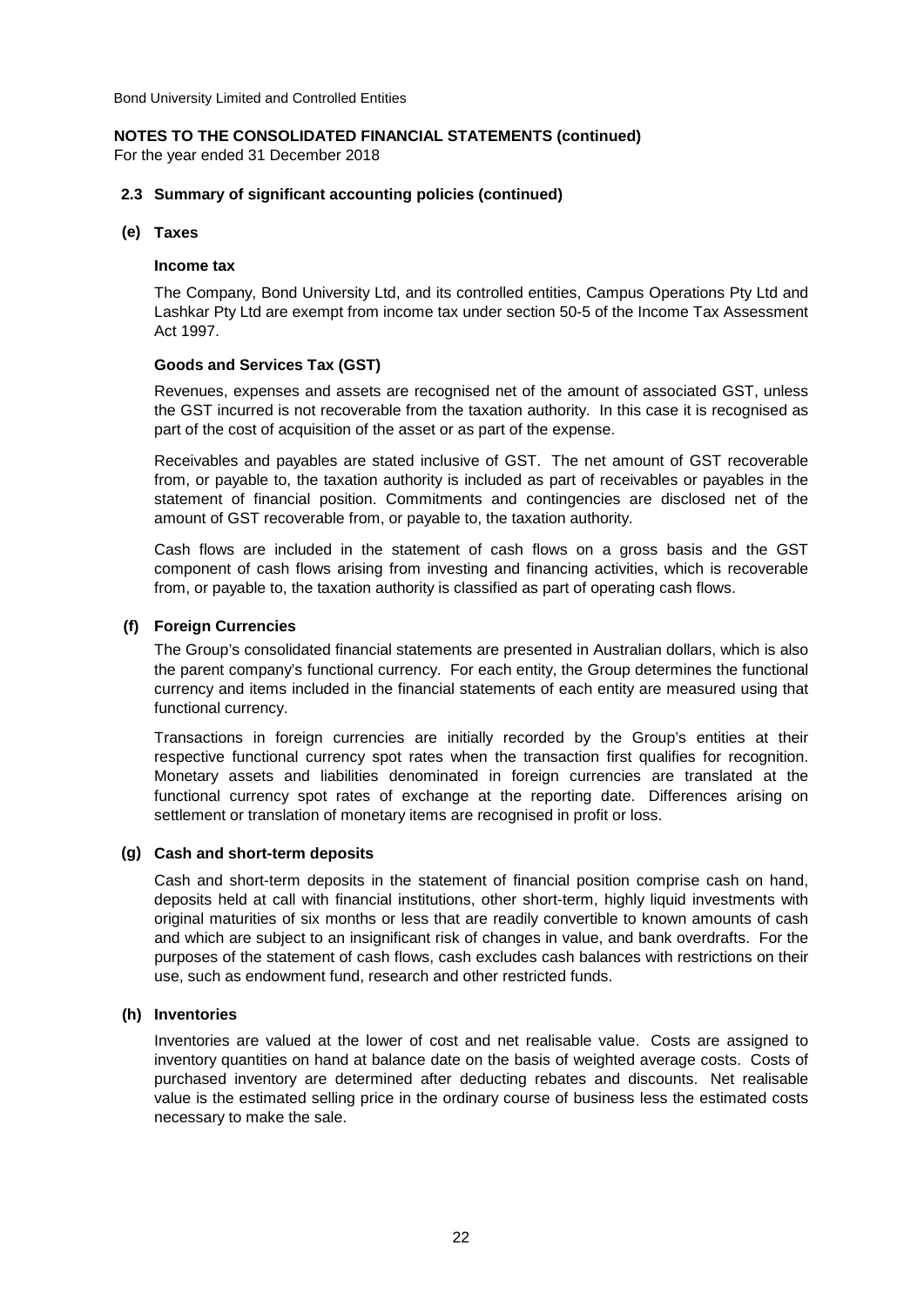## 2.3 Summary of significant accounting policies (continued)

### (e) Taxes

**Income tax**

The Company, Bond University Ltd, and its controlled entities, Campus Operations Pty Ltd and Lashkar Pty Ltd are exempt from income tax under section 50-5 of the Income Tax Assessment Act 1997.

**Goods and Services Tax (GST)**

Revenues, expenses and assets are recognised net of the amount of associated GST, unless the GST incurred is not recoverable from the taxation authority. In this case it is recognised as part of the cost of acquisition of the asset or as part of the expense.

Receivables and payables are stated inclusive of GST. The net amount of GST recoverable from, or payable to, the taxation authority is included as part of receivables or payables in the statement of financial position. Commitments and contingencies are disclosed net of the amount of GST recoverable from, or payable to, the taxation authority.

Cash flows are included in the statement of cash flows on a gross basis and the GST component of cash flows arising from investing and financing activities, which is recoverable from, or payable to, the taxation authority is classified as part of operating cash flows.

### (f) Foreign Currencies

The Group's consolidated financial statements are presented in Australian dollars, which is also the parent company's functional currency. For each entity, the Group determines the functional currency and items included in the financial statements of each entity are measured using that functional currency.

Transactions in foreign currencies are initially recorded by the Group's entities at their respective functional currency spot rates when the transaction first qualifies for recognition. Monetary assets and liabilities denominated in foreign currencies are translated at the functional currency spot rates of exchange at the reporting date. Differences arising on settlement or translation of monetary items are recognised in profit or loss.

### (g) Cash and short-term deposits

Cash and short-term deposits in the statement of financial position comprise cash on hand, deposits held at call with financial institutions, other short-term, highly liquid investments with original maturities of six months or less that are readily convertible to known amounts of cash and which are subject to an insignificant risk of changes in value, and bank overdrafts. For the purposes of the statement of cash flows, cash excludes cash balances with restrictions on their use, such as endowment fund, research and other restricted funds.

### (h) Inventories

Inventories are valued at the lower of cost and net realisable value. Costs are assigned to inventory quantities on hand at balance date on the basis of weighted average costs. Costs of purchased inventory are determined after deducting rebates and discounts. Net realisable value is the estimated selling price in the ordinary course of business less the estimated costs necessary to make the sale.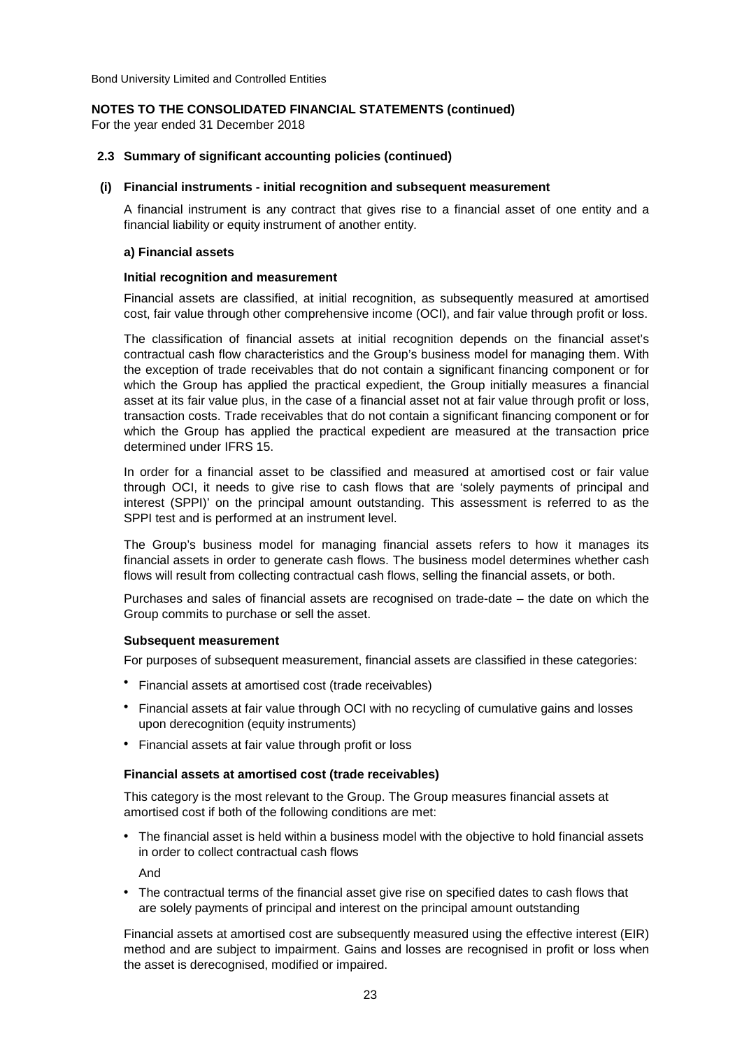Bond University Limited and Controlled Entities

**NOTES TO THE CONSOLIDATED FINANCIAL STATEMENTS (continued)**
For the year ended 31 December 2018

### 2.3 Summary of significant accounting policies (continued)

#### (i) Financial instruments - initial recognition and subsequent measurement

A financial instrument is any contract that gives rise to a financial asset of one entity and a financial liability or equity instrument of another entity.

**a) Financial assets**

**Initial recognition and measurement**

Financial assets are classified, at initial recognition, as subsequently measured at amortised cost, fair value through other comprehensive income (OCI), and fair value through profit or loss.

The classification of financial assets at initial recognition depends on the financial asset's contractual cash flow characteristics and the Group's business model for managing them. With the exception of trade receivables that do not contain a significant financing component or for which the Group has applied the practical expedient, the Group initially measures a financial asset at its fair value plus, in the case of a financial asset not at fair value through profit or loss, transaction costs. Trade receivables that do not contain a significant financing component or for which the Group has applied the practical expedient are measured at the transaction price determined under IFRS 15.

In order for a financial asset to be classified and measured at amortised cost or fair value through OCI, it needs to give rise to cash flows that are 'solely payments of principal and interest (SPPI)' on the principal amount outstanding. This assessment is referred to as the SPPI test and is performed at an instrument level.

The Group's business model for managing financial assets refers to how it manages its financial assets in order to generate cash flows. The business model determines whether cash flows will result from collecting contractual cash flows, selling the financial assets, or both.

Purchases and sales of financial assets are recognised on trade-date – the date on which the Group commits to purchase or sell the asset.

**Subsequent measurement**

For purposes of subsequent measurement, financial assets are classified in these categories:

- Financial assets at amortised cost (trade receivables)
- Financial assets at fair value through OCI with no recycling of cumulative gains and losses upon derecognition (equity instruments)
- Financial assets at fair value through profit or loss

**Financial assets at amortised cost (trade receivables)**

This category is the most relevant to the Group. The Group measures financial assets at amortised cost if both of the following conditions are met:

- The financial asset is held within a business model with the objective to hold financial assets in order to collect contractual cash flows

  And

- The contractual terms of the financial asset give rise on specified dates to cash flows that are solely payments of principal and interest on the principal amount outstanding

Financial assets at amortised cost are subsequently measured using the effective interest (EIR) method and are subject to impairment. Gains and losses are recognised in profit or loss when the asset is derecognised, modified or impaired.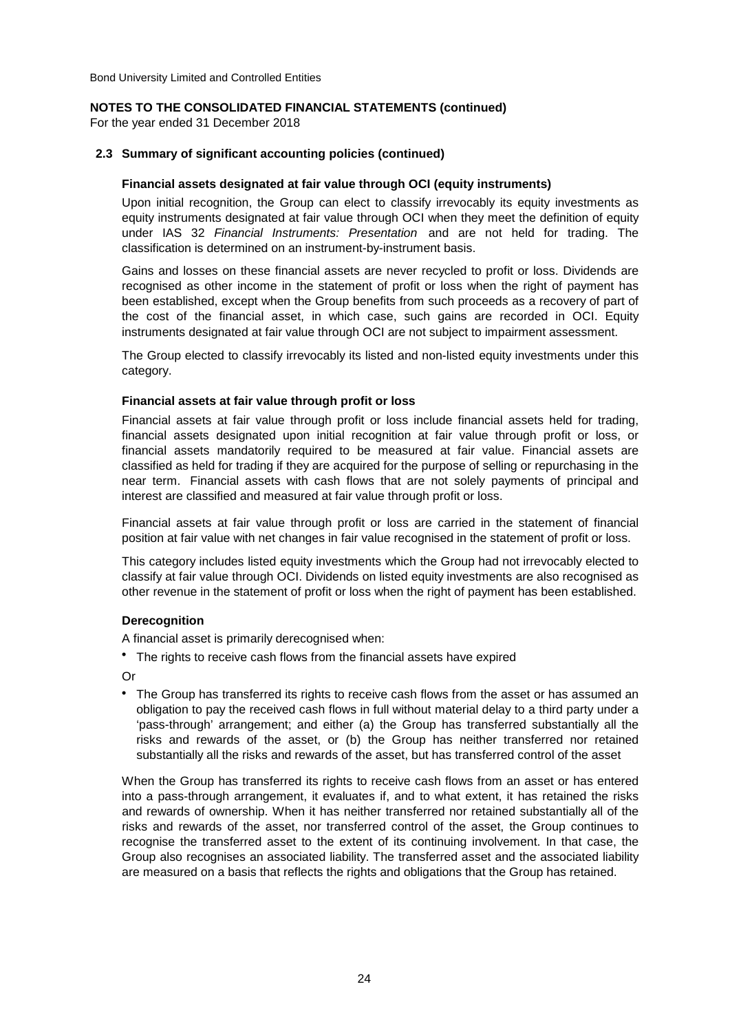## 2.3 Summary of significant accounting policies (continued)

### Financial assets designated at fair value through OCI (equity instruments)

Upon initial recognition, the Group can elect to classify irrevocably its equity investments as equity instruments designated at fair value through OCI when they meet the definition of equity under IAS 32 *Financial Instruments: Presentation* and are not held for trading. The classification is determined on an instrument-by-instrument basis.

Gains and losses on these financial assets are never recycled to profit or loss. Dividends are recognised as other income in the statement of profit or loss when the right of payment has been established, except when the Group benefits from such proceeds as a recovery of part of the cost of the financial asset, in which case, such gains are recorded in OCI. Equity instruments designated at fair value through OCI are not subject to impairment assessment.

The Group elected to classify irrevocably its listed and non-listed equity investments under this category.

### Financial assets at fair value through profit or loss

Financial assets at fair value through profit or loss include financial assets held for trading, financial assets designated upon initial recognition at fair value through profit or loss, or financial assets mandatorily required to be measured at fair value. Financial assets are classified as held for trading if they are acquired for the purpose of selling or repurchasing in the near term. Financial assets with cash flows that are not solely payments of principal and interest are classified and measured at fair value through profit or loss.

Financial assets at fair value through profit or loss are carried in the statement of financial position at fair value with net changes in fair value recognised in the statement of profit or loss.

This category includes listed equity investments which the Group had not irrevocably elected to classify at fair value through OCI. Dividends on listed equity investments are also recognised as other revenue in the statement of profit or loss when the right of payment has been established.

### Derecognition

A financial asset is primarily derecognised when:

- The rights to receive cash flows from the financial assets have expired

Or

- The Group has transferred its rights to receive cash flows from the asset or has assumed an obligation to pay the received cash flows in full without material delay to a third party under a 'pass-through' arrangement; and either (a) the Group has transferred substantially all the risks and rewards of the asset, or (b) the Group has neither transferred nor retained substantially all the risks and rewards of the asset, but has transferred control of the asset

When the Group has transferred its rights to receive cash flows from an asset or has entered into a pass-through arrangement, it evaluates if, and to what extent, it has retained the risks and rewards of ownership. When it has neither transferred nor retained substantially all of the risks and rewards of the asset, nor transferred control of the asset, the Group continues to recognise the transferred asset to the extent of its continuing involvement. In that case, the Group also recognises an associated liability. The transferred asset and the associated liability are measured on a basis that reflects the rights and obligations that the Group has retained.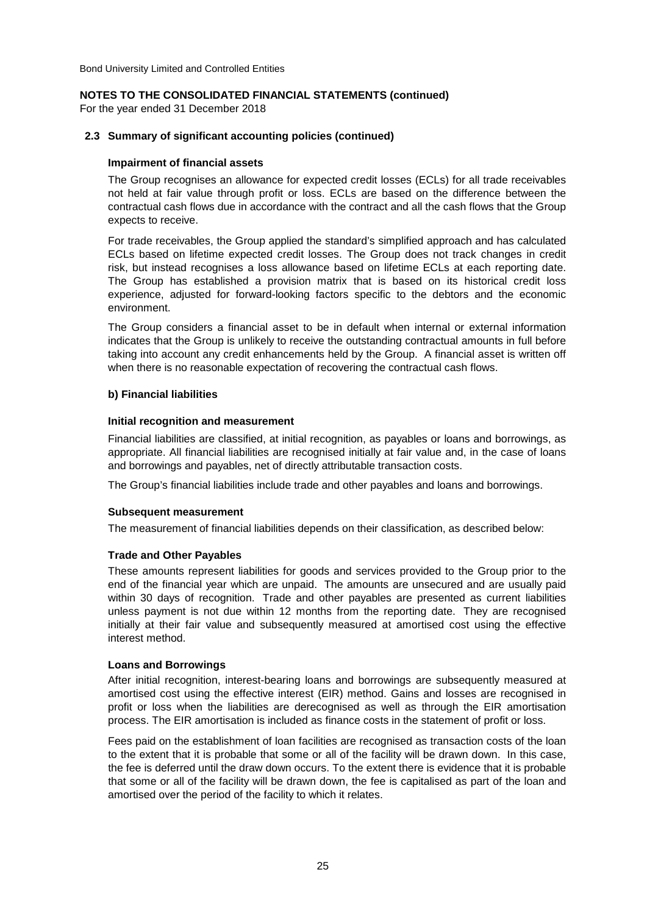## NOTES TO THE CONSOLIDATED FINANCIAL STATEMENTS (continued)

For the year ended 31 December 2018

### 2.3 Summary of significant accounting policies (continued)

**Impairment of financial assets**

The Group recognises an allowance for expected credit losses (ECLs) for all trade receivables not held at fair value through profit or loss. ECLs are based on the difference between the contractual cash flows due in accordance with the contract and all the cash flows that the Group expects to receive.

For trade receivables, the Group applied the standard's simplified approach and has calculated ECLs based on lifetime expected credit losses. The Group does not track changes in credit risk, but instead recognises a loss allowance based on lifetime ECLs at each reporting date. The Group has established a provision matrix that is based on its historical credit loss experience, adjusted for forward-looking factors specific to the debtors and the economic environment.

The Group considers a financial asset to be in default when internal or external information indicates that the Group is unlikely to receive the outstanding contractual amounts in full before taking into account any credit enhancements held by the Group. A financial asset is written off when there is no reasonable expectation of recovering the contractual cash flows.

**b) Financial liabilities**

**Initial recognition and measurement**

Financial liabilities are classified, at initial recognition, as payables or loans and borrowings, as appropriate. All financial liabilities are recognised initially at fair value and, in the case of loans and borrowings and payables, net of directly attributable transaction costs.

The Group's financial liabilities include trade and other payables and loans and borrowings.

**Subsequent measurement**

The measurement of financial liabilities depends on their classification, as described below:

**Trade and Other Payables**

These amounts represent liabilities for goods and services provided to the Group prior to the end of the financial year which are unpaid. The amounts are unsecured and are usually paid within 30 days of recognition. Trade and other payables are presented as current liabilities unless payment is not due within 12 months from the reporting date. They are recognised initially at their fair value and subsequently measured at amortised cost using the effective interest method.

**Loans and Borrowings**

After initial recognition, interest-bearing loans and borrowings are subsequently measured at amortised cost using the effective interest (EIR) method. Gains and losses are recognised in profit or loss when the liabilities are derecognised as well as through the EIR amortisation process. The EIR amortisation is included as finance costs in the statement of profit or loss.

Fees paid on the establishment of loan facilities are recognised as transaction costs of the loan to the extent that it is probable that some or all of the facility will be drawn down. In this case, the fee is deferred until the draw down occurs. To the extent there is evidence that it is probable that some or all of the facility will be drawn down, the fee is capitalised as part of the loan and amortised over the period of the facility to which it relates.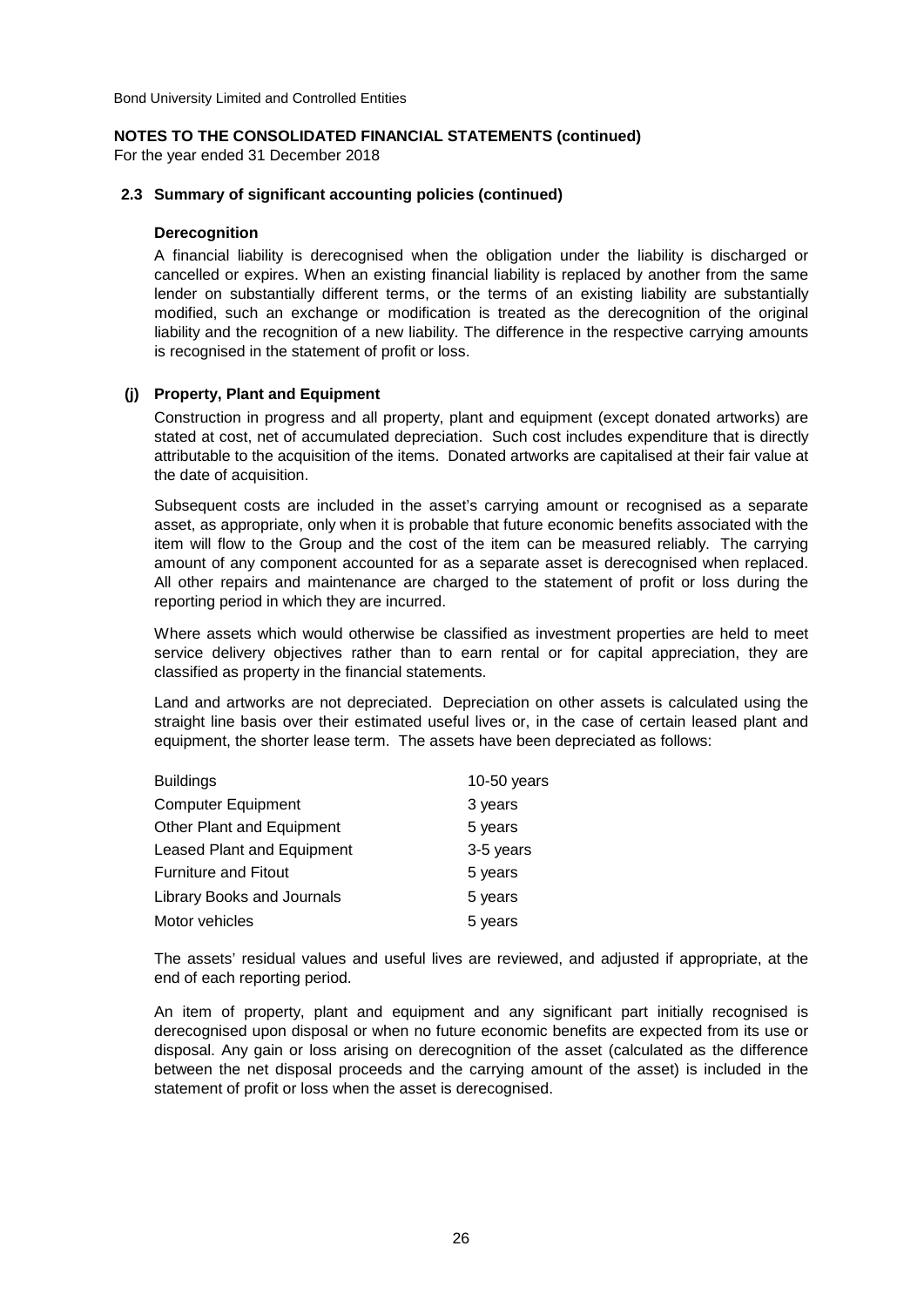Bond University Limited and Controlled Entities

**NOTES TO THE CONSOLIDATED FINANCIAL STATEMENTS (continued)**
For the year ended 31 December 2018

**2.3 Summary of significant accounting policies (continued)**

**Derecognition**

A financial liability is derecognised when the obligation under the liability is discharged or cancelled or expires. When an existing financial liability is replaced by another from the same lender on substantially different terms, or the terms of an existing liability are substantially modified, such an exchange or modification is treated as the derecognition of the original liability and the recognition of a new liability. The difference in the respective carrying amounts is recognised in the statement of profit or loss.

**(j) Property, Plant and Equipment**

Construction in progress and all property, plant and equipment (except donated artworks) are stated at cost, net of accumulated depreciation. Such cost includes expenditure that is directly attributable to the acquisition of the items. Donated artworks are capitalised at their fair value at the date of acquisition.

Subsequent costs are included in the asset's carrying amount or recognised as a separate asset, as appropriate, only when it is probable that future economic benefits associated with the item will flow to the Group and the cost of the item can be measured reliably. The carrying amount of any component accounted for as a separate asset is derecognised when replaced. All other repairs and maintenance are charged to the statement of profit or loss during the reporting period in which they are incurred.

Where assets which would otherwise be classified as investment properties are held to meet service delivery objectives rather than to earn rental or for capital appreciation, they are classified as property in the financial statements.

Land and artworks are not depreciated. Depreciation on other assets is calculated using the straight line basis over their estimated useful lives or, in the case of certain leased plant and equipment, the shorter lease term. The assets have been depreciated as follows:

| | |
|---|---|
| Buildings | 10-50 years |
| Computer Equipment | 3 years |
| Other Plant and Equipment | 5 years |
| Leased Plant and Equipment | 3-5 years |
| Furniture and Fitout | 5 years |
| Library Books and Journals | 5 years |
| Motor vehicles | 5 years |

The assets' residual values and useful lives are reviewed, and adjusted if appropriate, at the end of each reporting period.

An item of property, plant and equipment and any significant part initially recognised is derecognised upon disposal or when no future economic benefits are expected from its use or disposal. Any gain or loss arising on derecognition of the asset (calculated as the difference between the net disposal proceeds and the carrying amount of the asset) is included in the statement of profit or loss when the asset is derecognised.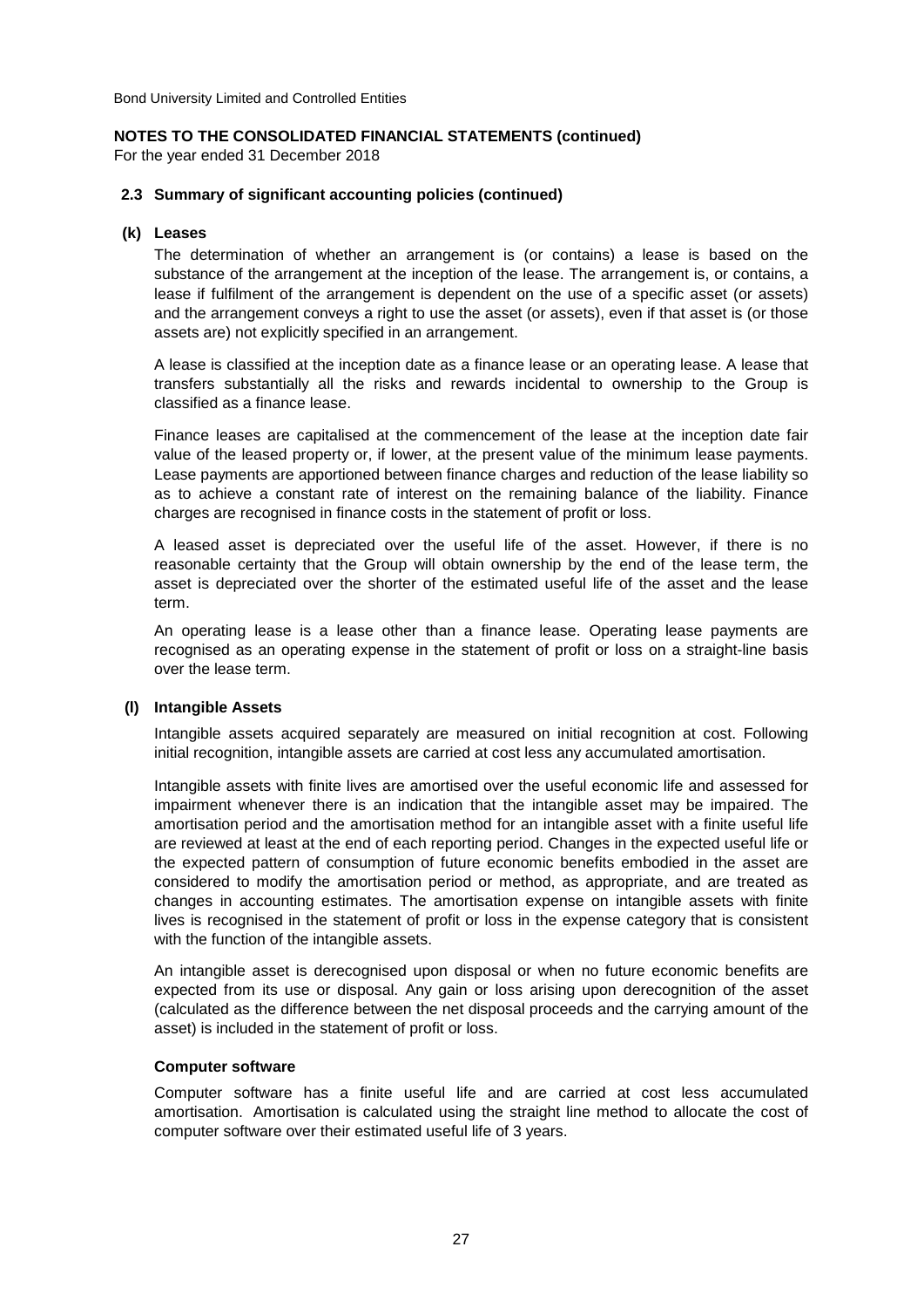**NOTES TO THE CONSOLIDATED FINANCIAL STATEMENTS (continued)**
For the year ended 31 December 2018

### 2.3 Summary of significant accounting policies (continued)

#### (k) Leases

The determination of whether an arrangement is (or contains) a lease is based on the substance of the arrangement at the inception of the lease. The arrangement is, or contains, a lease if fulfilment of the arrangement is dependent on the use of a specific asset (or assets) and the arrangement conveys a right to use the asset (or assets), even if that asset is (or those assets are) not explicitly specified in an arrangement.

A lease is classified at the inception date as a finance lease or an operating lease. A lease that transfers substantially all the risks and rewards incidental to ownership to the Group is classified as a finance lease.

Finance leases are capitalised at the commencement of the lease at the inception date fair value of the leased property or, if lower, at the present value of the minimum lease payments. Lease payments are apportioned between finance charges and reduction of the lease liability so as to achieve a constant rate of interest on the remaining balance of the liability. Finance charges are recognised in finance costs in the statement of profit or loss.

A leased asset is depreciated over the useful life of the asset. However, if there is no reasonable certainty that the Group will obtain ownership by the end of the lease term, the asset is depreciated over the shorter of the estimated useful life of the asset and the lease term.

An operating lease is a lease other than a finance lease. Operating lease payments are recognised as an operating expense in the statement of profit or loss on a straight-line basis over the lease term.

#### (l) Intangible Assets

Intangible assets acquired separately are measured on initial recognition at cost. Following initial recognition, intangible assets are carried at cost less any accumulated amortisation.

Intangible assets with finite lives are amortised over the useful economic life and assessed for impairment whenever there is an indication that the intangible asset may be impaired. The amortisation period and the amortisation method for an intangible asset with a finite useful life are reviewed at least at the end of each reporting period. Changes in the expected useful life or the expected pattern of consumption of future economic benefits embodied in the asset are considered to modify the amortisation period or method, as appropriate, and are treated as changes in accounting estimates. The amortisation expense on intangible assets with finite lives is recognised in the statement of profit or loss in the expense category that is consistent with the function of the intangible assets.

An intangible asset is derecognised upon disposal or when no future economic benefits are expected from its use or disposal. Any gain or loss arising upon derecognition of the asset (calculated as the difference between the net disposal proceeds and the carrying amount of the asset) is included in the statement of profit or loss.

**Computer software**

Computer software has a finite useful life and are carried at cost less accumulated amortisation. Amortisation is calculated using the straight line method to allocate the cost of computer software over their estimated useful life of 3 years.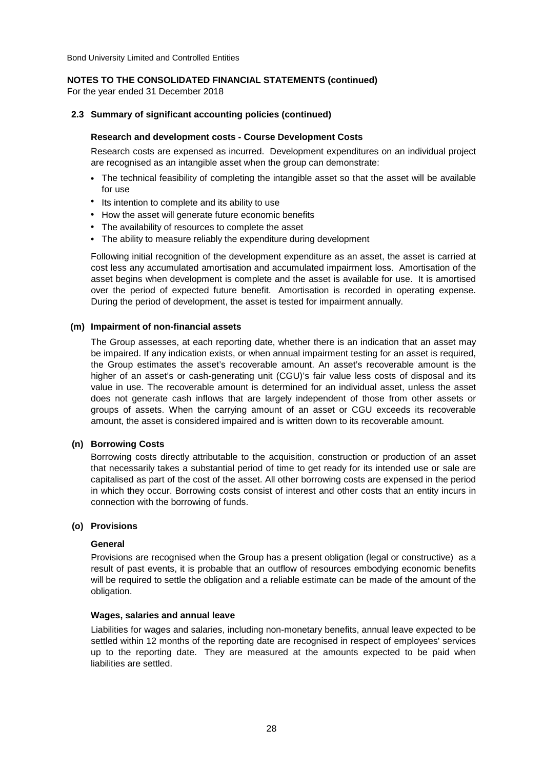Bond University Limited and Controlled Entities

**NOTES TO THE CONSOLIDATED FINANCIAL STATEMENTS (continued)**
For the year ended 31 December 2018

### 2.3 Summary of significant accounting policies (continued)

**Research and development costs - Course Development Costs**

Research costs are expensed as incurred. Development expenditures on an individual project are recognised as an intangible asset when the group can demonstrate:

- The technical feasibility of completing the intangible asset so that the asset will be available for use
- Its intention to complete and its ability to use
- How the asset will generate future economic benefits
- The availability of resources to complete the asset
- The ability to measure reliably the expenditure during development

Following initial recognition of the development expenditure as an asset, the asset is carried at cost less any accumulated amortisation and accumulated impairment loss. Amortisation of the asset begins when development is complete and the asset is available for use. It is amortised over the period of expected future benefit. Amortisation is recorded in operating expense. During the period of development, the asset is tested for impairment annually.

#### (m) Impairment of non-financial assets

The Group assesses, at each reporting date, whether there is an indication that an asset may be impaired. If any indication exists, or when annual impairment testing for an asset is required, the Group estimates the asset's recoverable amount. An asset's recoverable amount is the higher of an asset's or cash-generating unit (CGU)'s fair value less costs of disposal and its value in use. The recoverable amount is determined for an individual asset, unless the asset does not generate cash inflows that are largely independent of those from other assets or groups of assets. When the carrying amount of an asset or CGU exceeds its recoverable amount, the asset is considered impaired and is written down to its recoverable amount.

#### (n) Borrowing Costs

Borrowing costs directly attributable to the acquisition, construction or production of an asset that necessarily takes a substantial period of time to get ready for its intended use or sale are capitalised as part of the cost of the asset. All other borrowing costs are expensed in the period in which they occur. Borrowing costs consist of interest and other costs that an entity incurs in connection with the borrowing of funds.

#### (o) Provisions

**General**

Provisions are recognised when the Group has a present obligation (legal or constructive) as a result of past events, it is probable that an outflow of resources embodying economic benefits will be required to settle the obligation and a reliable estimate can be made of the amount of the obligation.

**Wages, salaries and annual leave**

Liabilities for wages and salaries, including non-monetary benefits, annual leave expected to be settled within 12 months of the reporting date are recognised in respect of employees' services up to the reporting date. They are measured at the amounts expected to be paid when liabilities are settled.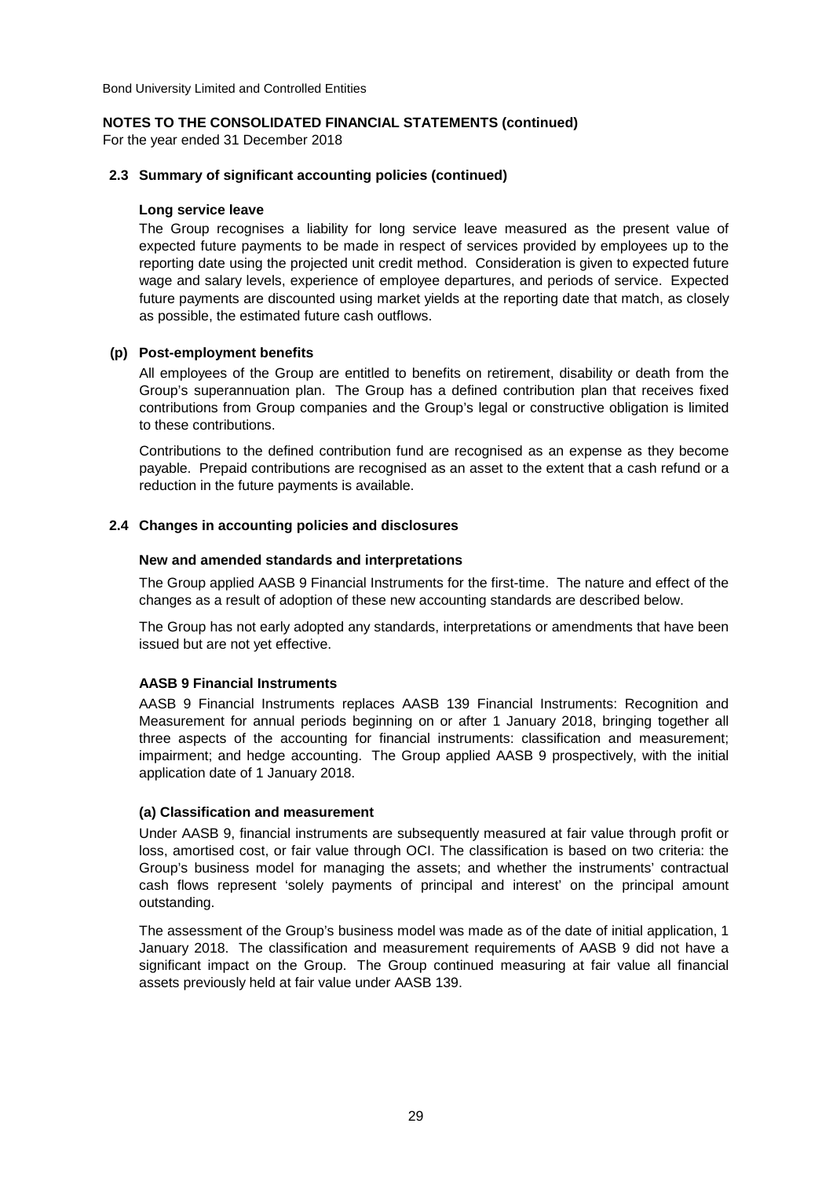Bond University Limited and Controlled Entities

**NOTES TO THE CONSOLIDATED FINANCIAL STATEMENTS (continued)**
For the year ended 31 December 2018

### 2.3 Summary of significant accounting policies (continued)

**Long service leave**

The Group recognises a liability for long service leave measured as the present value of expected future payments to be made in respect of services provided by employees up to the reporting date using the projected unit credit method. Consideration is given to expected future wage and salary levels, experience of employee departures, and periods of service. Expected future payments are discounted using market yields at the reporting date that match, as closely as possible, the estimated future cash outflows.

**(p) Post-employment benefits**

All employees of the Group are entitled to benefits on retirement, disability or death from the Group's superannuation plan. The Group has a defined contribution plan that receives fixed contributions from Group companies and the Group's legal or constructive obligation is limited to these contributions.

Contributions to the defined contribution fund are recognised as an expense as they become payable. Prepaid contributions are recognised as an asset to the extent that a cash refund or a reduction in the future payments is available.

### 2.4 Changes in accounting policies and disclosures

**New and amended standards and interpretations**

The Group applied AASB 9 Financial Instruments for the first-time. The nature and effect of the changes as a result of adoption of these new accounting standards are described below.

The Group has not early adopted any standards, interpretations or amendments that have been issued but are not yet effective.

**AASB 9 Financial Instruments**

AASB 9 Financial Instruments replaces AASB 139 Financial Instruments: Recognition and Measurement for annual periods beginning on or after 1 January 2018, bringing together all three aspects of the accounting for financial instruments: classification and measurement; impairment; and hedge accounting. The Group applied AASB 9 prospectively, with the initial application date of 1 January 2018.

**(a) Classification and measurement**

Under AASB 9, financial instruments are subsequently measured at fair value through profit or loss, amortised cost, or fair value through OCI. The classification is based on two criteria: the Group's business model for managing the assets; and whether the instruments' contractual cash flows represent 'solely payments of principal and interest' on the principal amount outstanding.

The assessment of the Group's business model was made as of the date of initial application, 1 January 2018. The classification and measurement requirements of AASB 9 did not have a significant impact on the Group. The Group continued measuring at fair value all financial assets previously held at fair value under AASB 139.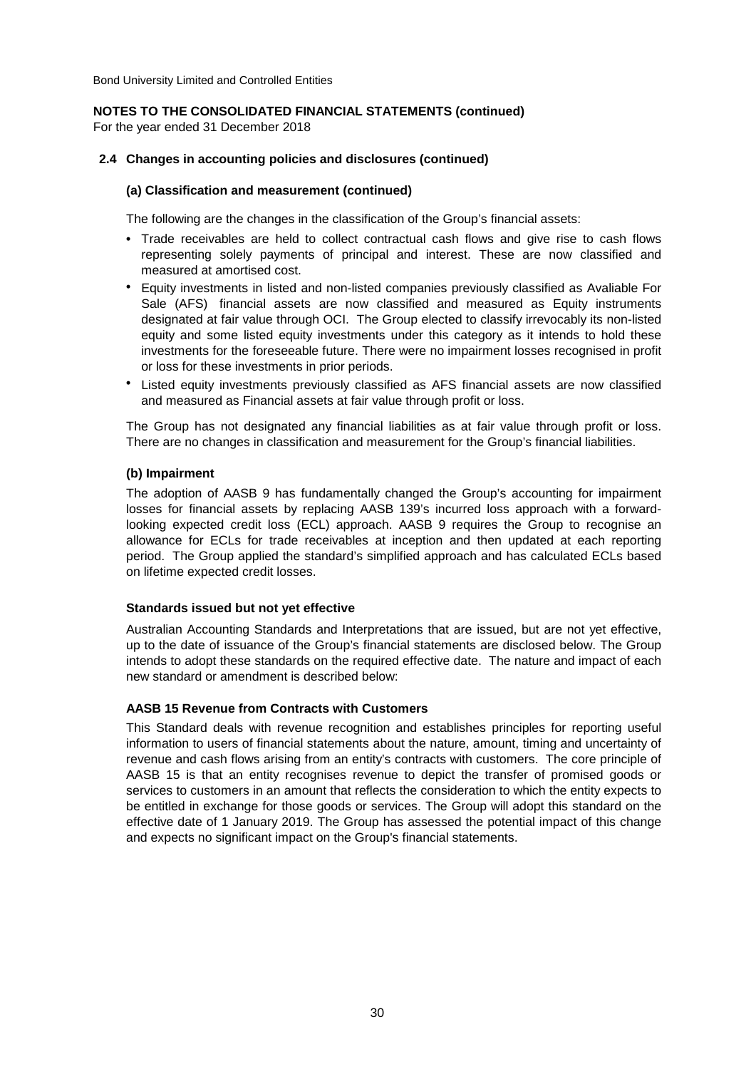Bond University Limited and Controlled Entities

**NOTES TO THE CONSOLIDATED FINANCIAL STATEMENTS (continued)**
For the year ended 31 December 2018

### 2.4 Changes in accounting policies and disclosures (continued)

#### (a) Classification and measurement (continued)

The following are the changes in the classification of the Group's financial assets:

- Trade receivables are held to collect contractual cash flows and give rise to cash flows representing solely payments of principal and interest. These are now classified and measured at amortised cost.
- Equity investments in listed and non-listed companies previously classified as Avaliable For Sale (AFS) financial assets are now classified and measured as Equity instruments designated at fair value through OCI. The Group elected to classify irrevocably its non-listed equity and some listed equity investments under this category as it intends to hold these investments for the foreseeable future. There were no impairment losses recognised in profit or loss for these investments in prior periods.
- Listed equity investments previously classified as AFS financial assets are now classified and measured as Financial assets at fair value through profit or loss.

The Group has not designated any financial liabilities as at fair value through profit or loss. There are no changes in classification and measurement for the Group's financial liabilities.

#### (b) Impairment

The adoption of AASB 9 has fundamentally changed the Group's accounting for impairment losses for financial assets by replacing AASB 139's incurred loss approach with a forward-looking expected credit loss (ECL) approach. AASB 9 requires the Group to recognise an allowance for ECLs for trade receivables at inception and then updated at each reporting period. The Group applied the standard's simplified approach and has calculated ECLs based on lifetime expected credit losses.

#### Standards issued but not yet effective

Australian Accounting Standards and Interpretations that are issued, but are not yet effective, up to the date of issuance of the Group's financial statements are disclosed below. The Group intends to adopt these standards on the required effective date. The nature and impact of each new standard or amendment is described below:

#### AASB 15 Revenue from Contracts with Customers

This Standard deals with revenue recognition and establishes principles for reporting useful information to users of financial statements about the nature, amount, timing and uncertainty of revenue and cash flows arising from an entity's contracts with customers. The core principle of AASB 15 is that an entity recognises revenue to depict the transfer of promised goods or services to customers in an amount that reflects the consideration to which the entity expects to be entitled in exchange for those goods or services. The Group will adopt this standard on the effective date of 1 January 2019. The Group has assessed the potential impact of this change and expects no significant impact on the Group's financial statements.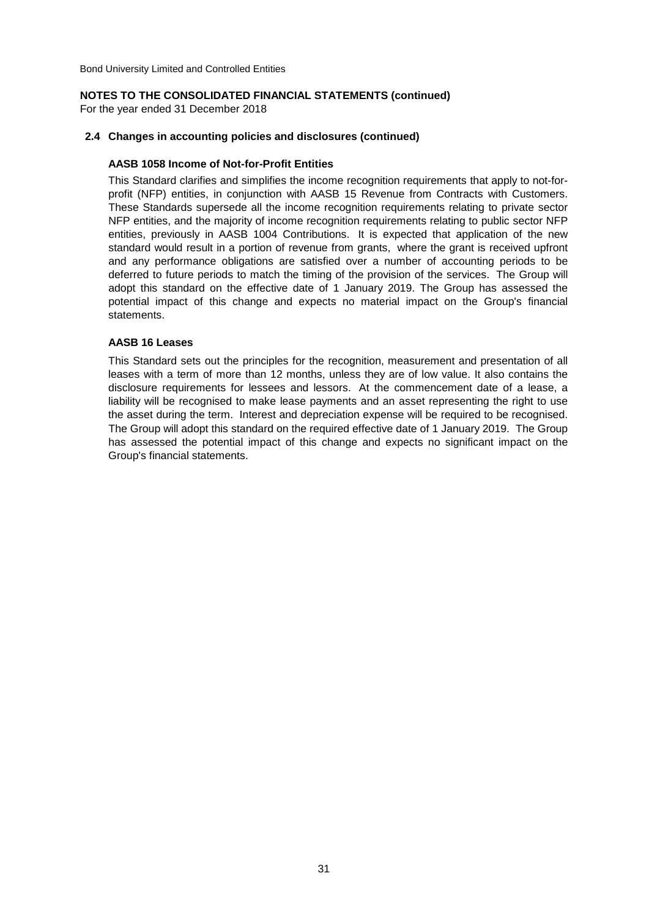### 2.4 Changes in accounting policies and disclosures (continued)

**AASB 1058 Income of Not-for-Profit Entities**

This Standard clarifies and simplifies the income recognition requirements that apply to not-for-profit (NFP) entities, in conjunction with AASB 15 Revenue from Contracts with Customers. These Standards supersede all the income recognition requirements relating to private sector NFP entities, and the majority of income recognition requirements relating to public sector NFP entities, previously in AASB 1004 Contributions. It is expected that application of the new standard would result in a portion of revenue from grants, where the grant is received upfront and any performance obligations are satisfied over a number of accounting periods to be deferred to future periods to match the timing of the provision of the services. The Group will adopt this standard on the effective date of 1 January 2019. The Group has assessed the potential impact of this change and expects no material impact on the Group's financial statements.

**AASB 16 Leases**

This Standard sets out the principles for the recognition, measurement and presentation of all leases with a term of more than 12 months, unless they are of low value. It also contains the disclosure requirements for lessees and lessors. At the commencement date of a lease, a liability will be recognised to make lease payments and an asset representing the right to use the asset during the term. Interest and depreciation expense will be required to be recognised. The Group will adopt this standard on the required effective date of 1 January 2019. The Group has assessed the potential impact of this change and expects no significant impact on the Group's financial statements.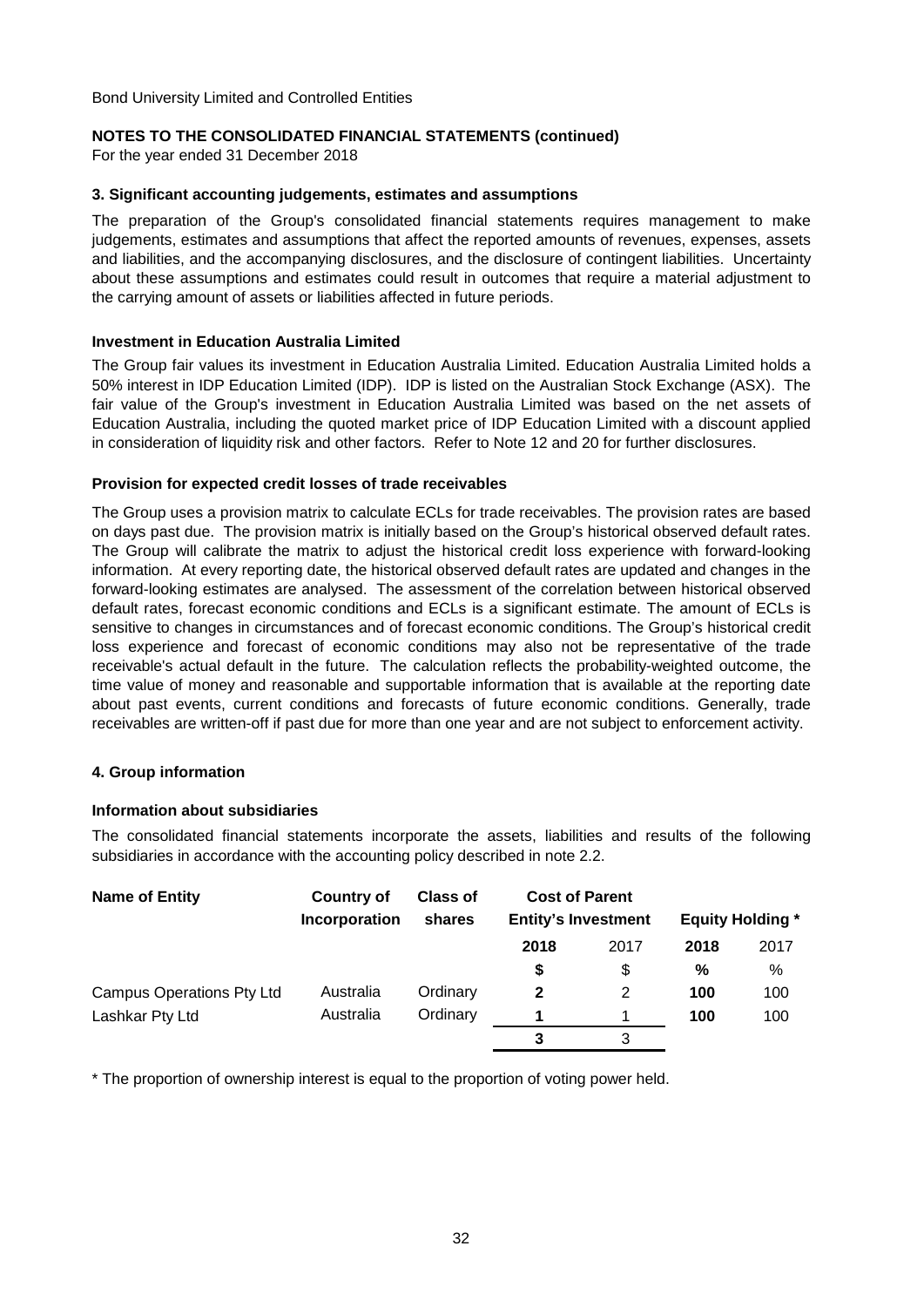Bond University Limited and Controlled Entities

**NOTES TO THE CONSOLIDATED FINANCIAL STATEMENTS (continued)**

For the year ended 31 December 2018

### 3. Significant accounting judgements, estimates and assumptions

The preparation of the Group's consolidated financial statements requires management to make judgements, estimates and assumptions that affect the reported amounts of revenues, expenses, assets and liabilities, and the accompanying disclosures, and the disclosure of contingent liabilities. Uncertainty about these assumptions and estimates could result in outcomes that require a material adjustment to the carrying amount of assets or liabilities affected in future periods.

#### Investment in Education Australia Limited

The Group fair values its investment in Education Australia Limited. Education Australia Limited holds a 50% interest in IDP Education Limited (IDP). IDP is listed on the Australian Stock Exchange (ASX). The fair value of the Group's investment in Education Australia Limited was based on the net assets of Education Australia, including the quoted market price of IDP Education Limited with a discount applied in consideration of liquidity risk and other factors. Refer to Note 12 and 20 for further disclosures.

#### Provision for expected credit losses of trade receivables

The Group uses a provision matrix to calculate ECLs for trade receivables. The provision rates are based on days past due. The provision matrix is initially based on the Group's historical observed default rates. The Group will calibrate the matrix to adjust the historical credit loss experience with forward-looking information. At every reporting date, the historical observed default rates are updated and changes in the forward-looking estimates are analysed. The assessment of the correlation between historical observed default rates, forecast economic conditions and ECLs is a significant estimate. The amount of ECLs is sensitive to changes in circumstances and of forecast economic conditions. The Group's historical credit loss experience and forecast of economic conditions may also not be representative of the trade receivable's actual default in the future. The calculation reflects the probability-weighted outcome, the time value of money and reasonable and supportable information that is available at the reporting date about past events, current conditions and forecasts of future economic conditions. Generally, trade receivables are written-off if past due for more than one year and are not subject to enforcement activity.

### 4. Group information

#### Information about subsidiaries

The consolidated financial statements incorporate the assets, liabilities and results of the following subsidiaries in accordance with the accounting policy described in note 2.2.

| Name of Entity | Country of Incorporation | Class of shares | Cost of Parent Entity's Investment | | Equity Holding * | |
|---|---|---|---|---|---|---|
| | | | **2018** | 2017 | **2018** | 2017 |
| | | | **$** | $ | **%** | % |
| Campus Operations Pty Ltd | Australia | Ordinary | **2** | 2 | **100** | 100 |
| Lashkar Pty Ltd | Australia | Ordinary | **1** | 1 | **100** | 100 |
| | | | **3** | 3 | | |

* The proportion of ownership interest is equal to the proportion of voting power held.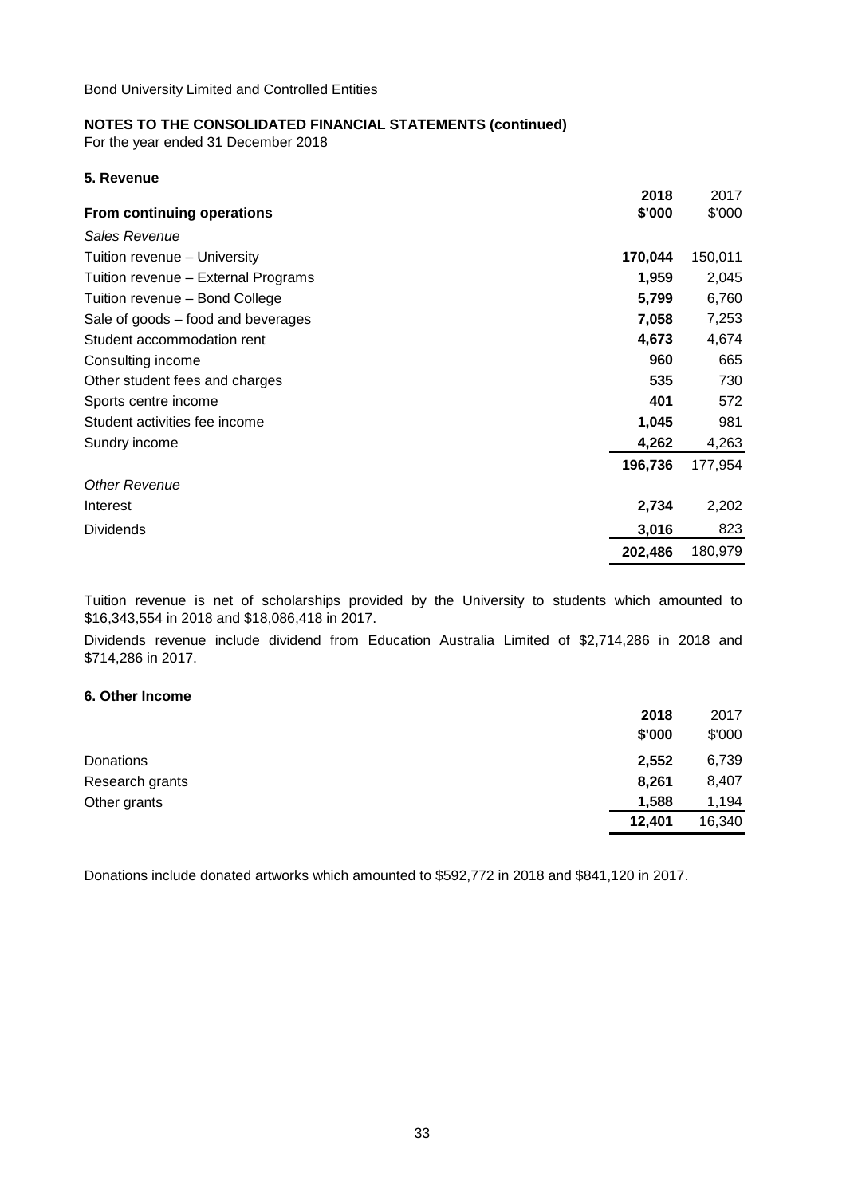Bond University Limited and Controlled Entities

**NOTES TO THE CONSOLIDATED FINANCIAL STATEMENTS (continued)**
For the year ended 31 December 2018

### 5. Revenue

| From continuing operations | 2018<br>$'000 | 2017<br>$'000 |
|---|---|---|
| *Sales Revenue* | | |
| Tuition revenue – University | **170,044** | 150,011 |
| Tuition revenue – External Programs | **1,959** | 2,045 |
| Tuition revenue – Bond College | **5,799** | 6,760 |
| Sale of goods – food and beverages | **7,058** | 7,253 |
| Student accommodation rent | **4,673** | 4,674 |
| Consulting income | **960** | 665 |
| Other student fees and charges | **535** | 730 |
| Sports centre income | **401** | 572 |
| Student activities fee income | **1,045** | 981 |
| Sundry income | **4,262** | 4,263 |
| | **196,736** | 177,954 |
| *Other Revenue* | | |
| Interest | **2,734** | 2,202 |
| Dividends | **3,016** | 823 |
| | **202,486** | 180,979 |

Tuition revenue is net of scholarships provided by the University to students which amounted to $16,343,554 in 2018 and $18,086,418 in 2017.

Dividends revenue include dividend from Education Australia Limited of $2,714,286 in 2018 and $714,286 in 2017.

### 6. Other Income

| | 2018<br>$'000 | 2017<br>$'000 |
|---|---|---|
| Donations | **2,552** | 6,739 |
| Research grants | **8,261** | 8,407 |
| Other grants | **1,588** | 1,194 |
| | **12,401** | 16,340 |

Donations include donated artworks which amounted to $592,772 in 2018 and $841,120 in 2017.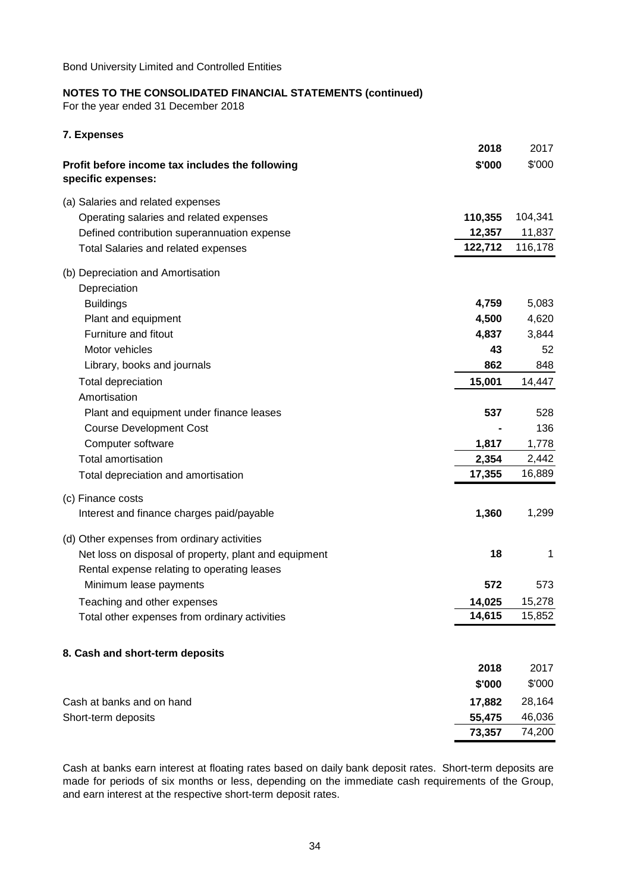Bond University Limited and Controlled Entities

**NOTES TO THE CONSOLIDATED FINANCIAL STATEMENTS (continued)**
For the year ended 31 December 2018

### 7. Expenses

| **Profit before income tax includes the following specific expenses:** | **2018 $'000** | 2017 $'000 |
|---|---|---|
| (a) Salaries and related expenses | | |
| Operating salaries and related expenses | **110,355** | 104,341 |
| Defined contribution superannuation expense | **12,357** | 11,837 |
| Total Salaries and related expenses | **122,712** | 116,178 |
| (b) Depreciation and Amortisation | | |
| Depreciation | | |
| Buildings | **4,759** | 5,083 |
| Plant and equipment | **4,500** | 4,620 |
| Furniture and fitout | **4,837** | 3,844 |
| Motor vehicles | **43** | 52 |
| Library, books and journals | **862** | 848 |
| Total depreciation | **15,001** | 14,447 |
| Amortisation | | |
| Plant and equipment under finance leases | **537** | 528 |
| Course Development Cost | **-** | 136 |
| Computer software | **1,817** | 1,778 |
| Total amortisation | **2,354** | 2,442 |
| Total depreciation and amortisation | **17,355** | 16,889 |
| (c) Finance costs | | |
| Interest and finance charges paid/payable | **1,360** | 1,299 |
| (d) Other expenses from ordinary activities | | |
| Net loss on disposal of property, plant and equipment | **18** | 1 |
| Rental expense relating to operating leases | | |
| Minimum lease payments | **572** | 573 |
| Teaching and other expenses | **14,025** | 15,278 |
| Total other expenses from ordinary activities | **14,615** | 15,852 |

### 8. Cash and short-term deposits

| | **2018 $'000** | 2017 $'000 |
|---|---|---|
| Cash at banks and on hand | **17,882** | 28,164 |
| Short-term deposits | **55,475** | 46,036 |
| | **73,357** | 74,200 |

Cash at banks earn interest at floating rates based on daily bank deposit rates. Short-term deposits are made for periods of six months or less, depending on the immediate cash requirements of the Group, and earn interest at the respective short-term deposit rates.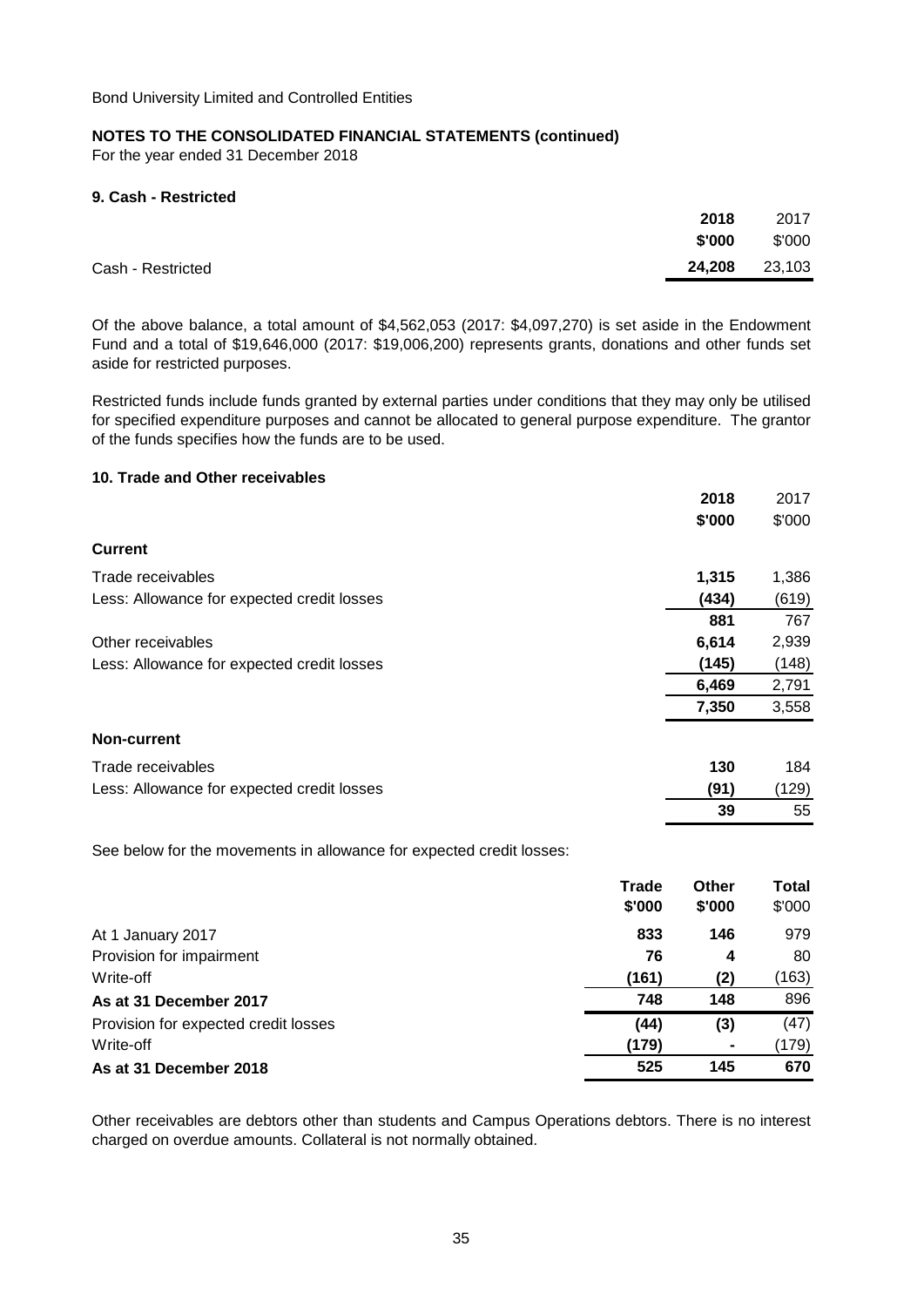Bond University Limited and Controlled Entities

**NOTES TO THE CONSOLIDATED FINANCIAL STATEMENTS (continued)**

For the year ended 31 December 2018

### 9. Cash - Restricted

| | 2018 | 2017 |
|---|---|---|
| | $'000 | $'000 |
| Cash - Restricted | **24,208** | 23,103 |

Of the above balance, a total amount of $4,562,053 (2017: $4,097,270) is set aside in the Endowment Fund and a total of $19,646,000 (2017: $19,006,200) represents grants, donations and other funds set aside for restricted purposes.

Restricted funds include funds granted by external parties under conditions that they may only be utilised for specified expenditure purposes and cannot be allocated to general purpose expenditure. The grantor of the funds specifies how the funds are to be used.

### 10. Trade and Other receivables

| | 2018 | 2017 |
|---|---|---|
| | $'000 | $'000 |
| **Current** | | |
| Trade receivables | **1,315** | 1,386 |
| Less: Allowance for expected credit losses | **(434)** | (619) |
| | **881** | 767 |
| Other receivables | **6,614** | 2,939 |
| Less: Allowance for expected credit losses | **(145)** | (148) |
| | **6,469** | 2,791 |
| | **7,350** | 3,558 |
| **Non-current** | | |
| Trade receivables | **130** | 184 |
| Less: Allowance for expected credit losses | **(91)** | (129) |
| | **39** | 55 |

See below for the movements in allowance for expected credit losses:

| | Trade | Other | Total |
|---|---|---|---|
| | $'000 | $'000 | $'000 |
| At 1 January 2017 | **833** | **146** | 979 |
| Provision for impairment | **76** | **4** | 80 |
| Write-off | **(161)** | **(2)** | (163) |
| **As at 31 December 2017** | **748** | **148** | 896 |
| Provision for expected credit losses | **(44)** | **(3)** | (47) |
| Write-off | **(179)** | **-** | (179) |
| **As at 31 December 2018** | **525** | **145** | **670** |

Other receivables are debtors other than students and Campus Operations debtors. There is no interest charged on overdue amounts. Collateral is not normally obtained.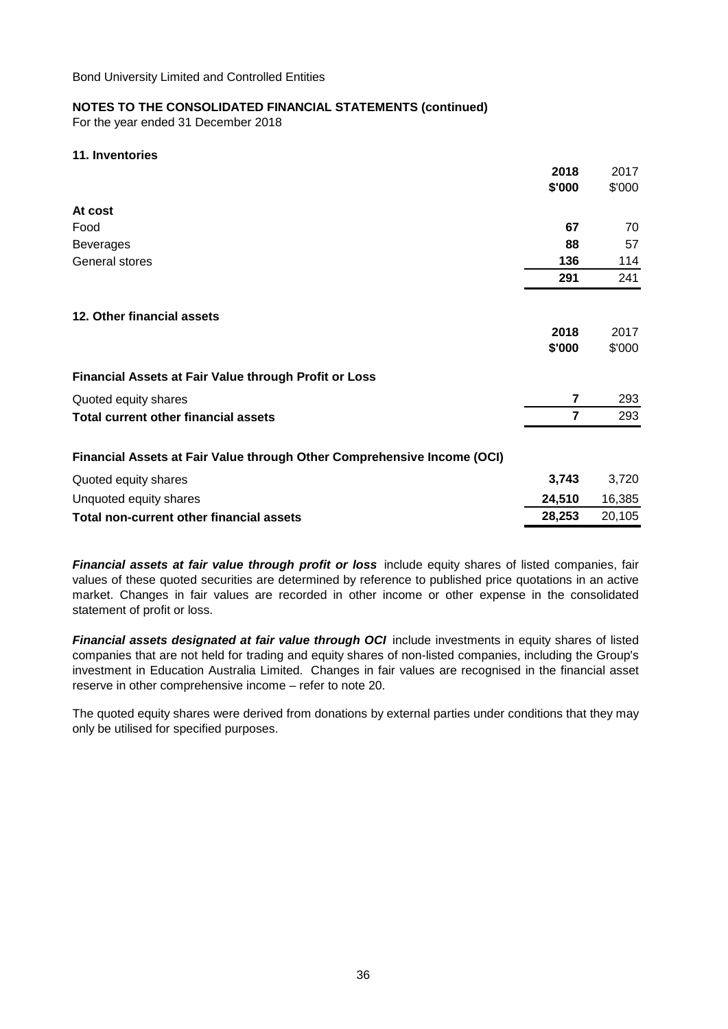Bond University Limited and Controlled Entities

## NOTES TO THE CONSOLIDATED FINANCIAL STATEMENTS (continued)

For the year ended 31 December 2018

### 11. Inventories

| | 2018 \$'000 | 2017 \$'000 |
|---|---|---|
| **At cost** | | |
| Food | **67** | 70 |
| Beverages | **88** | 57 |
| General stores | **136** | 114 |
| | **291** | 241 |

### 12. Other financial assets

| | 2018 \$'000 | 2017 \$'000 |
|---|---|---|
| **Financial Assets at Fair Value through Profit or Loss** | | |
| Quoted equity shares | **7** | 293 |
| **Total current other financial assets** | **7** | 293 |
| **Financial Assets at Fair Value through Other Comprehensive Income (OCI)** | | |
| Quoted equity shares | **3,743** | 3,720 |
| Unquoted equity shares | **24,510** | 16,385 |
| **Total non-current other financial assets** | **28,253** | 20,105 |

***Financial assets at fair value through profit or loss*** include equity shares of listed companies, fair values of these quoted securities are determined by reference to published price quotations in an active market. Changes in fair values are recorded in other income or other expense in the consolidated statement of profit or loss.

***Financial assets designated at fair value through OCI*** include investments in equity shares of listed companies that are not held for trading and equity shares of non-listed companies, including the Group's investment in Education Australia Limited. Changes in fair values are recognised in the financial asset reserve in other comprehensive income – refer to note 20.

The quoted equity shares were derived from donations by external parties under conditions that they may only be utilised for specified purposes.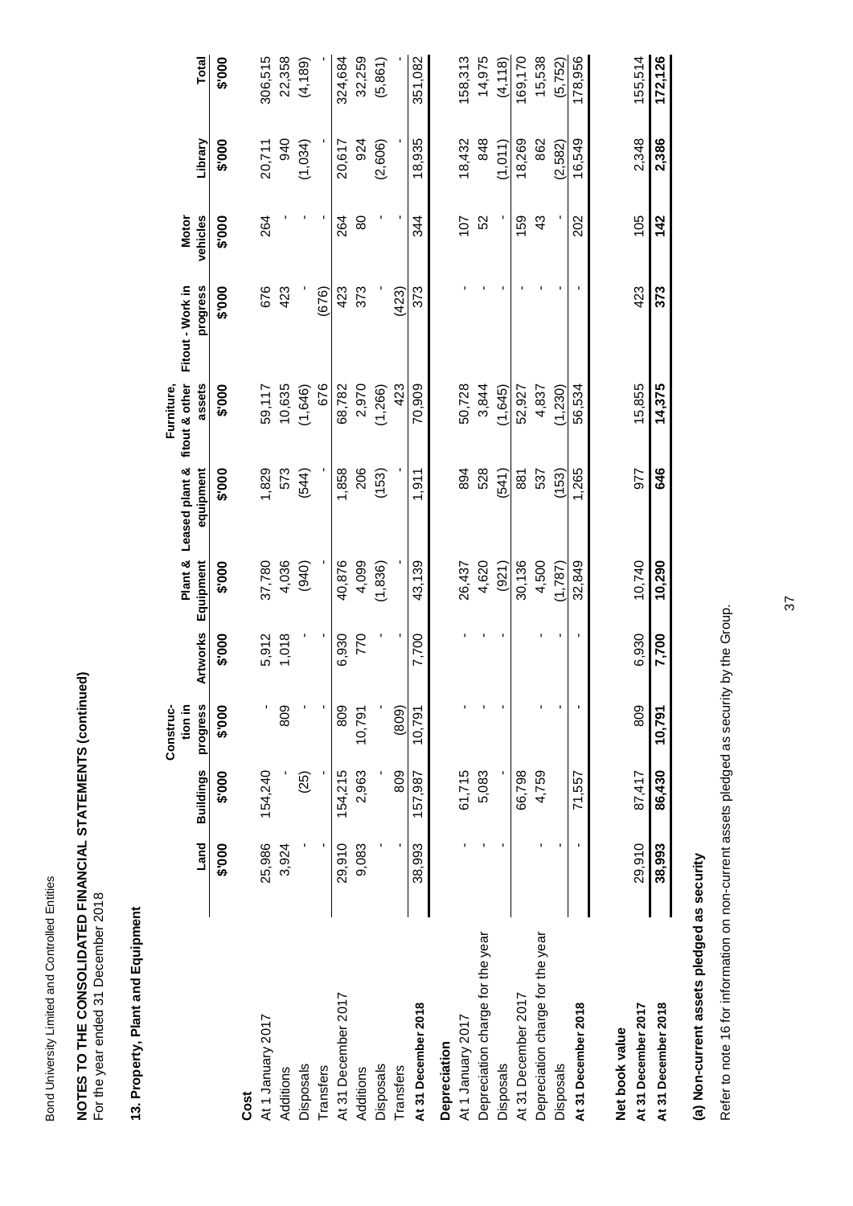Bond University Limited and Controlled Entities

**NOTES TO THE CONSOLIDATED FINANCIAL STATEMENTS (continued)**
For the year ended 31 December 2018

## 13. Property, Plant and Equipment

| | Land | Buildings | Construc-tion in progress | Artworks | Plant & Equipment | Leased plant & equipment | Furniture, fitout & other assets | Fitout - Work in progress | Motor vehicles | Library | Total |
|---|---|---|---|---|---|---|---|---|---|---|---|
| | $'000 | $'000 | $'000 | $'000 | $'000 | $'000 | $'000 | $'000 | $'000 | $'000 | $'000 |
| **Cost** | | | | | | | | | | | |
| At 1 January 2017 | 25,986 | 154,240 | - | 5,912 | 37,780 | 1,829 | 59,117 | 676 | 264 | 20,711 | 306,515 |
| Additions | 3,924 | - | 809 | 1,018 | 4,036 | 573 | 10,635 | 423 | - | 940 | 22,358 |
| Disposals | - | (25) | - | - | (940) | (544) | (1,646) | - | - | (1,034) | (4,189) |
| Transfers | - | - | - | - | - | - | 676 | (676) | - | - | - |
| At 31 December 2017 | 29,910 | 154,215 | 809 | 6,930 | 40,876 | 1,858 | 68,782 | 423 | 264 | 20,617 | 324,684 |
| Additions | 9,083 | 2,963 | 10,791 | 770 | 4,099 | 206 | 2,970 | 373 | 80 | 924 | 32,259 |
| Disposals | - | - | - | - | (1,836) | (153) | (1,266) | - | - | (2,606) | (5,861) |
| Transfers | - | 809 | (809) | - | - | - | 423 | (423) | - | - | - |
| **At 31 December 2018** | 38,993 | 157,987 | 10,791 | 7,700 | 43,139 | 1,911 | 70,909 | 373 | 344 | 18,935 | 351,082 |
| **Depreciation** | | | | | | | | | | | |
| At 1 January 2017 | - | 61,715 | - | - | 26,437 | 894 | 50,728 | - | 107 | 18,432 | 158,313 |
| Depreciation charge for the year | - | 5,083 | - | - | 4,620 | 528 | 3,844 | - | 52 | 848 | 14,975 |
| Disposals | - | - | - | - | (921) | (541) | (1,645) | - | - | (1,011) | (4,118) |
| At 31 December 2017 | | 66,798 | | | 30,136 | 881 | 52,927 | - | 159 | 18,269 | 169,170 |
| Depreciation charge for the year | - | 4,759 | - | - | 4,500 | 537 | 4,837 | - | 43 | 862 | 15,538 |
| Disposals | - | - | - | - | (1,787) | (153) | (1,230) | - | - | (2,582) | (5,752) |
| **At 31 December 2018** | - | 71,557 | - | - | 32,849 | 1,265 | 56,534 | - | 202 | 16,549 | 178,956 |
| **Net book value** | | | | | | | | | | | |
| **At 31 December 2017** | 29,910 | 87,417 | 809 | 6,930 | 10,740 | 977 | 15,855 | 423 | 105 | 2,348 | 155,514 |
| **At 31 December 2018** | **38,993** | **86,430** | **10,791** | **7,700** | **10,290** | **646** | **14,375** | **373** | **142** | **2,386** | **172,126** |

### (a) Non-current assets pledged as security

Refer to note 16 for information on non-current assets pledged as security by the Group.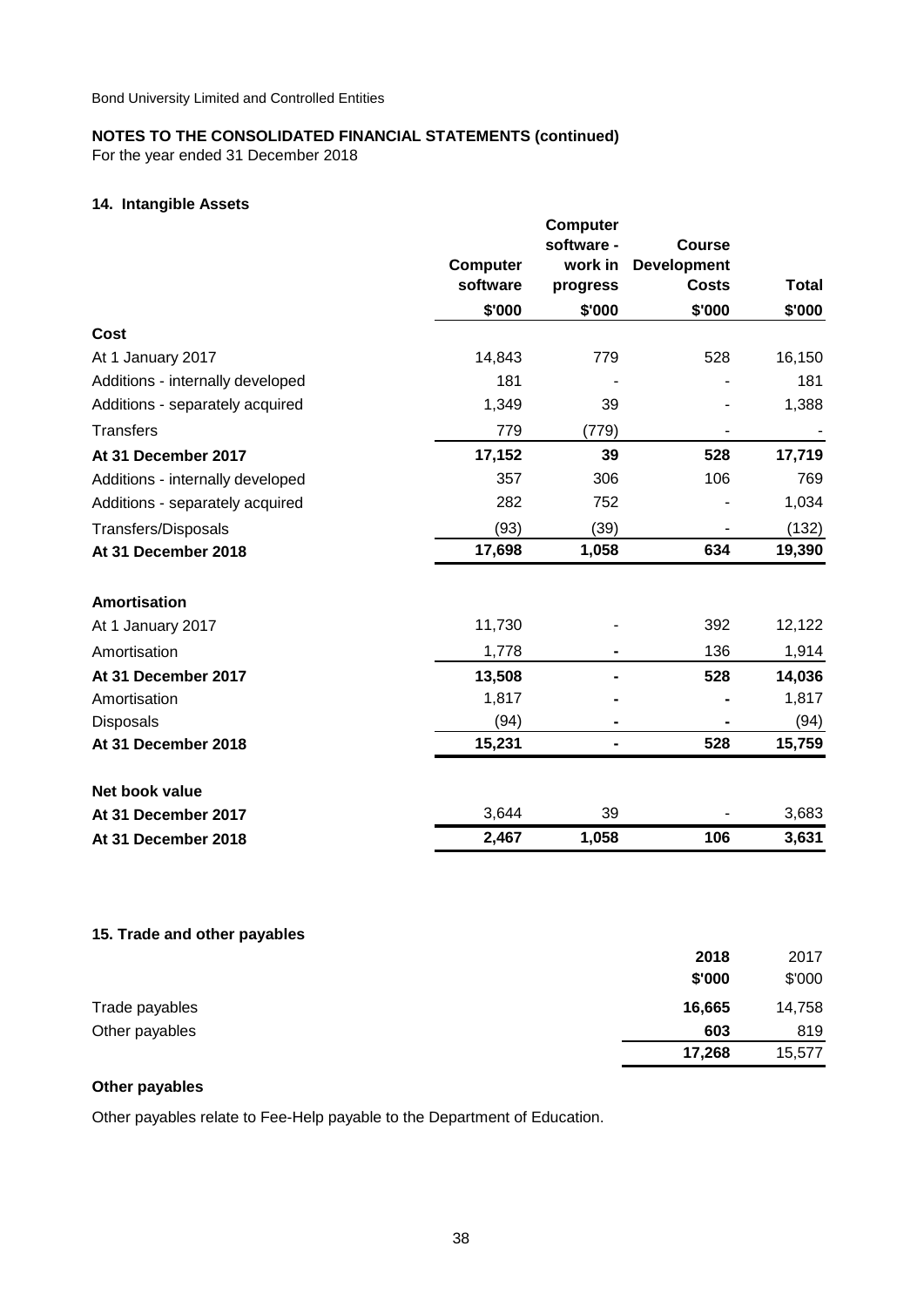Bond University Limited and Controlled Entities

**NOTES TO THE CONSOLIDATED FINANCIAL STATEMENTS (continued)**
For the year ended 31 December 2018

### 14. Intangible Assets

| | Computer software | Computer software - work in progress | Course Development Costs | Total |
|---|---|---|---|---|
| | $'000 | $'000 | $'000 | $'000 |
| **Cost** | | | | |
| At 1 January 2017 | 14,843 | 779 | 528 | 16,150 |
| Additions - internally developed | 181 | - | - | 181 |
| Additions - separately acquired | 1,349 | 39 | - | 1,388 |
| Transfers | 779 | (779) | - | - |
| **At 31 December 2017** | **17,152** | **39** | **528** | **17,719** |
| Additions - internally developed | 357 | 306 | 106 | 769 |
| Additions - separately acquired | 282 | 752 | - | 1,034 |
| Transfers/Disposals | (93) | (39) | - | (132) |
| **At 31 December 2018** | **17,698** | **1,058** | **634** | **19,390** |
| **Amortisation** | | | | |
| At 1 January 2017 | 11,730 | - | 392 | 12,122 |
| Amortisation | 1,778 | - | 136 | 1,914 |
| **At 31 December 2017** | **13,508** | **-** | **528** | **14,036** |
| Amortisation | 1,817 | - | - | 1,817 |
| Disposals | (94) | - | - | (94) |
| **At 31 December 2018** | **15,231** | **-** | **528** | **15,759** |
| **Net book value** | | | | |
| **At 31 December 2017** | 3,644 | 39 | - | 3,683 |
| **At 31 December 2018** | **2,467** | **1,058** | **106** | **3,631** |

### 15. Trade and other payables

| | 2018 | 2017 |
|---|---|---|
| | $'000 | $'000 |
| Trade payables | **16,665** | 14,758 |
| Other payables | **603** | 819 |
| | **17,268** | 15,577 |

**Other payables**

Other payables relate to Fee-Help payable to the Department of Education.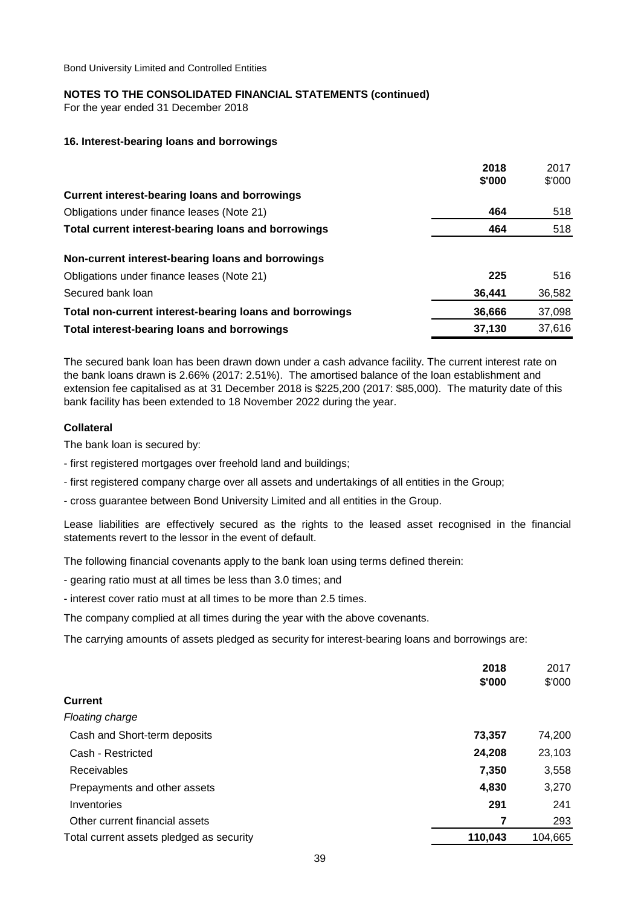Bond University Limited and Controlled Entities

**NOTES TO THE CONSOLIDATED FINANCIAL STATEMENTS (continued)**

For the year ended 31 December 2018

### 16. Interest-bearing loans and borrowings

| | 2018<br>$'000 | 2017<br>$'000 |
|---|---|---|
| **Current interest-bearing loans and borrowings** | | |
| Obligations under finance leases (Note 21) | **464** | 518 |
| **Total current interest-bearing loans and borrowings** | **464** | 518 |
| **Non-current interest-bearing loans and borrowings** | | |
| Obligations under finance leases (Note 21) | **225** | 516 |
| Secured bank loan | **36,441** | 36,582 |
| **Total non-current interest-bearing loans and borrowings** | **36,666** | 37,098 |
| **Total interest-bearing loans and borrowings** | **37,130** | 37,616 |

The secured bank loan has been drawn down under a cash advance facility. The current interest rate on the bank loans drawn is 2.66% (2017: 2.51%). The amortised balance of the loan establishment and extension fee capitalised as at 31 December 2018 is $225,200 (2017: $85,000). The maturity date of this bank facility has been extended to 18 November 2022 during the year.

**Collateral**

The bank loan is secured by:

- first registered mortgages over freehold land and buildings;
- first registered company charge over all assets and undertakings of all entities in the Group;
- cross guarantee between Bond University Limited and all entities in the Group.

Lease liabilities are effectively secured as the rights to the leased asset recognised in the financial statements revert to the lessor in the event of default.

The following financial covenants apply to the bank loan using terms defined therein:

- gearing ratio must at all times be less than 3.0 times; and
- interest cover ratio must at all times to be more than 2.5 times.

The company complied at all times during the year with the above covenants.

The carrying amounts of assets pledged as security for interest-bearing loans and borrowings are:

| | 2018<br>$'000 | 2017<br>$'000 |
|---|---|---|
| **Current** | | |
| *Floating charge* | | |
| Cash and Short-term deposits | **73,357** | 74,200 |
| Cash - Restricted | **24,208** | 23,103 |
| Receivables | **7,350** | 3,558 |
| Prepayments and other assets | **4,830** | 3,270 |
| Inventories | **291** | 241 |
| Other current financial assets | **7** | 293 |
| Total current assets pledged as security | **110,043** | 104,665 |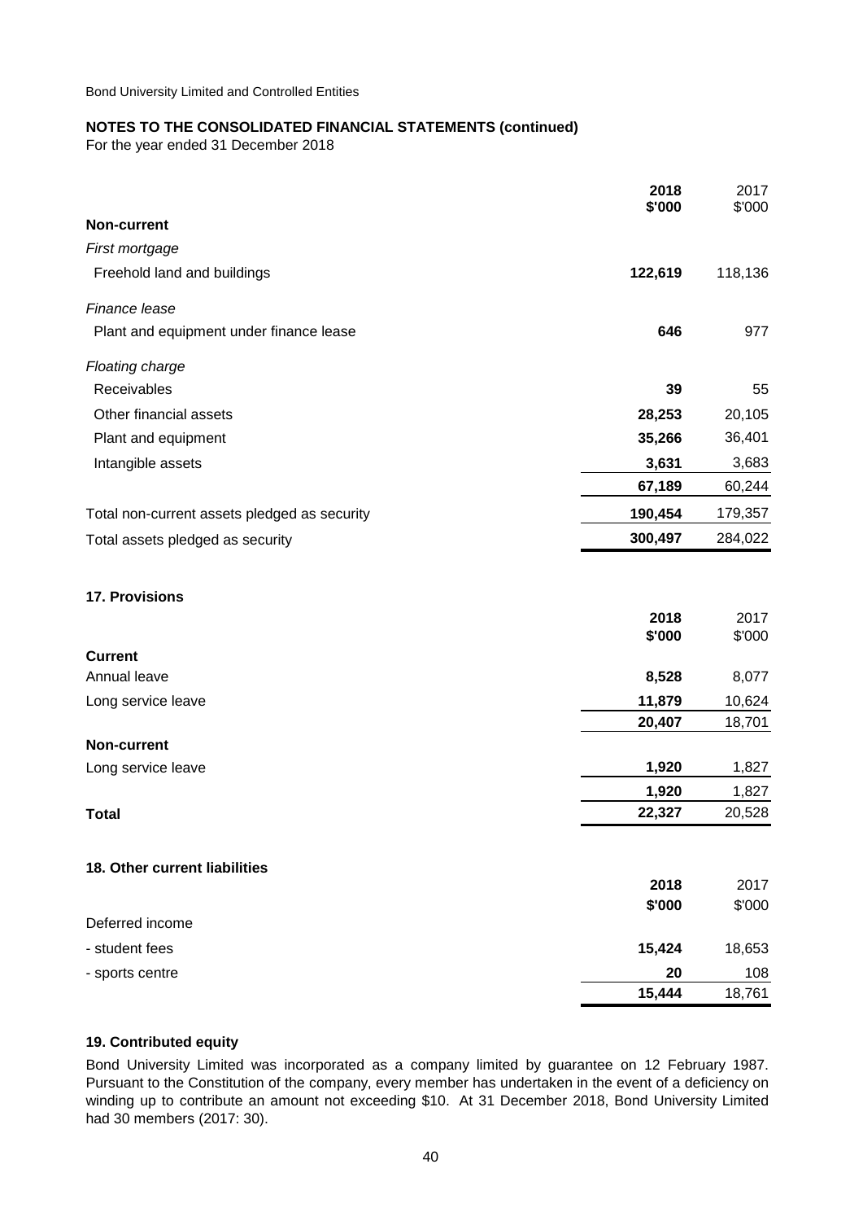Bond University Limited and Controlled Entities

**NOTES TO THE CONSOLIDATED FINANCIAL STATEMENTS (continued)**
For the year ended 31 December 2018

| | 2018 $'000 | 2017 $'000 |
|---|---|---|
| **Non-current** | | |
| *First mortgage* | | |
| Freehold land and buildings | **122,619** | 118,136 |
| *Finance lease* | | |
| Plant and equipment under finance lease | **646** | 977 |
| *Floating charge* | | |
| Receivables | **39** | 55 |
| Other financial assets | **28,253** | 20,105 |
| Plant and equipment | **35,266** | 36,401 |
| Intangible assets | **3,631** | 3,683 |
| | **67,189** | 60,244 |
| Total non-current assets pledged as security | **190,454** | 179,357 |
| Total assets pledged as security | **300,497** | 284,022 |

### 17. Provisions

| | 2018 $'000 | 2017 $'000 |
|---|---|---|
| **Current** | | |
| Annual leave | **8,528** | 8,077 |
| Long service leave | **11,879** | 10,624 |
| | **20,407** | 18,701 |
| **Non-current** | | |
| Long service leave | **1,920** | 1,827 |
| | **1,920** | 1,827 |
| **Total** | **22,327** | 20,528 |

### 18. Other current liabilities

| | 2018 $'000 | 2017 $'000 |
|---|---|---|
| Deferred income | | |
| - student fees | **15,424** | 18,653 |
| - sports centre | **20** | 108 |
| | **15,444** | 18,761 |

### 19. Contributed equity

Bond University Limited was incorporated as a company limited by guarantee on 12 February 1987. Pursuant to the Constitution of the company, every member has undertaken in the event of a deficiency on winding up to contribute an amount not exceeding $10. At 31 December 2018, Bond University Limited had 30 members (2017: 30).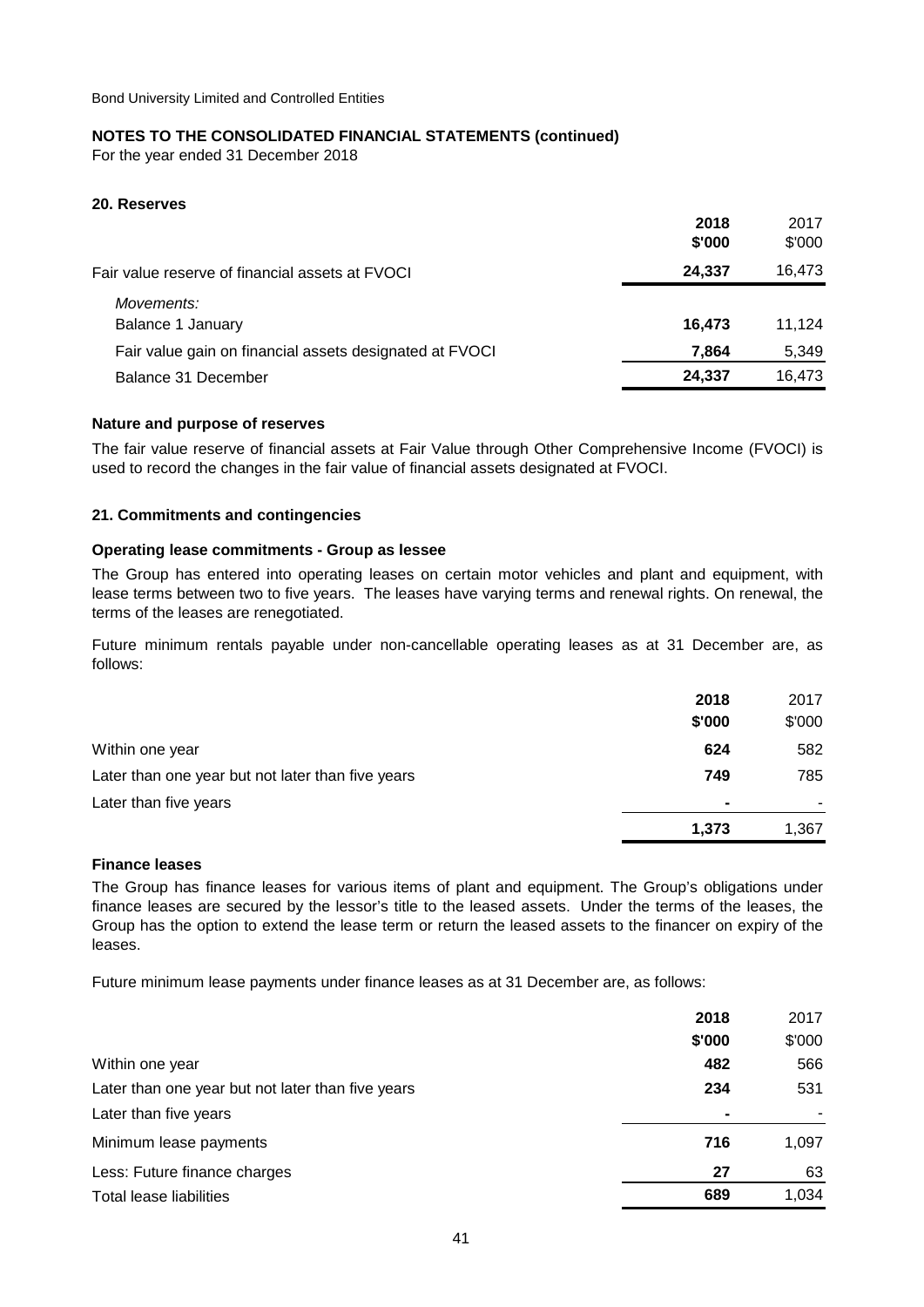Bond University Limited and Controlled Entities

## NOTES TO THE CONSOLIDATED FINANCIAL STATEMENTS (continued)

For the year ended 31 December 2018

### 20. Reserves

| | 2018 $'000 | 2017 $'000 |
|---|---|---|
| Fair value reserve of financial assets at FVOCI | **24,337** | 16,473 |
| *Movements:* | | |
| Balance 1 January | **16,473** | 11,124 |
| Fair value gain on financial assets designated at FVOCI | **7,864** | 5,349 |
| Balance 31 December | **24,337** | 16,473 |

**Nature and purpose of reserves**

The fair value reserve of financial assets at Fair Value through Other Comprehensive Income (FVOCI) is used to record the changes in the fair value of financial assets designated at FVOCI.

### 21. Commitments and contingencies

**Operating lease commitments - Group as lessee**

The Group has entered into operating leases on certain motor vehicles and plant and equipment, with lease terms between two to five years. The leases have varying terms and renewal rights. On renewal, the terms of the leases are renegotiated.

Future minimum rentals payable under non-cancellable operating leases as at 31 December are, as follows:

| | 2018 $'000 | 2017 $'000 |
|---|---|---|
| Within one year | **624** | 582 |
| Later than one year but not later than five years | **749** | 785 |
| Later than five years | **-** | - |
| | **1,373** | 1,367 |

**Finance leases**

The Group has finance leases for various items of plant and equipment. The Group's obligations under finance leases are secured by the lessor's title to the leased assets. Under the terms of the leases, the Group has the option to extend the lease term or return the leased assets to the financer on expiry of the leases.

Future minimum lease payments under finance leases as at 31 December are, as follows:

| | 2018 $'000 | 2017 $'000 |
|---|---|---|
| Within one year | **482** | 566 |
| Later than one year but not later than five years | **234** | 531 |
| Later than five years | **-** | - |
| Minimum lease payments | **716** | 1,097 |
| Less: Future finance charges | **27** | 63 |
| Total lease liabilities | **689** | 1,034 |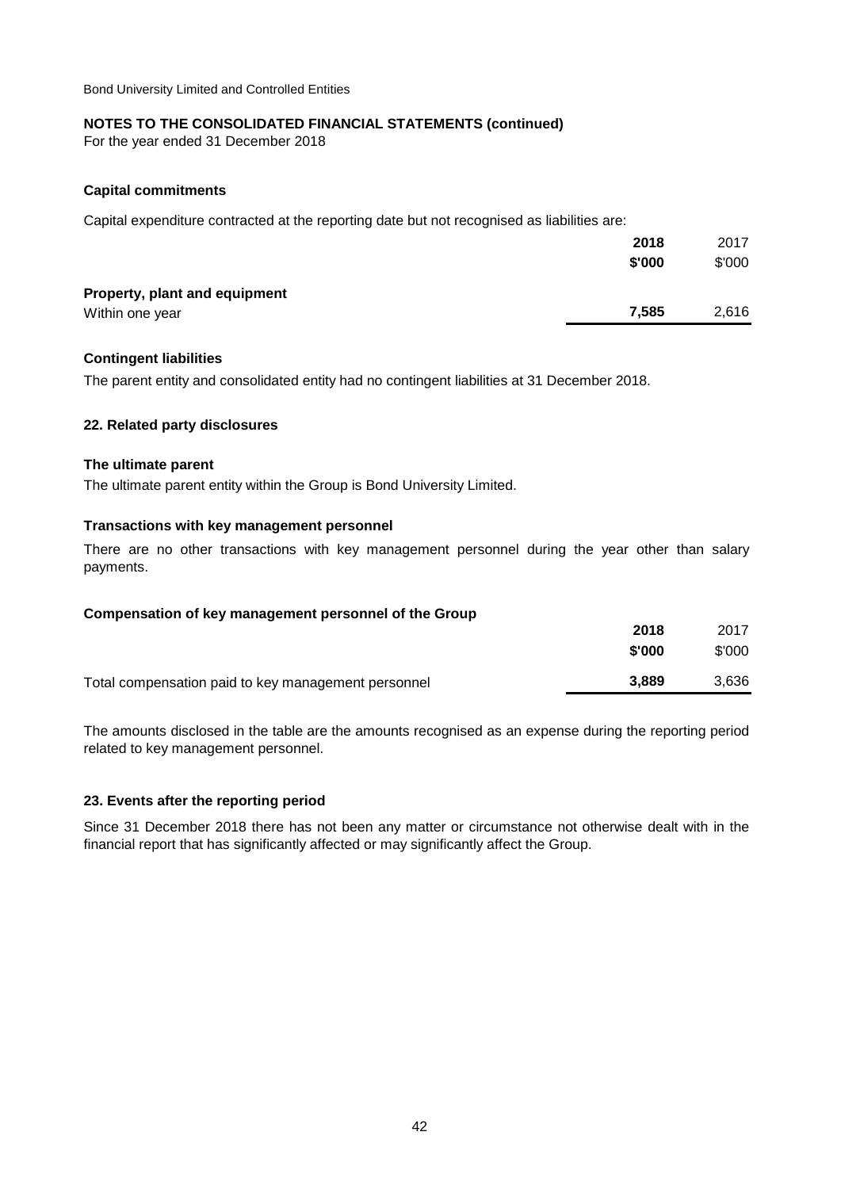## Capital commitments

Capital expenditure contracted at the reporting date but not recognised as liabilities are:

| | 2018 | 2017 |
|---|---|---|
| | $'000 | $'000 |
| **Property, plant and equipment** | | |
| Within one year | **7,585** | 2,616 |

## Contingent liabilities

The parent entity and consolidated entity had no contingent liabilities at 31 December 2018.

## 22. Related party disclosures

### The ultimate parent

The ultimate parent entity within the Group is Bond University Limited.

### Transactions with key management personnel

There are no other transactions with key management personnel during the year other than salary payments.

### Compensation of key management personnel of the Group

| | 2018 | 2017 |
|---|---|---|
| | $'000 | $'000 |
| Total compensation paid to key management personnel | **3,889** | 3,636 |

The amounts disclosed in the table are the amounts recognised as an expense during the reporting period related to key management personnel.

## 23. Events after the reporting period

Since 31 December 2018 there has not been any matter or circumstance not otherwise dealt with in the financial report that has significantly affected or may significantly affect the Group.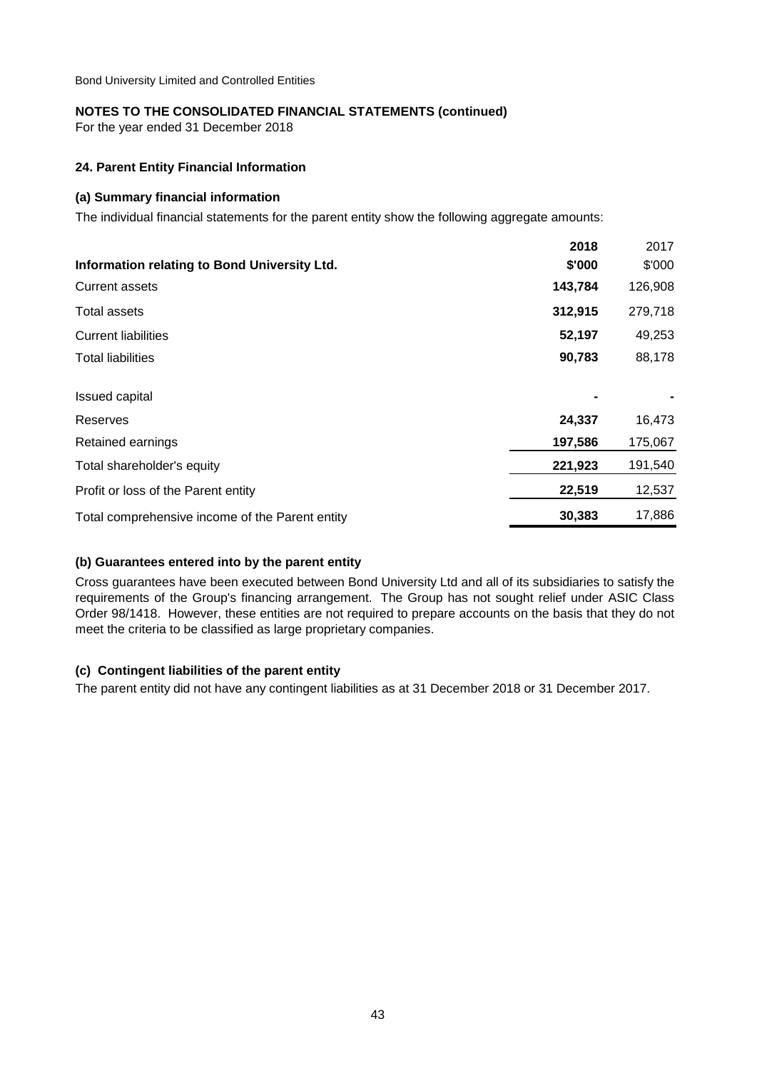Bond University Limited and Controlled Entities

**NOTES TO THE CONSOLIDATED FINANCIAL STATEMENTS (continued)**

For the year ended 31 December 2018

### 24. Parent Entity Financial Information

#### (a) Summary financial information

The individual financial statements for the parent entity show the following aggregate amounts:

| Information relating to Bond University Ltd. | 2018<br>$'000 | 2017<br>$'000 |
|---|---|---|
| Current assets | **143,784** | 126,908 |
| Total assets | **312,915** | 279,718 |
| Current liabilities | **52,197** | 49,253 |
| Total liabilities | **90,783** | 88,178 |
| | | |
| Issued capital | **-** | - |
| Reserves | **24,337** | 16,473 |
| Retained earnings | **197,586** | 175,067 |
| Total shareholder's equity | **221,923** | 191,540 |
| Profit or loss of the Parent entity | **22,519** | 12,537 |
| Total comprehensive income of the Parent entity | **30,383** | 17,886 |

#### (b) Guarantees entered into by the parent entity

Cross guarantees have been executed between Bond University Ltd and all of its subsidiaries to satisfy the requirements of the Group's financing arrangement. The Group has not sought relief under ASIC Class Order 98/1418. However, these entities are not required to prepare accounts on the basis that they do not meet the criteria to be classified as large proprietary companies.

#### (c) Contingent liabilities of the parent entity

The parent entity did not have any contingent liabilities as at 31 December 2018 or 31 December 2017.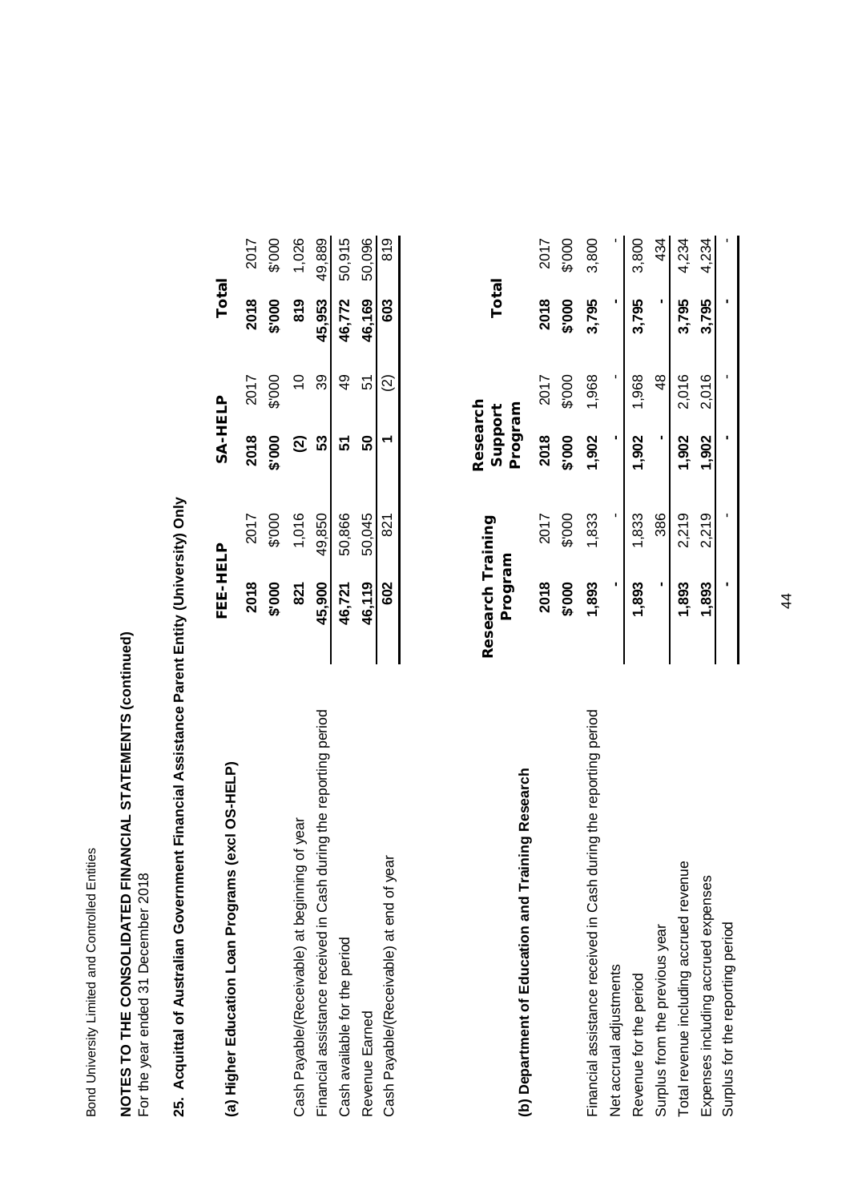Bond University Limited and Controlled Entities

**NOTES TO THE CONSOLIDATED FINANCIAL STATEMENTS (continued)**
For the year ended 31 December 2018

## 25. Acquittal of Australian Government Financial Assistance Parent Entity (University) Only

### (a) Higher Education Loan Programs (excl OS-HELP)

| | FEE-HELP | | SA-HELP | | Total | |
|---|---|---|---|---|---|---|
| | **2018** | 2017 | **2018** | 2017 | **2018** | 2017 |
| | **$'000** | $'000 | **$'000** | $'000 | **$'000** | $'000 |
| Cash Payable/(Receivable) at beginning of year | **821** | 1,016 | **(2)** | 10 | **819** | 1,026 |
| Financial assistance received in Cash during the reporting period | **45,900** | 49,850 | **53** | 39 | **45,953** | 49,889 |
| Cash available for the period | **46,721** | 50,866 | **51** | 49 | **46,772** | 50,915 |
| Revenue Earned | **46,119** | 50,045 | **50** | 51 | **46,169** | 50,096 |
| Cash Payable/(Receivable) at end of year | **602** | 821 | **1** | (2) | **603** | 819 |

### (b) Department of Education and Training Research

| | Research Training Program | | Research Support Program | | Total | |
|---|---|---|---|---|---|---|
| | **2018** | 2017 | **2018** | 2017 | **2018** | 2017 |
| | **$'000** | $'000 | **$'000** | $'000 | **$'000** | $'000 |
| Financial assistance received in Cash during the reporting period | **1,893** | 1,833 | **1,902** | 1,968 | **3,795** | 3,800 |
| Net accrual adjustments | **-** | - | **-** | - | **-** | - |
| Revenue for the period | **1,893** | 1,833 | **1,902** | 1,968 | **3,795** | 3,800 |
| Surplus from the previous year | **-** | 386 | **-** | 48 | **-** | 434 |
| Total revenue including accrued revenue | **1,893** | 2,219 | **1,902** | 2,016 | **3,795** | 4,234 |
| Expenses including accrued expenses | **1,893** | 2,219 | **1,902** | 2,016 | **3,795** | 4,234 |
| Surplus for the reporting period | **-** | - | **-** | - | **-** | - |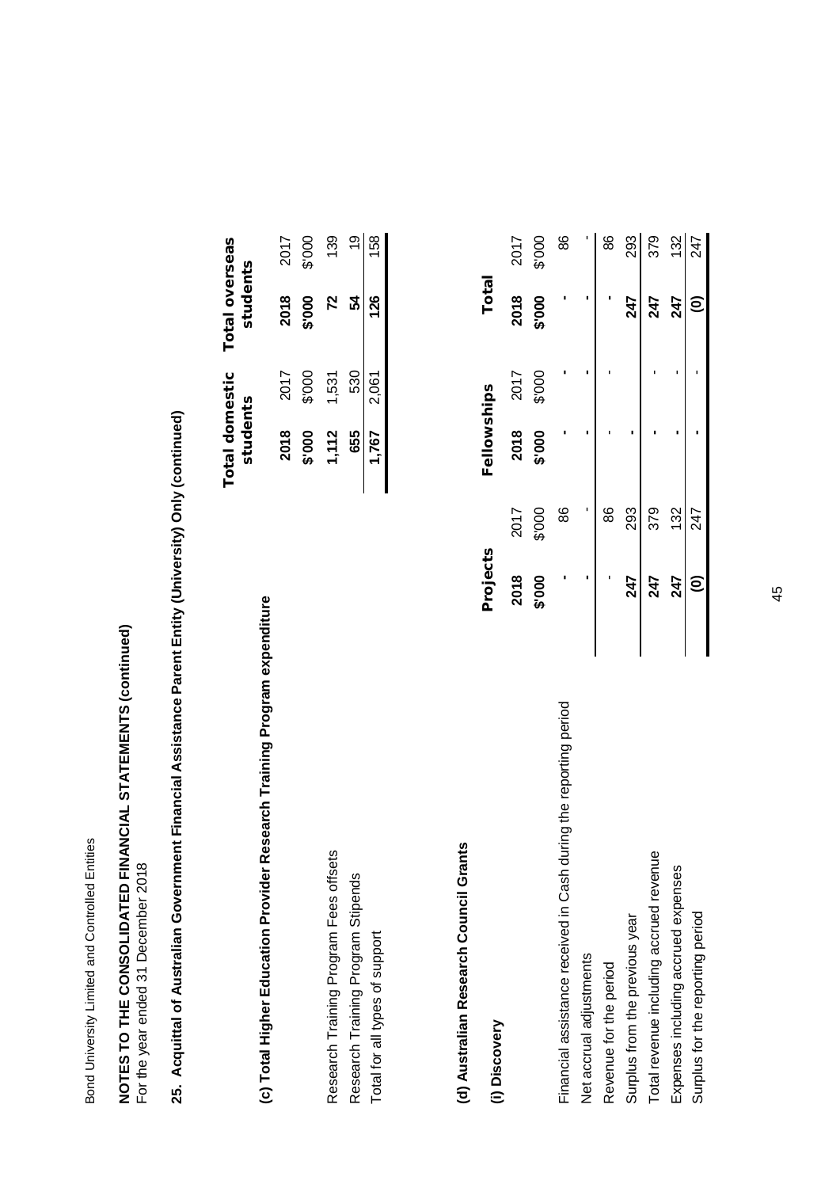Bond University Limited and Controlled Entities

**NOTES TO THE CONSOLIDATED FINANCIAL STATEMENTS (continued)**
For the year ended 31 December 2018

## 25. Acquittal of Australian Government Financial Assistance Parent Entity (University) Only (continued)

### (c) Total Higher Education Provider Research Training Program expenditure

| | Total domestic students | | Total overseas students | |
|---|---|---|---|---|
| | **2018** | 2017 | **2018** | 2017 |
| | **$'000** | $'000 | **$'000** | $'000 |
| Research Training Program Fees offsets | **1,112** | 1,531 | **72** | 139 |
| Research Training Program Stipends | **655** | 530 | **54** | 19 |
| Total for all types of support | **1,767** | 2,061 | **126** | 158 |

### (d) Australian Research Council Grants

#### (i) Discovery

| | Projects | | Fellowships | | Total | |
|---|---|---|---|---|---|---|
| | **2018** | 2017 | **2018** | 2017 | **2018** | 2017 |
| | **$'000** | $'000 | **$'000** | $'000 | **$'000** | $'000 |
| Financial assistance received in Cash during the reporting period | **-** | 86 | **-** | - | **-** | 86 |
| Net accrual adjustments | **-** | - | **-** | - | **-** | - |
| Revenue for the period | **-** | 86 | **-** | - | **-** | 86 |
| Surplus from the previous year | **247** | 293 | **-** | | **247** | 293 |
| Total revenue including accrued revenue | **247** | 379 | **-** | - | **247** | 379 |
| Expenses including accrued expenses | **247** | 132 | **-** | - | **247** | 132 |
| Surplus for the reporting period | **(0)** | 247 | **-** | - | **(0)** | 247 |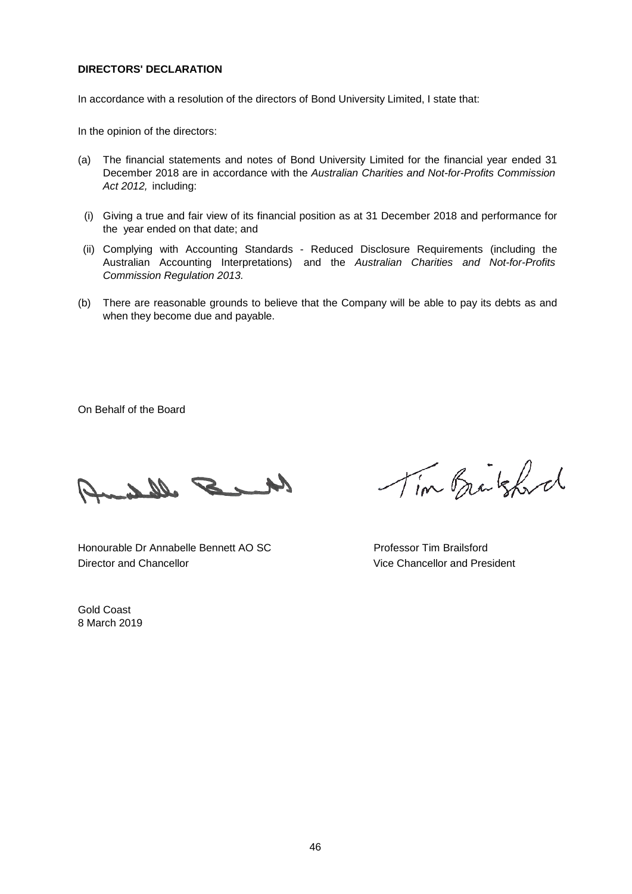**DIRECTORS' DECLARATION**

In accordance with a resolution of the directors of Bond University Limited, I state that:

In the opinion of the directors:

(a) The financial statements and notes of Bond University Limited for the financial year ended 31 December 2018 are in accordance with the *Australian Charities and Not-for-Profits Commission Act 2012,* including:

(i) Giving a true and fair view of its financial position as at 31 December 2018 and performance for the year ended on that date; and

(ii) Complying with Accounting Standards - Reduced Disclosure Requirements (including the Australian Accounting Interpretations) and the *Australian Charities and Not-for-Profits Commission Regulation 2013.*

(b) There are reasonable grounds to believe that the Company will be able to pay its debts as and when they become due and payable.

On Behalf of the Board

Honourable Dr Annabelle Bennett AO SC
Director and Chancellor

Professor Tim Brailsford
Vice Chancellor and President

Gold Coast
8 March 2019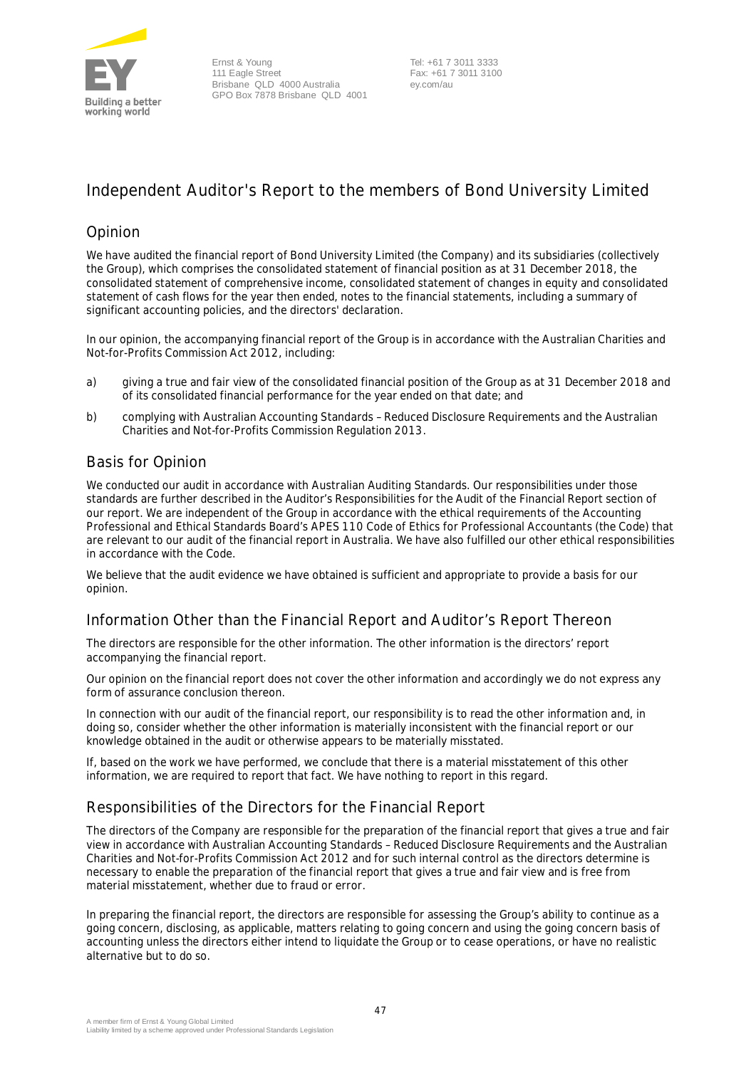Ernst & Young
111 Eagle Street
Brisbane QLD 4000 Australia
GPO Box 7878 Brisbane QLD 4001

Tel: +61 7 3011 3333
Fax: +61 7 3011 3100
ey.com/au

# Independent Auditor's Report to the members of Bond University Limited

## Opinion

We have audited the financial report of Bond University Limited (the Company) and its subsidiaries (collectively the Group), which comprises the consolidated statement of financial position as at 31 December 2018, the consolidated statement of comprehensive income, consolidated statement of changes in equity and consolidated statement of cash flows for the year then ended, notes to the financial statements, including a summary of significant accounting policies, and the directors' declaration.

In our opinion, the accompanying financial report of the Group is in accordance with the Australian Charities and Not-for-Profits Commission Act 2012, including:

a) giving a true and fair view of the consolidated financial position of the Group as at 31 December 2018 and of its consolidated financial performance for the year ended on that date; and

b) complying with Australian Accounting Standards – Reduced Disclosure Requirements and the Australian Charities and Not-for-Profits Commission Regulation 2013.

## Basis for Opinion

We conducted our audit in accordance with Australian Auditing Standards. Our responsibilities under those standards are further described in the Auditor's Responsibilities for the Audit of the Financial Report section of our report. We are independent of the Group in accordance with the ethical requirements of the Accounting Professional and Ethical Standards Board's APES 110 Code of Ethics for Professional Accountants (the Code) that are relevant to our audit of the financial report in Australia. We have also fulfilled our other ethical responsibilities in accordance with the Code.

We believe that the audit evidence we have obtained is sufficient and appropriate to provide a basis for our opinion.

## Information Other than the Financial Report and Auditor's Report Thereon

The directors are responsible for the other information. The other information is the directors' report accompanying the financial report.

Our opinion on the financial report does not cover the other information and accordingly we do not express any form of assurance conclusion thereon.

In connection with our audit of the financial report, our responsibility is to read the other information and, in doing so, consider whether the other information is materially inconsistent with the financial report or our knowledge obtained in the audit or otherwise appears to be materially misstated.

If, based on the work we have performed, we conclude that there is a material misstatement of this other information, we are required to report that fact. We have nothing to report in this regard.

## Responsibilities of the Directors for the Financial Report

The directors of the Company are responsible for the preparation of the financial report that gives a true and fair view in accordance with Australian Accounting Standards – Reduced Disclosure Requirements and the Australian Charities and Not-for-Profits Commission Act 2012 and for such internal control as the directors determine is necessary to enable the preparation of the financial report that gives a true and fair view and is free from material misstatement, whether due to fraud or error.

In preparing the financial report, the directors are responsible for assessing the Group's ability to continue as a going concern, disclosing, as applicable, matters relating to going concern and using the going concern basis of accounting unless the directors either intend to liquidate the Group or to cease operations, or have no realistic alternative but to do so.

A member firm of Ernst & Young Global Limited
Liability limited by a scheme approved under Professional Standards Legislation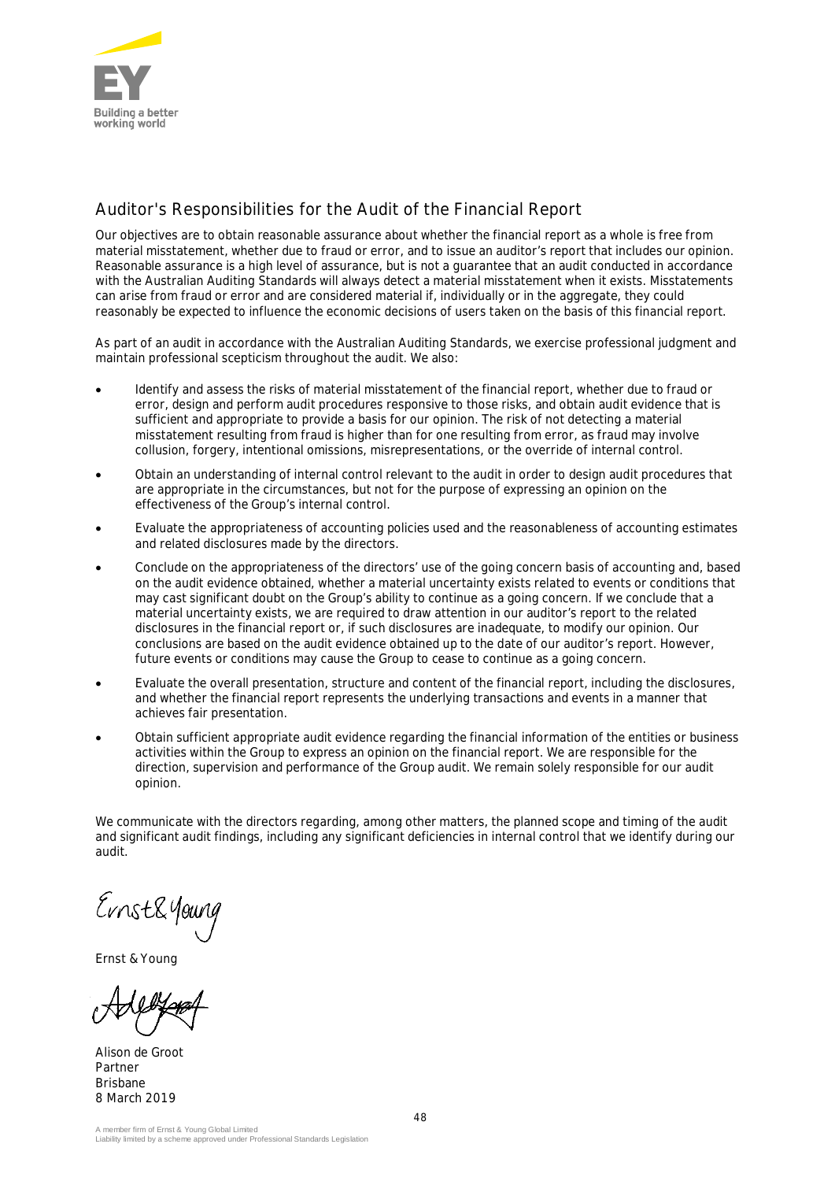## Auditor's Responsibilities for the Audit of the Financial Report

Our objectives are to obtain reasonable assurance about whether the financial report as a whole is free from material misstatement, whether due to fraud or error, and to issue an auditor's report that includes our opinion. Reasonable assurance is a high level of assurance, but is not a guarantee that an audit conducted in accordance with the Australian Auditing Standards will always detect a material misstatement when it exists. Misstatements can arise from fraud or error and are considered material if, individually or in the aggregate, they could reasonably be expected to influence the economic decisions of users taken on the basis of this financial report.

As part of an audit in accordance with the Australian Auditing Standards, we exercise professional judgment and maintain professional scepticism throughout the audit. We also:

- Identify and assess the risks of material misstatement of the financial report, whether due to fraud or error, design and perform audit procedures responsive to those risks, and obtain audit evidence that is sufficient and appropriate to provide a basis for our opinion. The risk of not detecting a material misstatement resulting from fraud is higher than for one resulting from error, as fraud may involve collusion, forgery, intentional omissions, misrepresentations, or the override of internal control.
- Obtain an understanding of internal control relevant to the audit in order to design audit procedures that are appropriate in the circumstances, but not for the purpose of expressing an opinion on the effectiveness of the Group's internal control.
- Evaluate the appropriateness of accounting policies used and the reasonableness of accounting estimates and related disclosures made by the directors.
- Conclude on the appropriateness of the directors' use of the going concern basis of accounting and, based on the audit evidence obtained, whether a material uncertainty exists related to events or conditions that may cast significant doubt on the Group's ability to continue as a going concern. If we conclude that a material uncertainty exists, we are required to draw attention in our auditor's report to the related disclosures in the financial report or, if such disclosures are inadequate, to modify our opinion. Our conclusions are based on the audit evidence obtained up to the date of our auditor's report. However, future events or conditions may cause the Group to cease to continue as a going concern.
- Evaluate the overall presentation, structure and content of the financial report, including the disclosures, and whether the financial report represents the underlying transactions and events in a manner that achieves fair presentation.
- Obtain sufficient appropriate audit evidence regarding the financial information of the entities or business activities within the Group to express an opinion on the financial report. We are responsible for the direction, supervision and performance of the Group audit. We remain solely responsible for our audit opinion.

We communicate with the directors regarding, among other matters, the planned scope and timing of the audit and significant audit findings, including any significant deficiencies in internal control that we identify during our audit.

Ernst & Young

Alison de Groot
Partner
Brisbane
8 March 2019

A member firm of Ernst & Young Global Limited
Liability limited by a scheme approved under Professional Standards Legislation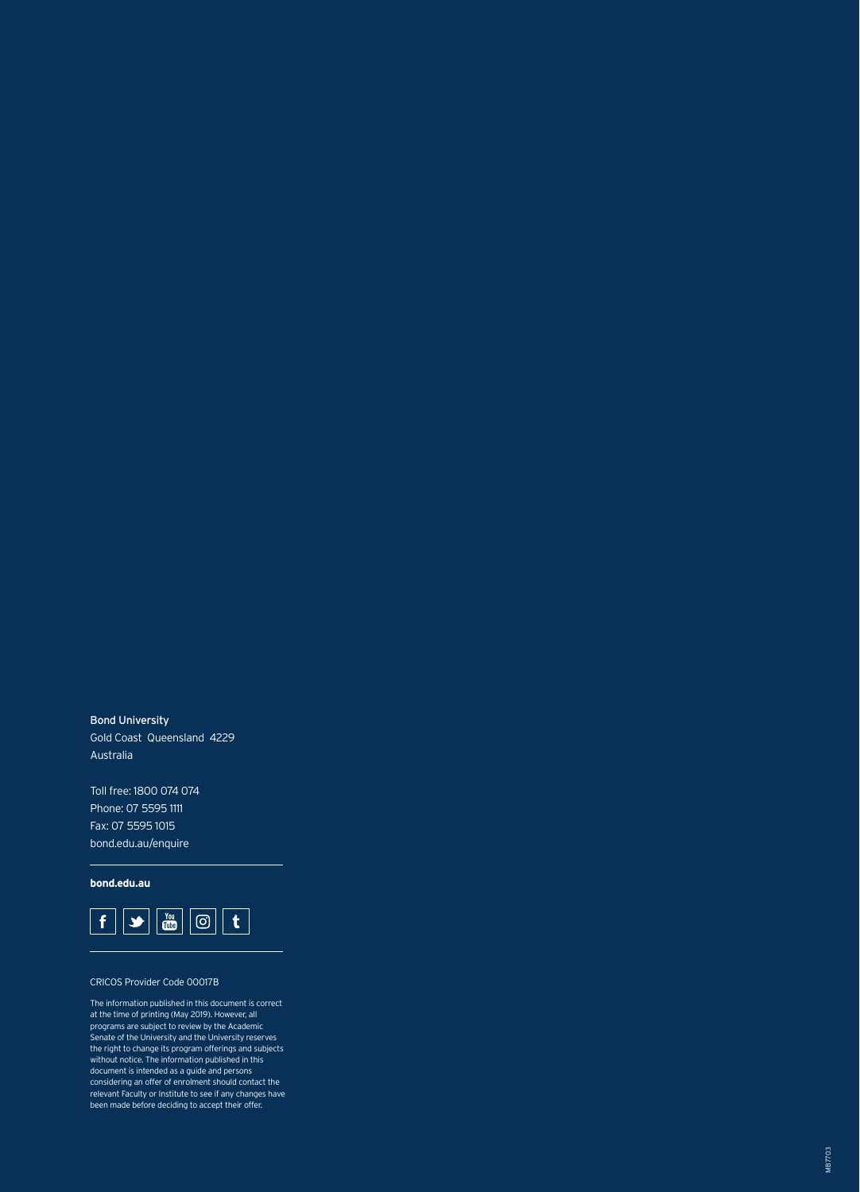Bond University
Gold Coast Queensland 4229
Australia

Toll free: 1800 074 074
Phone: 07 5595 1111
Fax: 07 5595 1015
bond.edu.au/enquire

**bond.edu.au**

CRICOS Provider Code 00017B

The information published in this document is correct at the time of printing (May 2019). However, all programs are subject to review by the Academic Senate of the University and the University reserves the right to change its program offerings and subjects without notice. The information published in this document is intended as a guide and persons considering an offer of enrolment should contact the relevant Faculty or Institute to see if any changes have been made before deciding to accept their offer.

MB7703